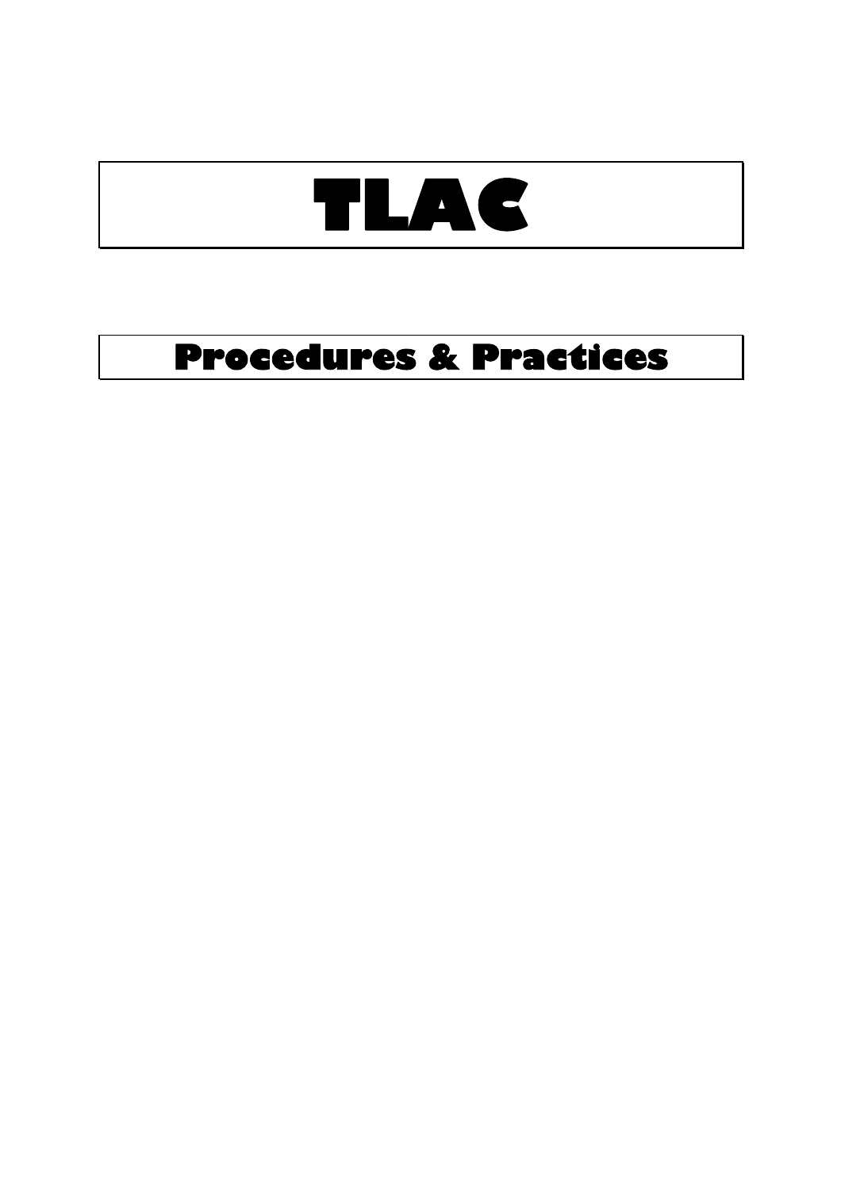# TLAC

## Procedures & Practices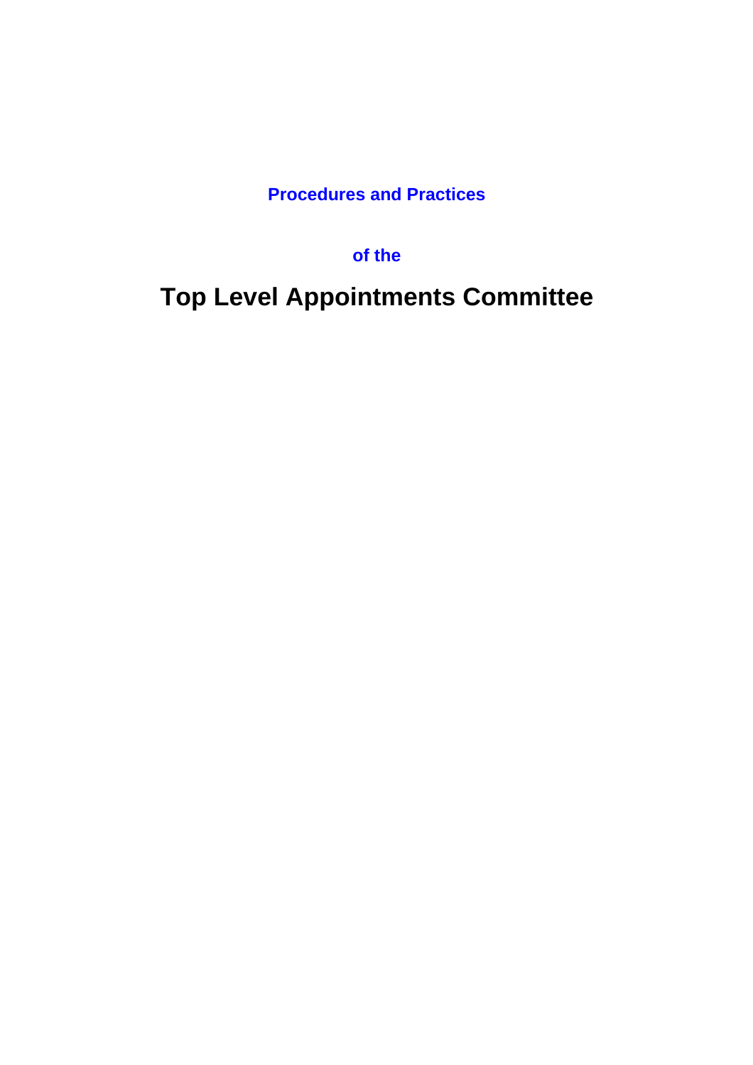**Procedures and Practices**

**of the**

# Top Level Appointments Committee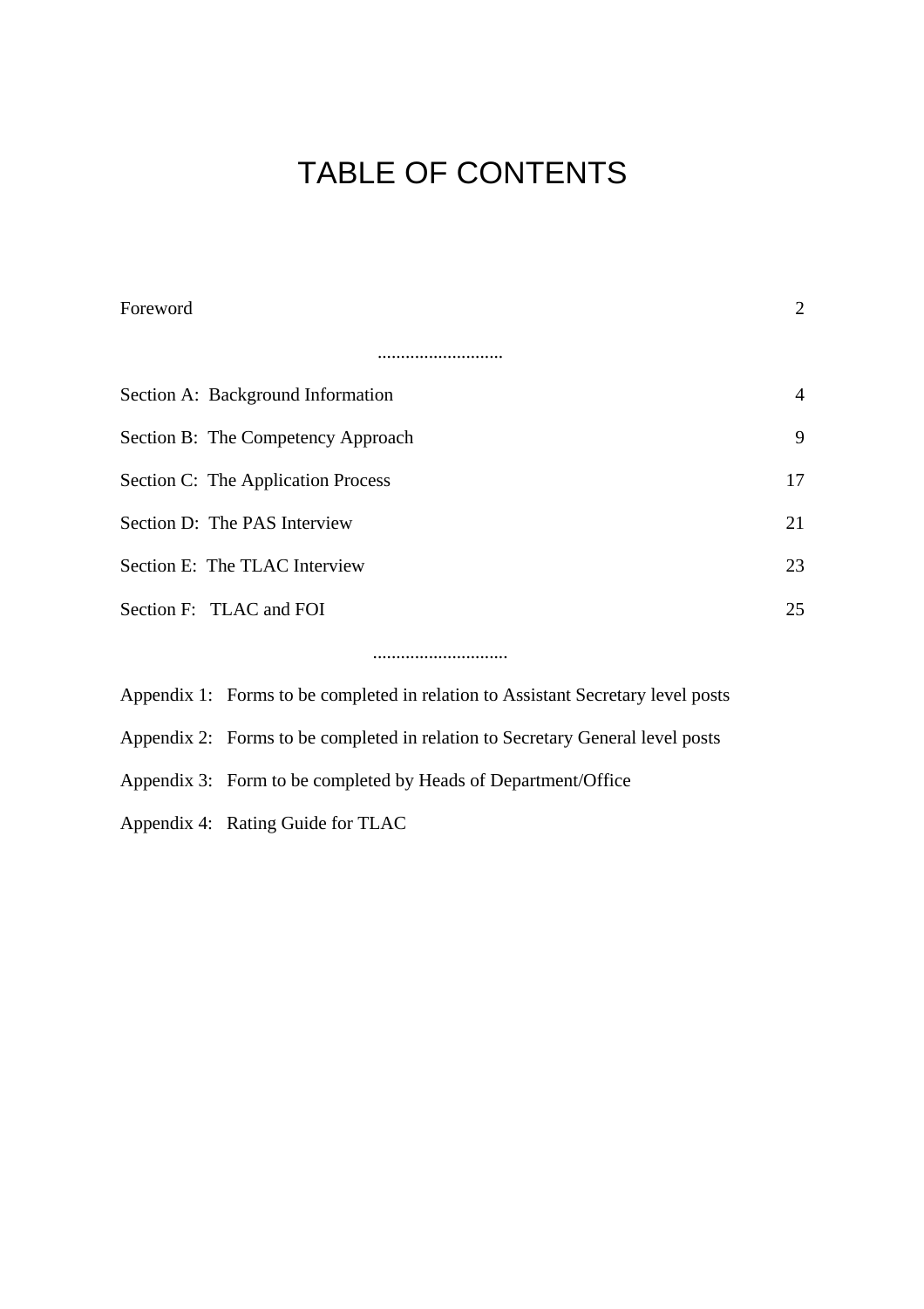# TABLE OF CONTENTS

| | |
|---|---|
| Foreword | 2 |
| ........................... | |
| Section A: Background Information | 4 |
| Section B: The Competency Approach | 9 |
| Section C: The Application Process | 17 |
| Section D: The PAS Interview | 21 |
| Section E: The TLAC Interview | 23 |
| Section F: TLAC and FOI | 25 |
| ............................. | |

Appendix 1: Forms to be completed in relation to Assistant Secretary level posts

Appendix 2: Forms to be completed in relation to Secretary General level posts

Appendix 3: Form to be completed by Heads of Department/Office

Appendix 4: Rating Guide for TLAC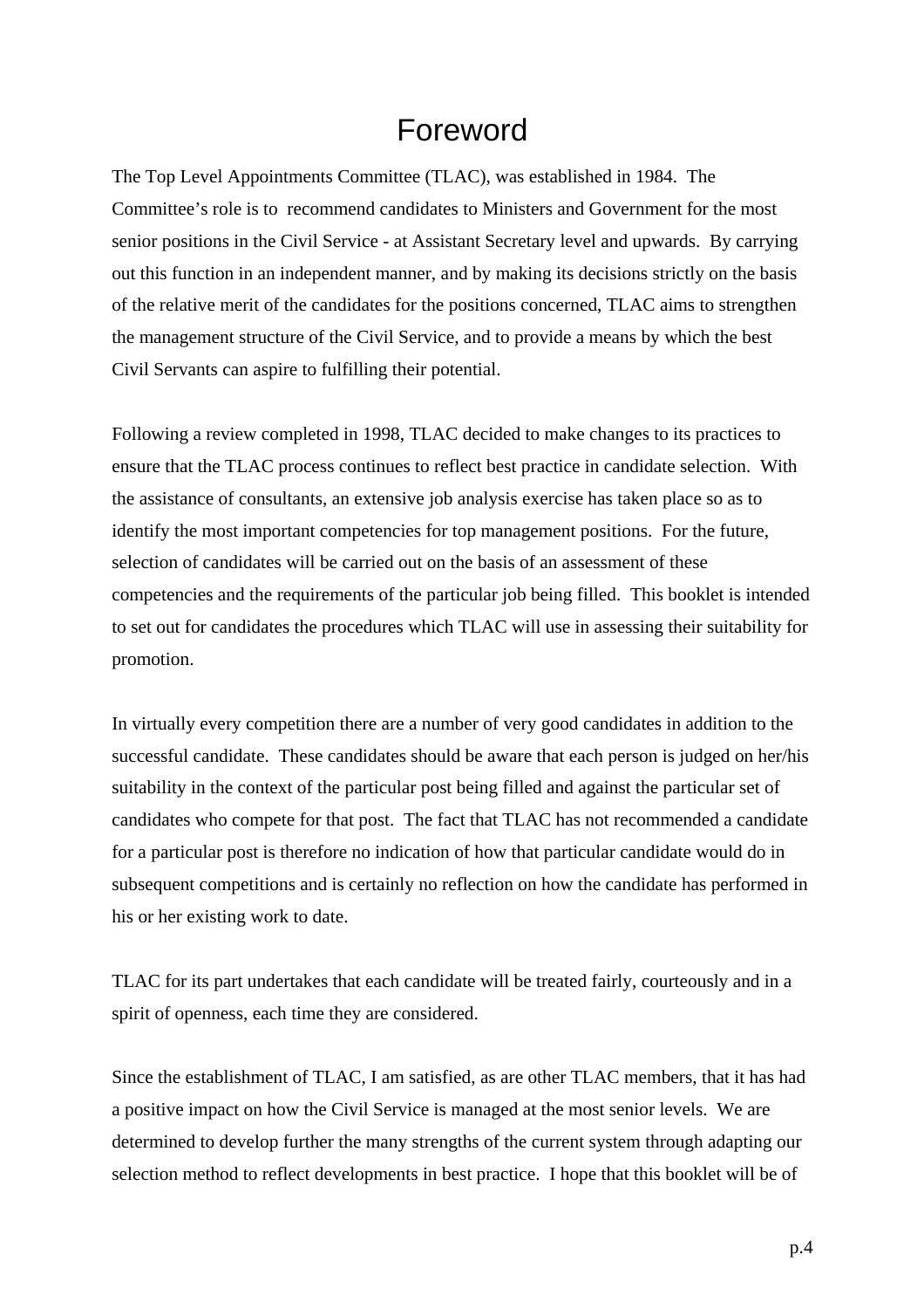# Foreword

The Top Level Appointments Committee (TLAC), was established in 1984. The Committee's role is to recommend candidates to Ministers and Government for the most senior positions in the Civil Service - at Assistant Secretary level and upwards. By carrying out this function in an independent manner, and by making its decisions strictly on the basis of the relative merit of the candidates for the positions concerned, TLAC aims to strengthen the management structure of the Civil Service, and to provide a means by which the best Civil Servants can aspire to fulfilling their potential.

Following a review completed in 1998, TLAC decided to make changes to its practices to ensure that the TLAC process continues to reflect best practice in candidate selection. With the assistance of consultants, an extensive job analysis exercise has taken place so as to identify the most important competencies for top management positions. For the future, selection of candidates will be carried out on the basis of an assessment of these competencies and the requirements of the particular job being filled. This booklet is intended to set out for candidates the procedures which TLAC will use in assessing their suitability for promotion.

In virtually every competition there are a number of very good candidates in addition to the successful candidate. These candidates should be aware that each person is judged on her/his suitability in the context of the particular post being filled and against the particular set of candidates who compete for that post. The fact that TLAC has not recommended a candidate for a particular post is therefore no indication of how that particular candidate would do in subsequent competitions and is certainly no reflection on how the candidate has performed in his or her existing work to date.

TLAC for its part undertakes that each candidate will be treated fairly, courteously and in a spirit of openness, each time they are considered.

Since the establishment of TLAC, I am satisfied, as are other TLAC members, that it has had a positive impact on how the Civil Service is managed at the most senior levels. We are determined to develop further the many strengths of the current system through adapting our selection method to reflect developments in best practice. I hope that this booklet will be of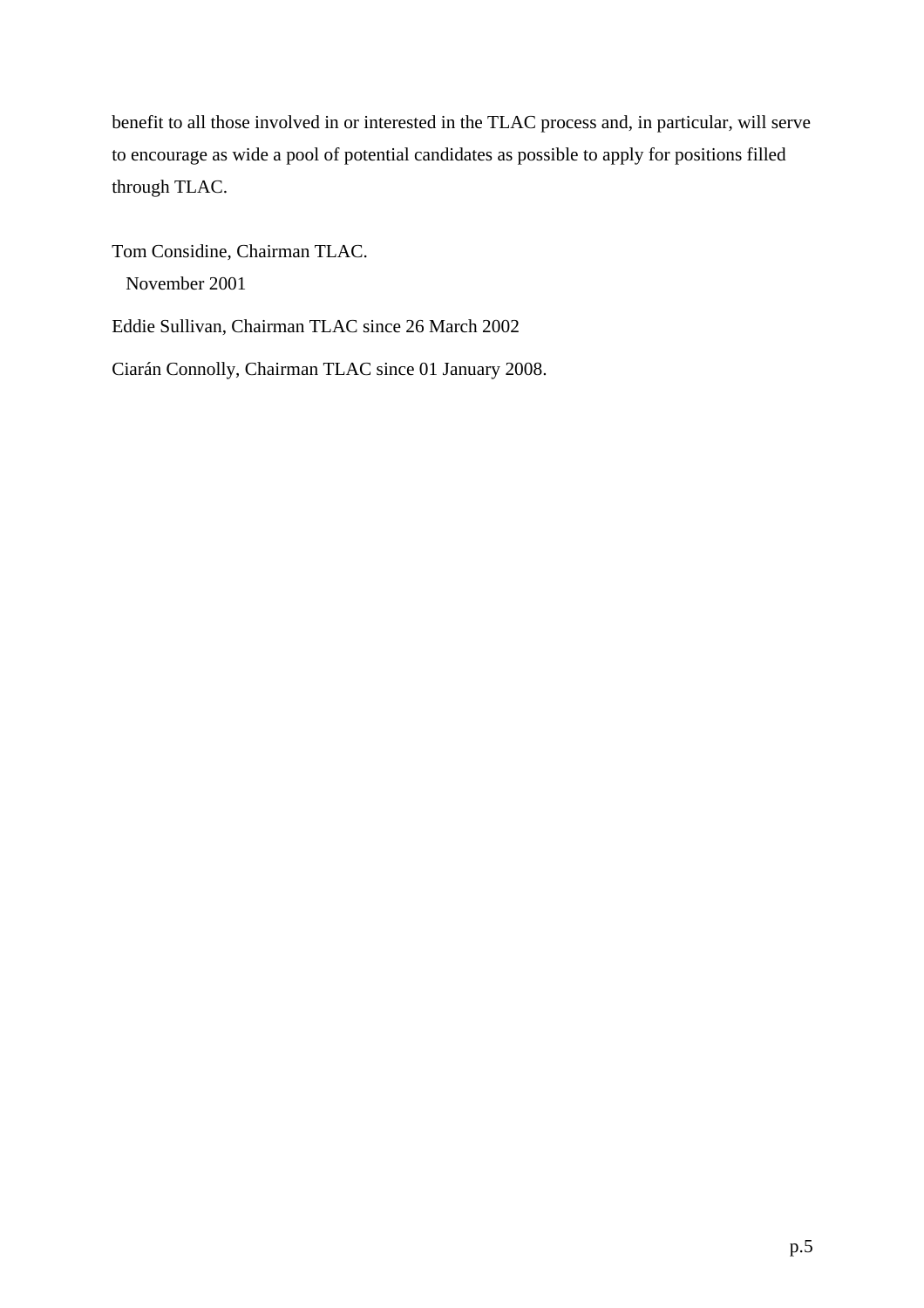benefit to all those involved in or interested in the TLAC process and, in particular, will serve to encourage as wide a pool of potential candidates as possible to apply for positions filled through TLAC.

Tom Considine, Chairman TLAC.
November 2001

Eddie Sullivan, Chairman TLAC since 26 March 2002

Ciarán Connolly, Chairman TLAC since 01 January 2008.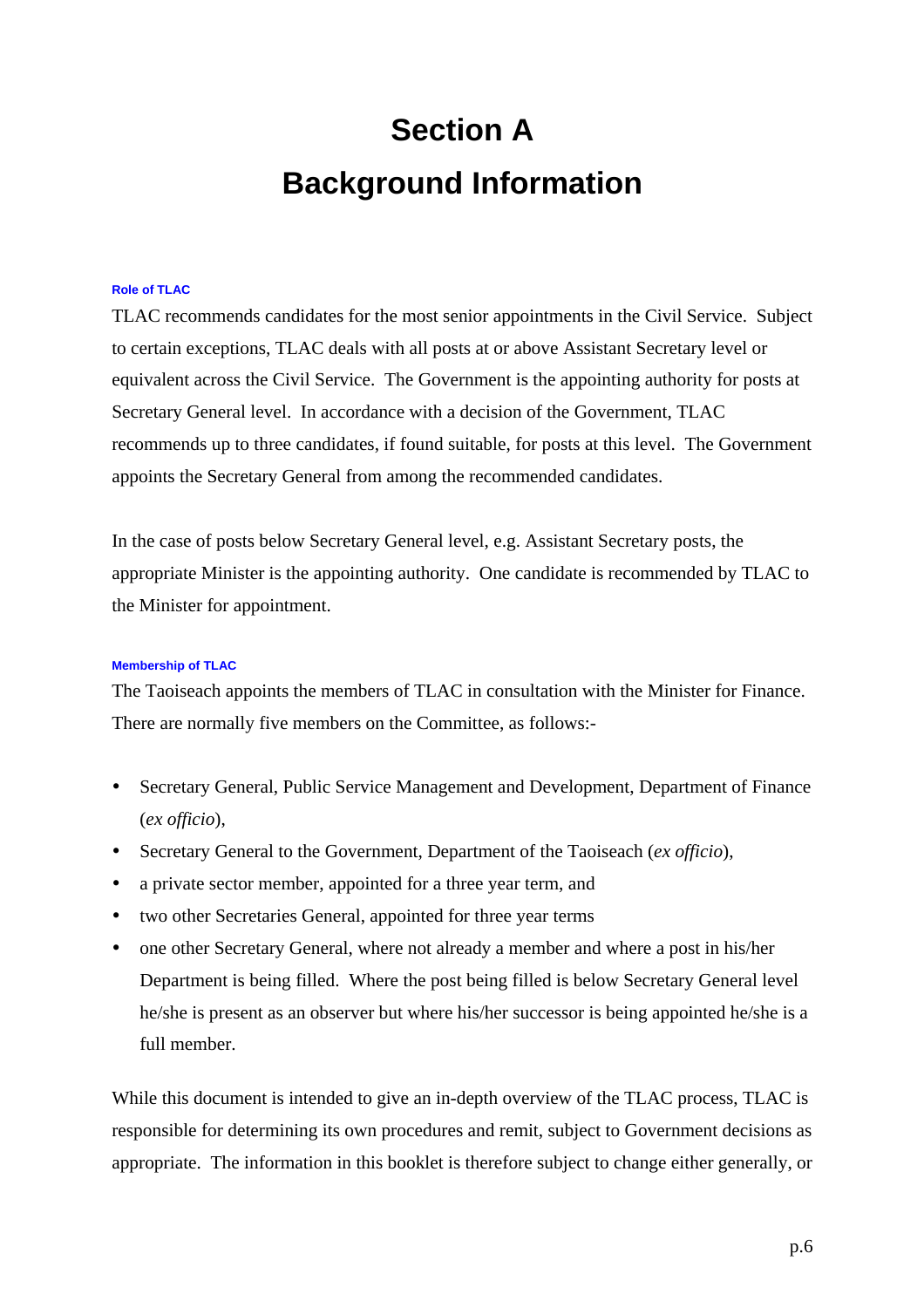# Section A

# Background Information

### Role of TLAC

TLAC recommends candidates for the most senior appointments in the Civil Service. Subject to certain exceptions, TLAC deals with all posts at or above Assistant Secretary level or equivalent across the Civil Service. The Government is the appointing authority for posts at Secretary General level. In accordance with a decision of the Government, TLAC recommends up to three candidates, if found suitable, for posts at this level. The Government appoints the Secretary General from among the recommended candidates.

In the case of posts below Secretary General level, e.g. Assistant Secretary posts, the appropriate Minister is the appointing authority. One candidate is recommended by TLAC to the Minister for appointment.

### Membership of TLAC

The Taoiseach appoints the members of TLAC in consultation with the Minister for Finance. There are normally five members on the Committee, as follows:-

- Secretary General, Public Service Management and Development, Department of Finance (*ex officio*),
- Secretary General to the Government, Department of the Taoiseach (*ex officio*),
- a private sector member, appointed for a three year term, and
- two other Secretaries General, appointed for three year terms
- one other Secretary General, where not already a member and where a post in his/her Department is being filled. Where the post being filled is below Secretary General level he/she is present as an observer but where his/her successor is being appointed he/she is a full member.

While this document is intended to give an in-depth overview of the TLAC process, TLAC is responsible for determining its own procedures and remit, subject to Government decisions as appropriate. The information in this booklet is therefore subject to change either generally, or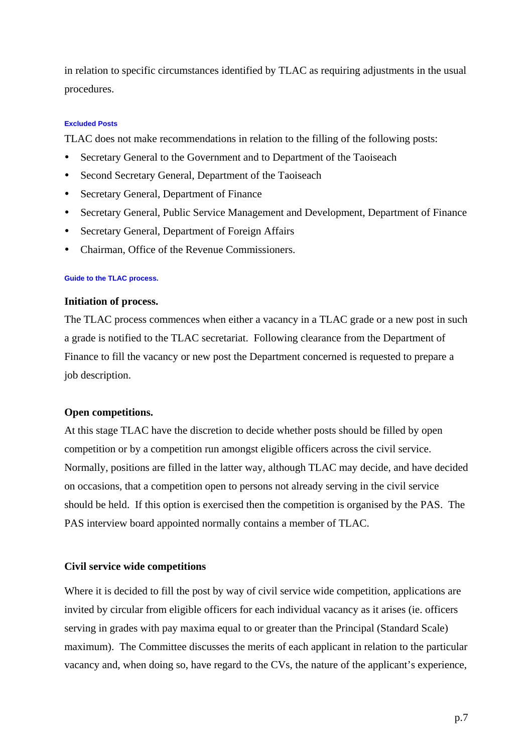in relation to specific circumstances identified by TLAC as requiring adjustments in the usual procedures.

#### Excluded Posts

TLAC does not make recommendations in relation to the filling of the following posts:

- Secretary General to the Government and to Department of the Taoiseach
- Second Secretary General, Department of the Taoiseach
- Secretary General, Department of Finance
- Secretary General, Public Service Management and Development, Department of Finance
- Secretary General, Department of Foreign Affairs
- Chairman, Office of the Revenue Commissioners.

#### Guide to the TLAC process.

**Initiation of process.**

The TLAC process commences when either a vacancy in a TLAC grade or a new post in such a grade is notified to the TLAC secretariat. Following clearance from the Department of Finance to fill the vacancy or new post the Department concerned is requested to prepare a job description.

**Open competitions.**

At this stage TLAC have the discretion to decide whether posts should be filled by open competition or by a competition run amongst eligible officers across the civil service. Normally, positions are filled in the latter way, although TLAC may decide, and have decided on occasions, that a competition open to persons not already serving in the civil service should be held. If this option is exercised then the competition is organised by the PAS. The PAS interview board appointed normally contains a member of TLAC.

**Civil service wide competitions**

Where it is decided to fill the post by way of civil service wide competition, applications are invited by circular from eligible officers for each individual vacancy as it arises (ie. officers serving in grades with pay maxima equal to or greater than the Principal (Standard Scale) maximum). The Committee discusses the merits of each applicant in relation to the particular vacancy and, when doing so, have regard to the CVs, the nature of the applicant's experience,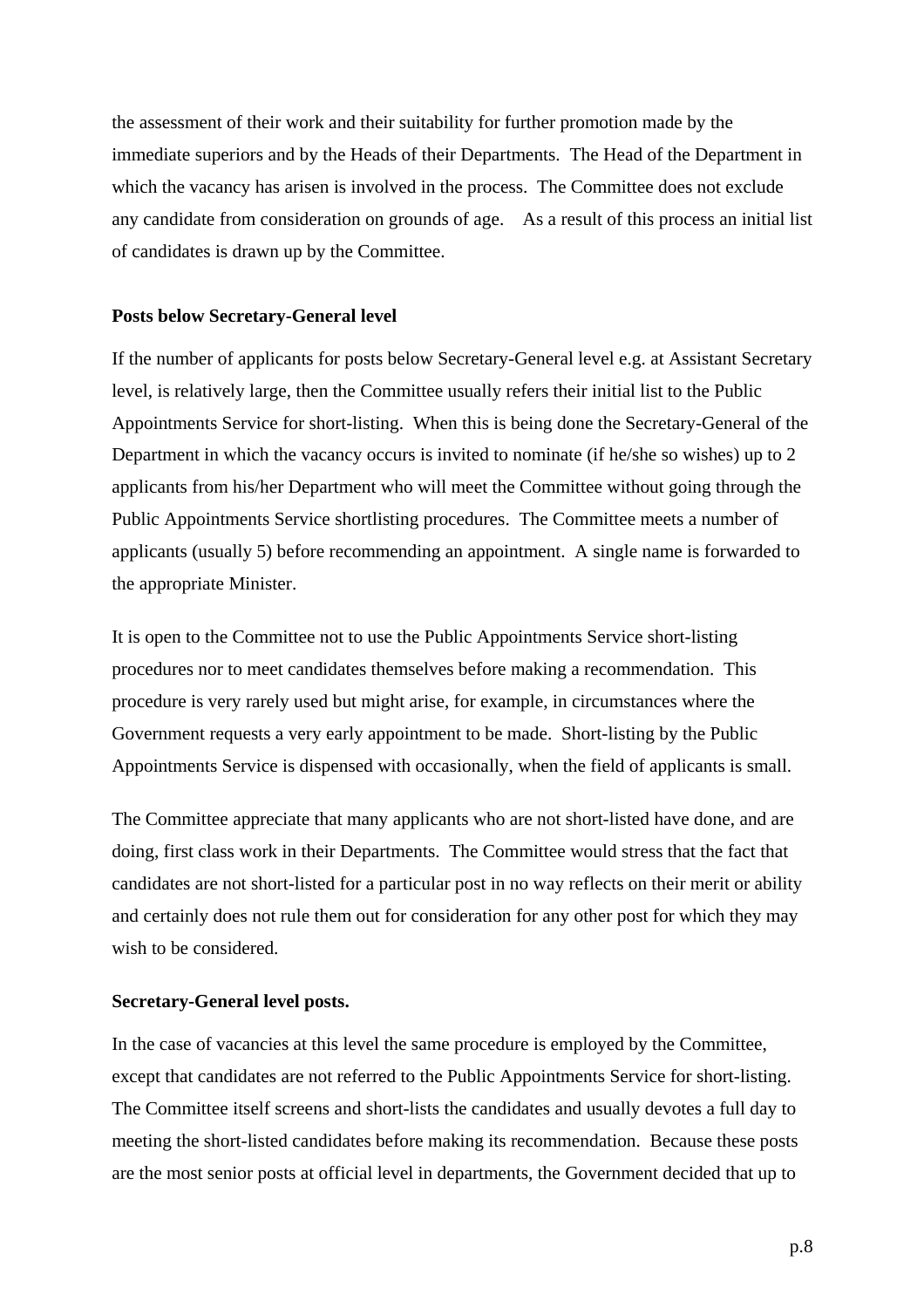the assessment of their work and their suitability for further promotion made by the immediate superiors and by the Heads of their Departments. The Head of the Department in which the vacancy has arisen is involved in the process. The Committee does not exclude any candidate from consideration on grounds of age. As a result of this process an initial list of candidates is drawn up by the Committee.

**Posts below Secretary-General level**

If the number of applicants for posts below Secretary-General level e.g. at Assistant Secretary level, is relatively large, then the Committee usually refers their initial list to the Public Appointments Service for short-listing. When this is being done the Secretary-General of the Department in which the vacancy occurs is invited to nominate (if he/she so wishes) up to 2 applicants from his/her Department who will meet the Committee without going through the Public Appointments Service shortlisting procedures. The Committee meets a number of applicants (usually 5) before recommending an appointment. A single name is forwarded to the appropriate Minister.

It is open to the Committee not to use the Public Appointments Service short-listing procedures nor to meet candidates themselves before making a recommendation. This procedure is very rarely used but might arise, for example, in circumstances where the Government requests a very early appointment to be made. Short-listing by the Public Appointments Service is dispensed with occasionally, when the field of applicants is small.

The Committee appreciate that many applicants who are not short-listed have done, and are doing, first class work in their Departments. The Committee would stress that the fact that candidates are not short-listed for a particular post in no way reflects on their merit or ability and certainly does not rule them out for consideration for any other post for which they may wish to be considered.

**Secretary-General level posts.**

In the case of vacancies at this level the same procedure is employed by the Committee, except that candidates are not referred to the Public Appointments Service for short-listing. The Committee itself screens and short-lists the candidates and usually devotes a full day to meeting the short-listed candidates before making its recommendation. Because these posts are the most senior posts at official level in departments, the Government decided that up to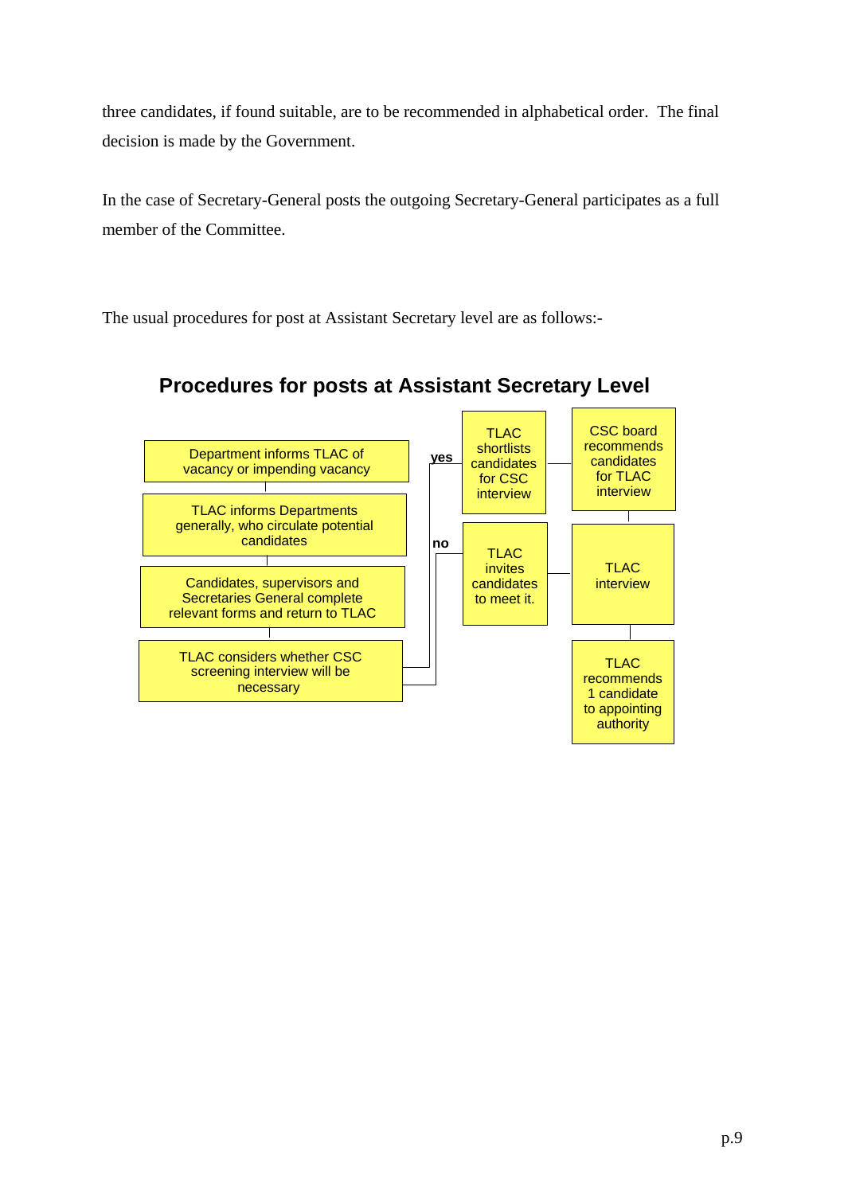three candidates, if found suitable, are to be recommended in alphabetical order. The final decision is made by the Government.

In the case of Secretary-General posts the outgoing Secretary-General participates as a full member of the Committee.

The usual procedures for post at Assistant Secretary level are as follows:-

## Procedures for posts at Assistant Secretary Level

Department informs TLAC of vacancy or impending vacancy

TLAC informs Departments generally, who circulate potential candidates

Candidates, supervisors and Secretaries General complete relevant forms and return to TLAC

TLAC considers whether CSC screening interview will be necessary

**yes**

TLAC shortlists candidates for CSC interview

CSC board recommends candidates for TLAC interview

**no**

TLAC invites candidates to meet it.

TLAC interview

TLAC recommends 1 candidate to appointing authority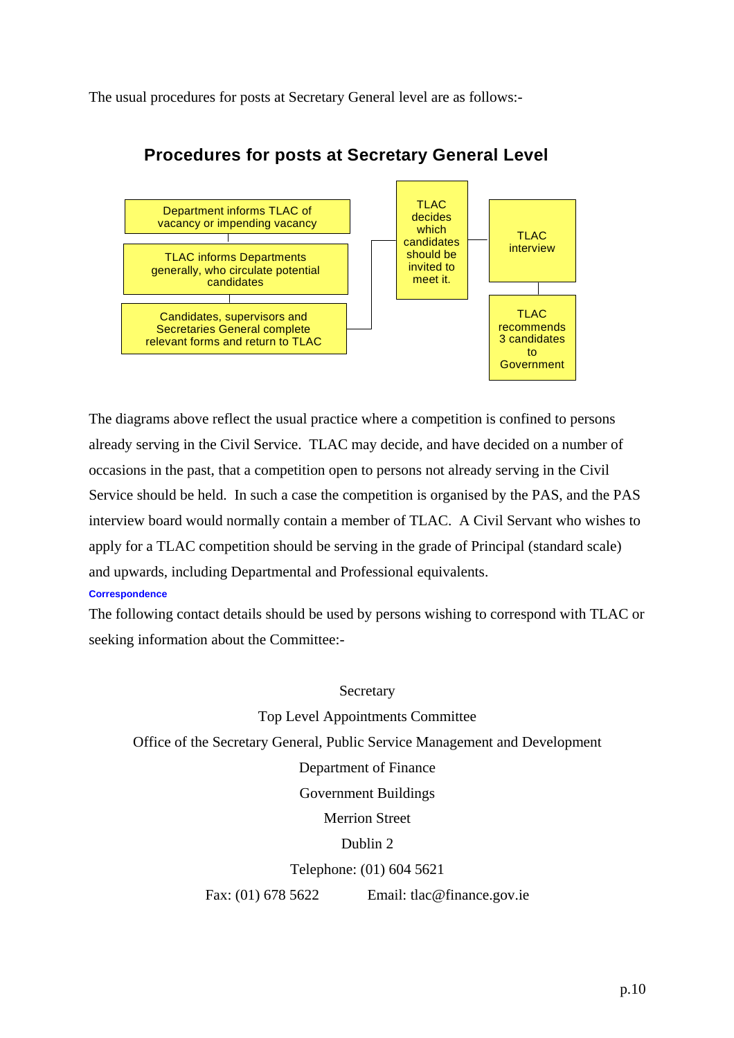The usual procedures for posts at Secretary General level are as follows:-

## Procedures for posts at Secretary General Level

Department informs TLAC of vacancy or impending vacancy

TLAC informs Departments generally, who circulate potential candidates

Candidates, supervisors and Secretaries General complete relevant forms and return to TLAC

TLAC decides which candidates should be invited to meet it.

TLAC interview

TLAC recommends 3 candidates to Government

The diagrams above reflect the usual practice where a competition is confined to persons already serving in the Civil Service. TLAC may decide, and have decided on a number of occasions in the past, that a competition open to persons not already serving in the Civil Service should be held. In such a case the competition is organised by the PAS, and the PAS interview board would normally contain a member of TLAC. A Civil Servant who wishes to apply for a TLAC competition should be serving in the grade of Principal (standard scale) and upwards, including Departmental and Professional equivalents.

#### Correspondence

The following contact details should be used by persons wishing to correspond with TLAC or seeking information about the Committee:-

Secretary
Top Level Appointments Committee
Office of the Secretary General, Public Service Management and Development
Department of Finance
Government Buildings
Merrion Street
Dublin 2
Telephone: (01) 604 5621
Fax: (01) 678 5622 Email: tlac@finance.gov.ie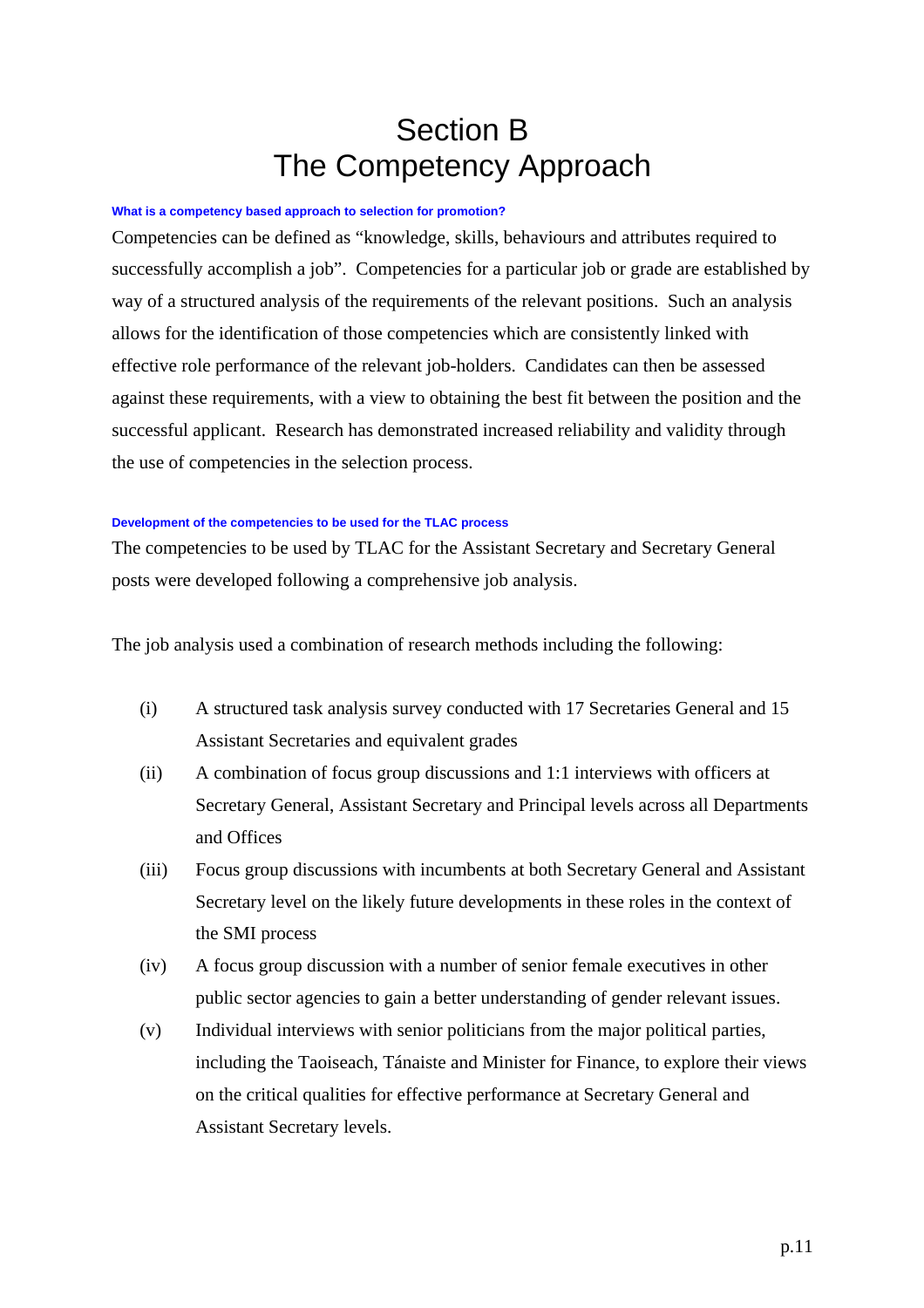# Section B
# The Competency Approach

#### What is a competency based approach to selection for promotion?

Competencies can be defined as "knowledge, skills, behaviours and attributes required to successfully accomplish a job". Competencies for a particular job or grade are established by way of a structured analysis of the requirements of the relevant positions. Such an analysis allows for the identification of those competencies which are consistently linked with effective role performance of the relevant job-holders. Candidates can then be assessed against these requirements, with a view to obtaining the best fit between the position and the successful applicant. Research has demonstrated increased reliability and validity through the use of competencies in the selection process.

#### Development of the competencies to be used for the TLAC process

The competencies to be used by TLAC for the Assistant Secretary and Secretary General posts were developed following a comprehensive job analysis.

The job analysis used a combination of research methods including the following:

(i) A structured task analysis survey conducted with 17 Secretaries General and 15 Assistant Secretaries and equivalent grades

(ii) A combination of focus group discussions and 1:1 interviews with officers at Secretary General, Assistant Secretary and Principal levels across all Departments and Offices

(iii) Focus group discussions with incumbents at both Secretary General and Assistant Secretary level on the likely future developments in these roles in the context of the SMI process

(iv) A focus group discussion with a number of senior female executives in other public sector agencies to gain a better understanding of gender relevant issues.

(v) Individual interviews with senior politicians from the major political parties, including the Taoiseach, Tánaiste and Minister for Finance, to explore their views on the critical qualities for effective performance at Secretary General and Assistant Secretary levels.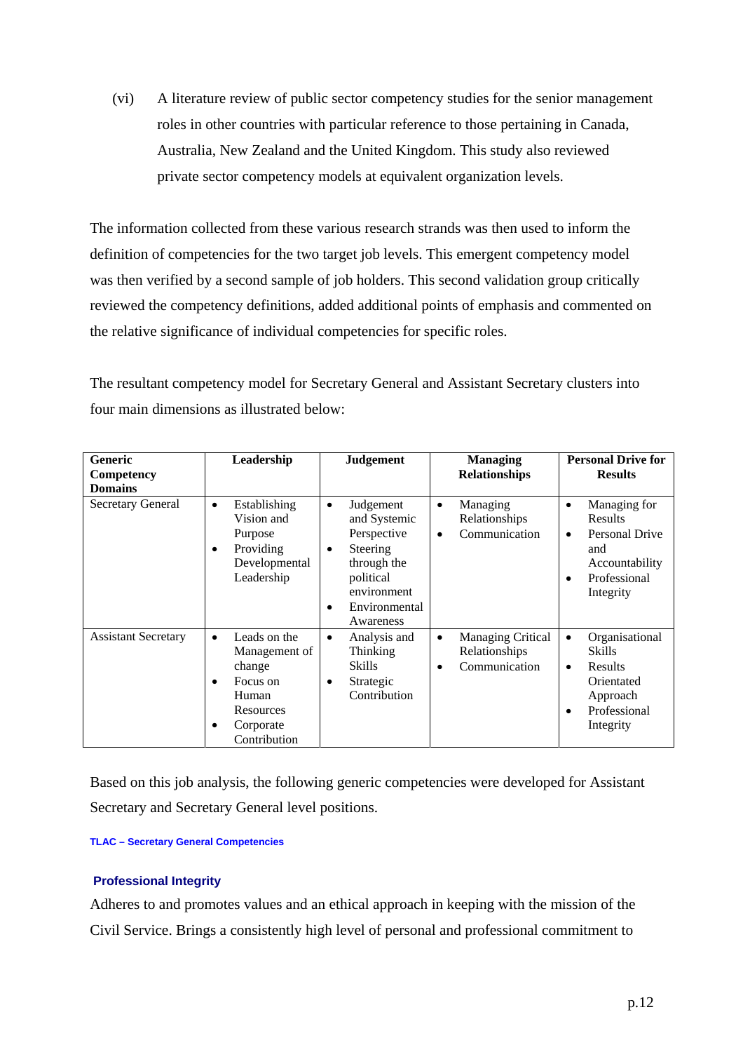(vi) A literature review of public sector competency studies for the senior management roles in other countries with particular reference to those pertaining in Canada, Australia, New Zealand and the United Kingdom. This study also reviewed private sector competency models at equivalent organization levels.

The information collected from these various research strands was then used to inform the definition of competencies for the two target job levels. This emergent competency model was then verified by a second sample of job holders. This second validation group critically reviewed the competency definitions, added additional points of emphasis and commented on the relative significance of individual competencies for specific roles.

The resultant competency model for Secretary General and Assistant Secretary clusters into four main dimensions as illustrated below:

| **Generic Competency Domains** | **Leadership** | **Judgement** | **Managing Relationships** | **Personal Drive for Results** |
|---|---|---|---|---|
| Secretary General | • Establishing Vision and Purpose<br>• Providing Developmental Leadership | • Judgement and Systemic Perspective<br>• Steering through the political environment<br>• Environmental Awareness | • Managing Relationships<br>• Communication | • Managing for Results<br>• Personal Drive and Accountability<br>• Professional Integrity |
| Assistant Secretary | • Leads on the Management of change<br>• Focus on Human Resources<br>• Corporate Contribution | • Analysis and Thinking Skills<br>• Strategic Contribution | • Managing Critical Relationships<br>• Communication | • Organisational Skills<br>• Results Orientated Approach<br>• Professional Integrity |

Based on this job analysis, the following generic competencies were developed for Assistant Secretary and Secretary General level positions.

**TLAC – Secretary General Competencies**

**Professional Integrity**

Adheres to and promotes values and an ethical approach in keeping with the mission of the Civil Service. Brings a consistently high level of personal and professional commitment to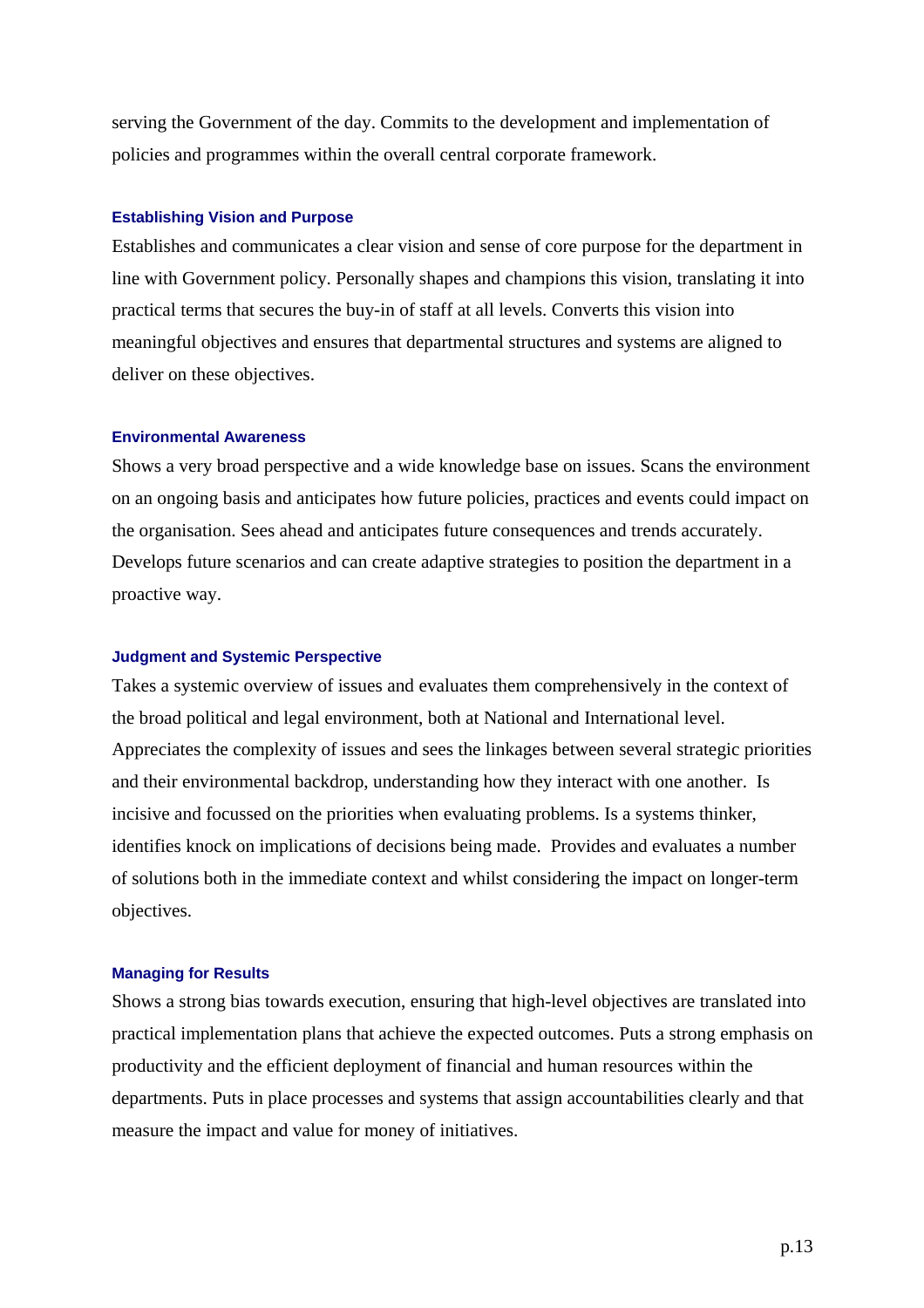serving the Government of the day. Commits to the development and implementation of policies and programmes within the overall central corporate framework.

### Establishing Vision and Purpose

Establishes and communicates a clear vision and sense of core purpose for the department in line with Government policy. Personally shapes and champions this vision, translating it into practical terms that secures the buy-in of staff at all levels. Converts this vision into meaningful objectives and ensures that departmental structures and systems are aligned to deliver on these objectives.

### Environmental Awareness

Shows a very broad perspective and a wide knowledge base on issues. Scans the environment on an ongoing basis and anticipates how future policies, practices and events could impact on the organisation. Sees ahead and anticipates future consequences and trends accurately. Develops future scenarios and can create adaptive strategies to position the department in a proactive way.

### Judgment and Systemic Perspective

Takes a systemic overview of issues and evaluates them comprehensively in the context of the broad political and legal environment, both at National and International level. Appreciates the complexity of issues and sees the linkages between several strategic priorities and their environmental backdrop, understanding how they interact with one another. Is incisive and focussed on the priorities when evaluating problems. Is a systems thinker, identifies knock on implications of decisions being made. Provides and evaluates a number of solutions both in the immediate context and whilst considering the impact on longer-term objectives.

### Managing for Results

Shows a strong bias towards execution, ensuring that high-level objectives are translated into practical implementation plans that achieve the expected outcomes. Puts a strong emphasis on productivity and the efficient deployment of financial and human resources within the departments. Puts in place processes and systems that assign accountabilities clearly and that measure the impact and value for money of initiatives.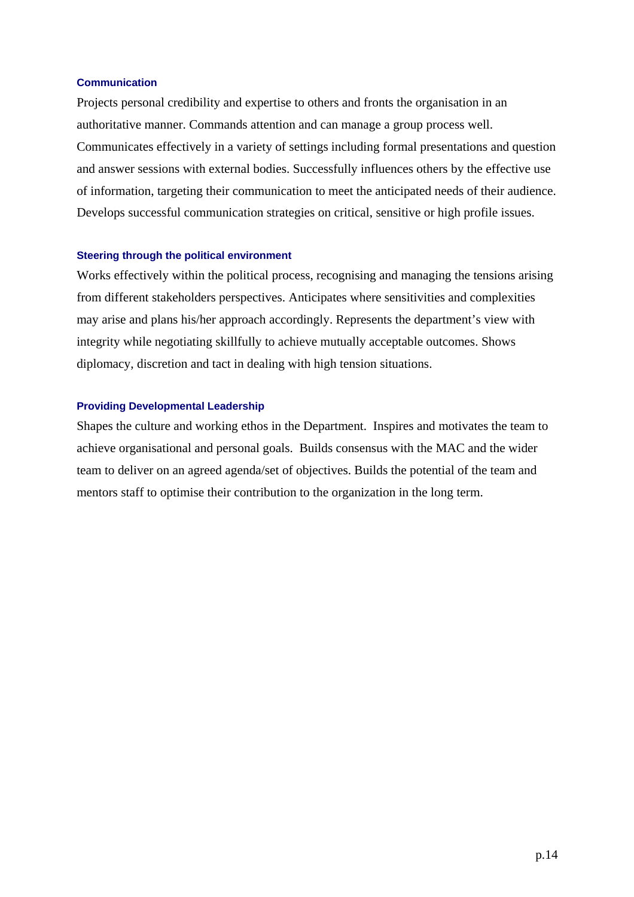### Communication

Projects personal credibility and expertise to others and fronts the organisation in an authoritative manner. Commands attention and can manage a group process well. Communicates effectively in a variety of settings including formal presentations and question and answer sessions with external bodies. Successfully influences others by the effective use of information, targeting their communication to meet the anticipated needs of their audience. Develops successful communication strategies on critical, sensitive or high profile issues.

### Steering through the political environment

Works effectively within the political process, recognising and managing the tensions arising from different stakeholders perspectives. Anticipates where sensitivities and complexities may arise and plans his/her approach accordingly. Represents the department's view with integrity while negotiating skillfully to achieve mutually acceptable outcomes. Shows diplomacy, discretion and tact in dealing with high tension situations.

### Providing Developmental Leadership

Shapes the culture and working ethos in the Department. Inspires and motivates the team to achieve organisational and personal goals. Builds consensus with the MAC and the wider team to deliver on an agreed agenda/set of objectives. Builds the potential of the team and mentors staff to optimise their contribution to the organization in the long term.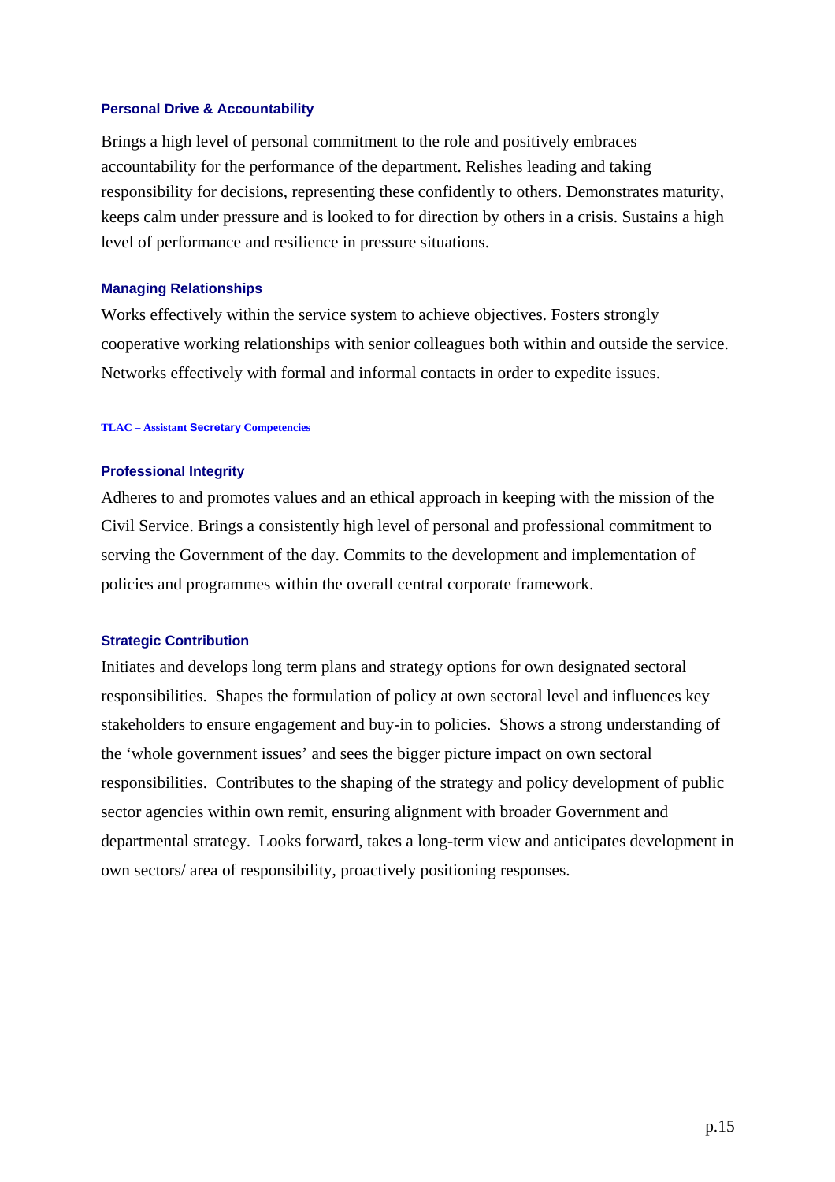### Personal Drive & Accountability

Brings a high level of personal commitment to the role and positively embraces accountability for the performance of the department. Relishes leading and taking responsibility for decisions, representing these confidently to others. Demonstrates maturity, keeps calm under pressure and is looked to for direction by others in a crisis. Sustains a high level of performance and resilience in pressure situations.

### Managing Relationships

Works effectively within the service system to achieve objectives. Fosters strongly cooperative working relationships with senior colleagues both within and outside the service. Networks effectively with formal and informal contacts in order to expedite issues.

**TLAC – Assistant Secretary Competencies**

### Professional Integrity

Adheres to and promotes values and an ethical approach in keeping with the mission of the Civil Service. Brings a consistently high level of personal and professional commitment to serving the Government of the day. Commits to the development and implementation of policies and programmes within the overall central corporate framework.

### Strategic Contribution

Initiates and develops long term plans and strategy options for own designated sectoral responsibilities. Shapes the formulation of policy at own sectoral level and influences key stakeholders to ensure engagement and buy-in to policies. Shows a strong understanding of the 'whole government issues' and sees the bigger picture impact on own sectoral responsibilities. Contributes to the shaping of the strategy and policy development of public sector agencies within own remit, ensuring alignment with broader Government and departmental strategy. Looks forward, takes a long-term view and anticipates development in own sectors/ area of responsibility, proactively positioning responses.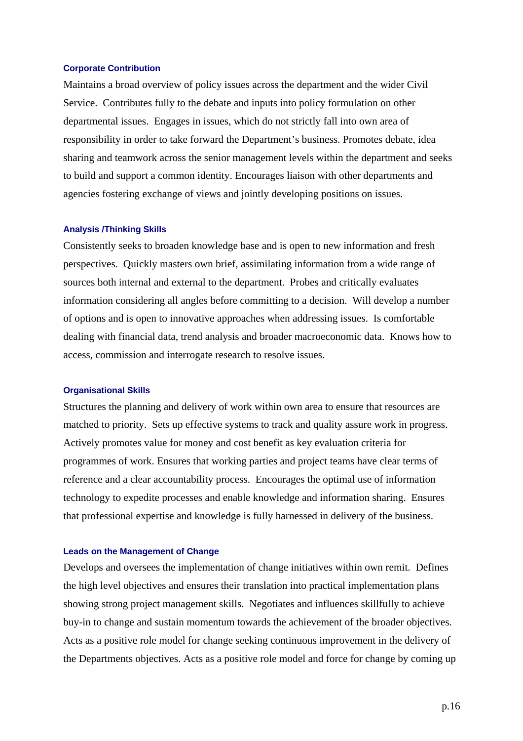#### Corporate Contribution

Maintains a broad overview of policy issues across the department and the wider Civil Service. Contributes fully to the debate and inputs into policy formulation on other departmental issues. Engages in issues, which do not strictly fall into own area of responsibility in order to take forward the Department's business. Promotes debate, idea sharing and teamwork across the senior management levels within the department and seeks to build and support a common identity. Encourages liaison with other departments and agencies fostering exchange of views and jointly developing positions on issues.

#### Analysis /Thinking Skills

Consistently seeks to broaden knowledge base and is open to new information and fresh perspectives. Quickly masters own brief, assimilating information from a wide range of sources both internal and external to the department. Probes and critically evaluates information considering all angles before committing to a decision. Will develop a number of options and is open to innovative approaches when addressing issues. Is comfortable dealing with financial data, trend analysis and broader macroeconomic data. Knows how to access, commission and interrogate research to resolve issues.

#### Organisational Skills

Structures the planning and delivery of work within own area to ensure that resources are matched to priority. Sets up effective systems to track and quality assure work in progress. Actively promotes value for money and cost benefit as key evaluation criteria for programmes of work. Ensures that working parties and project teams have clear terms of reference and a clear accountability process. Encourages the optimal use of information technology to expedite processes and enable knowledge and information sharing. Ensures that professional expertise and knowledge is fully harnessed in delivery of the business.

#### Leads on the Management of Change

Develops and oversees the implementation of change initiatives within own remit. Defines the high level objectives and ensures their translation into practical implementation plans showing strong project management skills. Negotiates and influences skillfully to achieve buy-in to change and sustain momentum towards the achievement of the broader objectives. Acts as a positive role model for change seeking continuous improvement in the delivery of the Departments objectives. Acts as a positive role model and force for change by coming up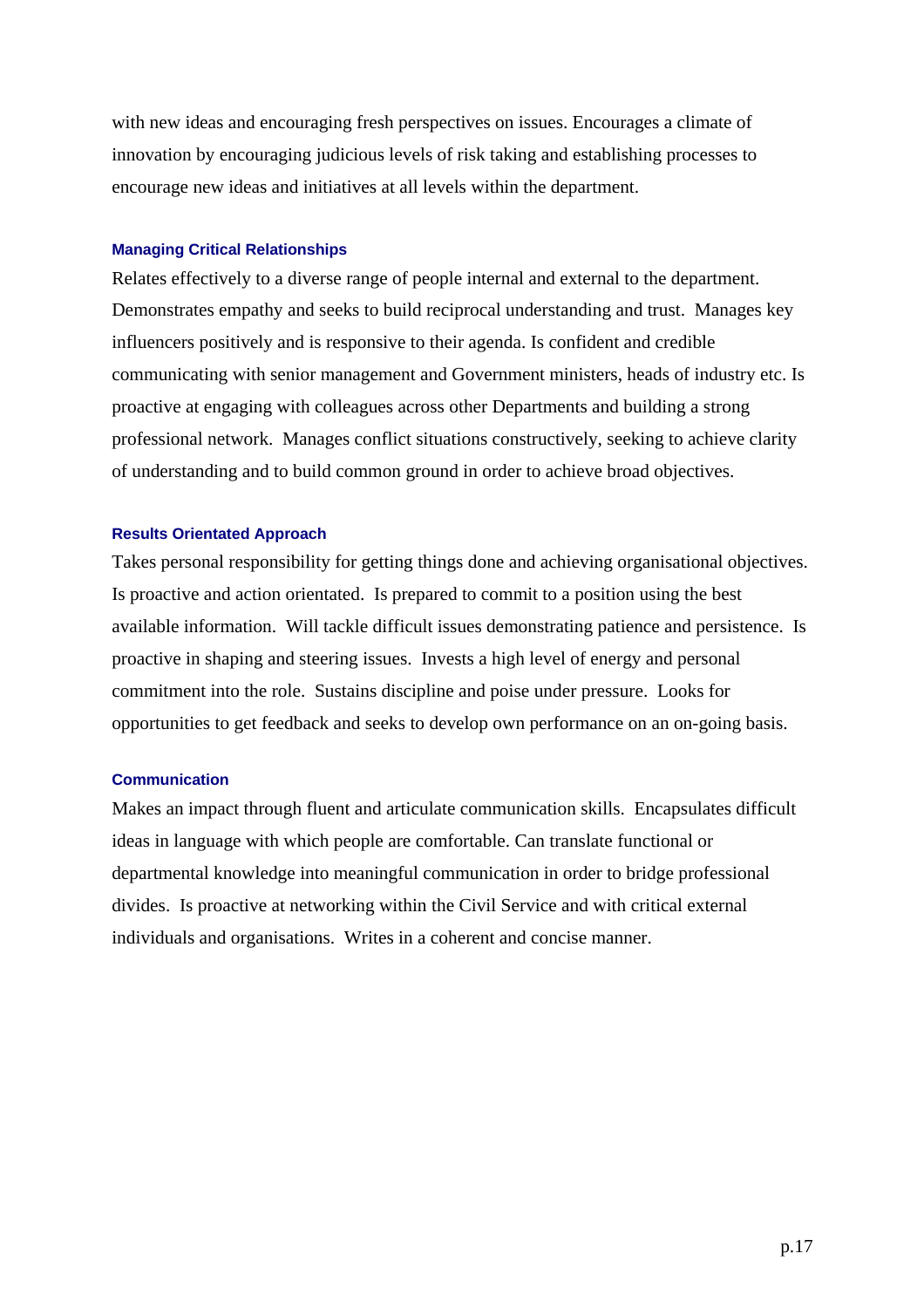with new ideas and encouraging fresh perspectives on issues. Encourages a climate of innovation by encouraging judicious levels of risk taking and establishing processes to encourage new ideas and initiatives at all levels within the department.

#### Managing Critical Relationships

Relates effectively to a diverse range of people internal and external to the department. Demonstrates empathy and seeks to build reciprocal understanding and trust. Manages key influencers positively and is responsive to their agenda. Is confident and credible communicating with senior management and Government ministers, heads of industry etc. Is proactive at engaging with colleagues across other Departments and building a strong professional network. Manages conflict situations constructively, seeking to achieve clarity of understanding and to build common ground in order to achieve broad objectives.

#### Results Orientated Approach

Takes personal responsibility for getting things done and achieving organisational objectives. Is proactive and action orientated. Is prepared to commit to a position using the best available information. Will tackle difficult issues demonstrating patience and persistence. Is proactive in shaping and steering issues. Invests a high level of energy and personal commitment into the role. Sustains discipline and poise under pressure. Looks for opportunities to get feedback and seeks to develop own performance on an on-going basis.

#### Communication

Makes an impact through fluent and articulate communication skills. Encapsulates difficult ideas in language with which people are comfortable. Can translate functional or departmental knowledge into meaningful communication in order to bridge professional divides. Is proactive at networking within the Civil Service and with critical external individuals and organisations. Writes in a coherent and concise manner.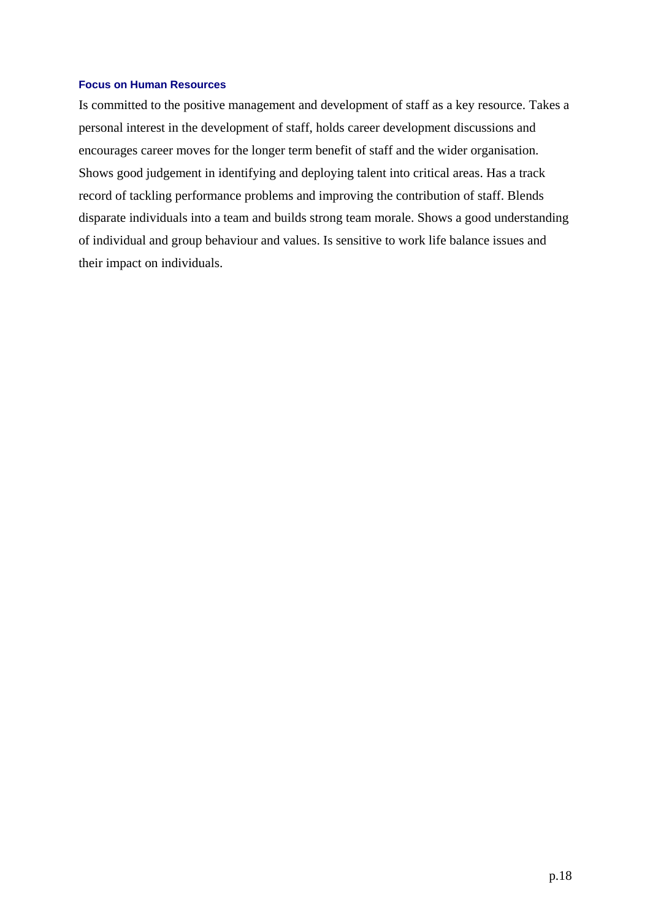### Focus on Human Resources

Is committed to the positive management and development of staff as a key resource. Takes a personal interest in the development of staff, holds career development discussions and encourages career moves for the longer term benefit of staff and the wider organisation. Shows good judgement in identifying and deploying talent into critical areas. Has a track record of tackling performance problems and improving the contribution of staff. Blends disparate individuals into a team and builds strong team morale. Shows a good understanding of individual and group behaviour and values. Is sensitive to work life balance issues and their impact on individuals.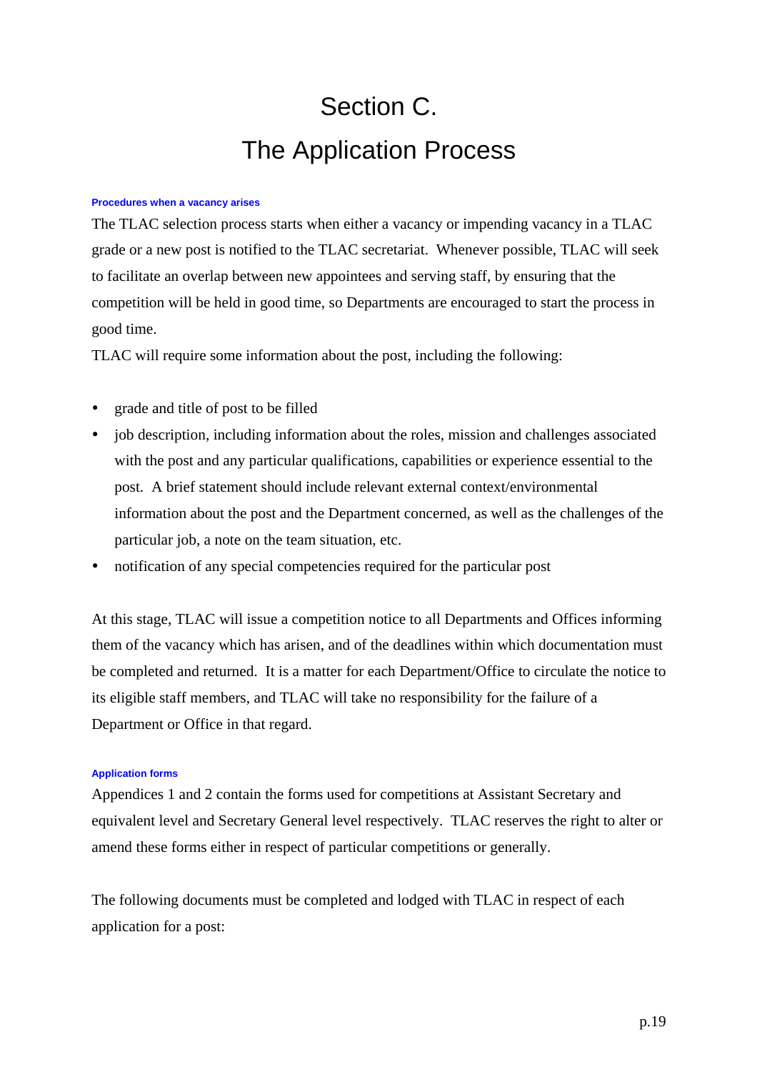# Section C.

# The Application Process

### Procedures when a vacancy arises

The TLAC selection process starts when either a vacancy or impending vacancy in a TLAC grade or a new post is notified to the TLAC secretariat. Whenever possible, TLAC will seek to facilitate an overlap between new appointees and serving staff, by ensuring that the competition will be held in good time, so Departments are encouraged to start the process in good time.

TLAC will require some information about the post, including the following:

- grade and title of post to be filled
- job description, including information about the roles, mission and challenges associated with the post and any particular qualifications, capabilities or experience essential to the post. A brief statement should include relevant external context/environmental information about the post and the Department concerned, as well as the challenges of the particular job, a note on the team situation, etc.
- notification of any special competencies required for the particular post

At this stage, TLAC will issue a competition notice to all Departments and Offices informing them of the vacancy which has arisen, and of the deadlines within which documentation must be completed and returned. It is a matter for each Department/Office to circulate the notice to its eligible staff members, and TLAC will take no responsibility for the failure of a Department or Office in that regard.

### Application forms

Appendices 1 and 2 contain the forms used for competitions at Assistant Secretary and equivalent level and Secretary General level respectively. TLAC reserves the right to alter or amend these forms either in respect of particular competitions or generally.

The following documents must be completed and lodged with TLAC in respect of each application for a post: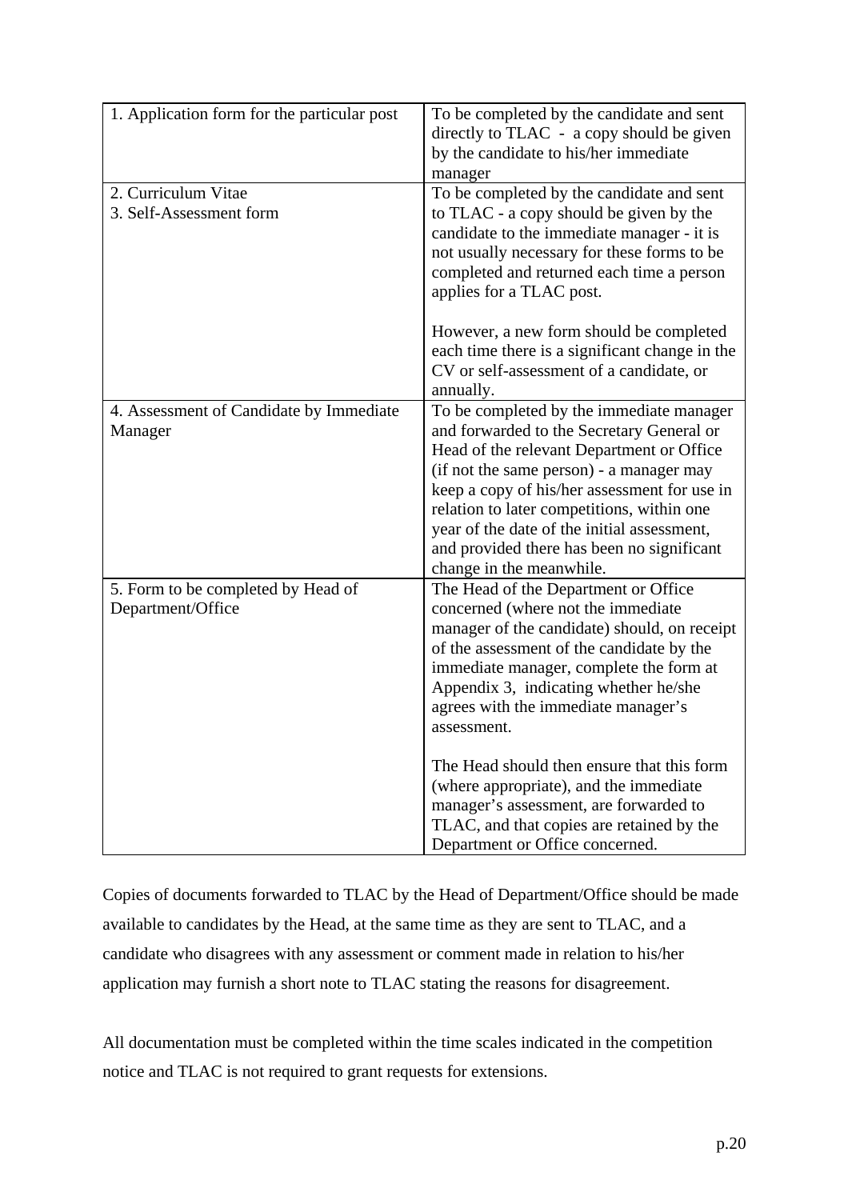| | |
|---|---|
| 1. Application form for the particular post | To be completed by the candidate and sent directly to TLAC - a copy should be given by the candidate to his/her immediate manager |
| 2. Curriculum Vitae<br>3. Self-Assessment form | To be completed by the candidate and sent to TLAC - a copy should be given by the candidate to the immediate manager - it is not usually necessary for these forms to be completed and returned each time a person applies for a TLAC post.<br><br>However, a new form should be completed each time there is a significant change in the CV or self-assessment of a candidate, or annually. |
| 4. Assessment of Candidate by Immediate Manager | To be completed by the immediate manager and forwarded to the Secretary General or Head of the relevant Department or Office (if not the same person) - a manager may keep a copy of his/her assessment for use in relation to later competitions, within one year of the date of the initial assessment, and provided there has been no significant change in the meanwhile. |
| 5. Form to be completed by Head of Department/Office | The Head of the Department or Office concerned (where not the immediate manager of the candidate) should, on receipt of the assessment of the candidate by the immediate manager, complete the form at Appendix 3, indicating whether he/she agrees with the immediate manager's assessment.<br><br>The Head should then ensure that this form (where appropriate), and the immediate manager's assessment, are forwarded to TLAC, and that copies are retained by the Department or Office concerned. |

Copies of documents forwarded to TLAC by the Head of Department/Office should be made available to candidates by the Head, at the same time as they are sent to TLAC, and a candidate who disagrees with any assessment or comment made in relation to his/her application may furnish a short note to TLAC stating the reasons for disagreement.

All documentation must be completed within the time scales indicated in the competition notice and TLAC is not required to grant requests for extensions.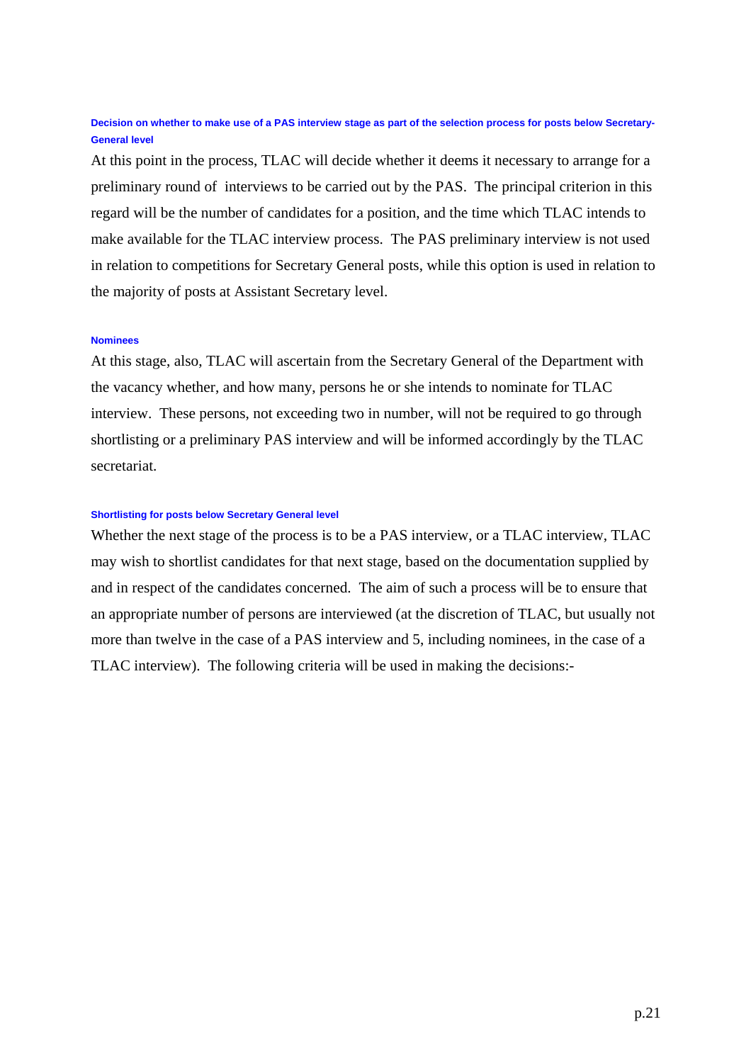#### Decision on whether to make use of a PAS interview stage as part of the selection process for posts below Secretary-General level

At this point in the process, TLAC will decide whether it deems it necessary to arrange for a preliminary round of interviews to be carried out by the PAS. The principal criterion in this regard will be the number of candidates for a position, and the time which TLAC intends to make available for the TLAC interview process. The PAS preliminary interview is not used in relation to competitions for Secretary General posts, while this option is used in relation to the majority of posts at Assistant Secretary level.

#### Nominees

At this stage, also, TLAC will ascertain from the Secretary General of the Department with the vacancy whether, and how many, persons he or she intends to nominate for TLAC interview. These persons, not exceeding two in number, will not be required to go through shortlisting or a preliminary PAS interview and will be informed accordingly by the TLAC secretariat.

#### Shortlisting for posts below Secretary General level

Whether the next stage of the process is to be a PAS interview, or a TLAC interview, TLAC may wish to shortlist candidates for that next stage, based on the documentation supplied by and in respect of the candidates concerned. The aim of such a process will be to ensure that an appropriate number of persons are interviewed (at the discretion of TLAC, but usually not more than twelve in the case of a PAS interview and 5, including nominees, in the case of a TLAC interview). The following criteria will be used in making the decisions:-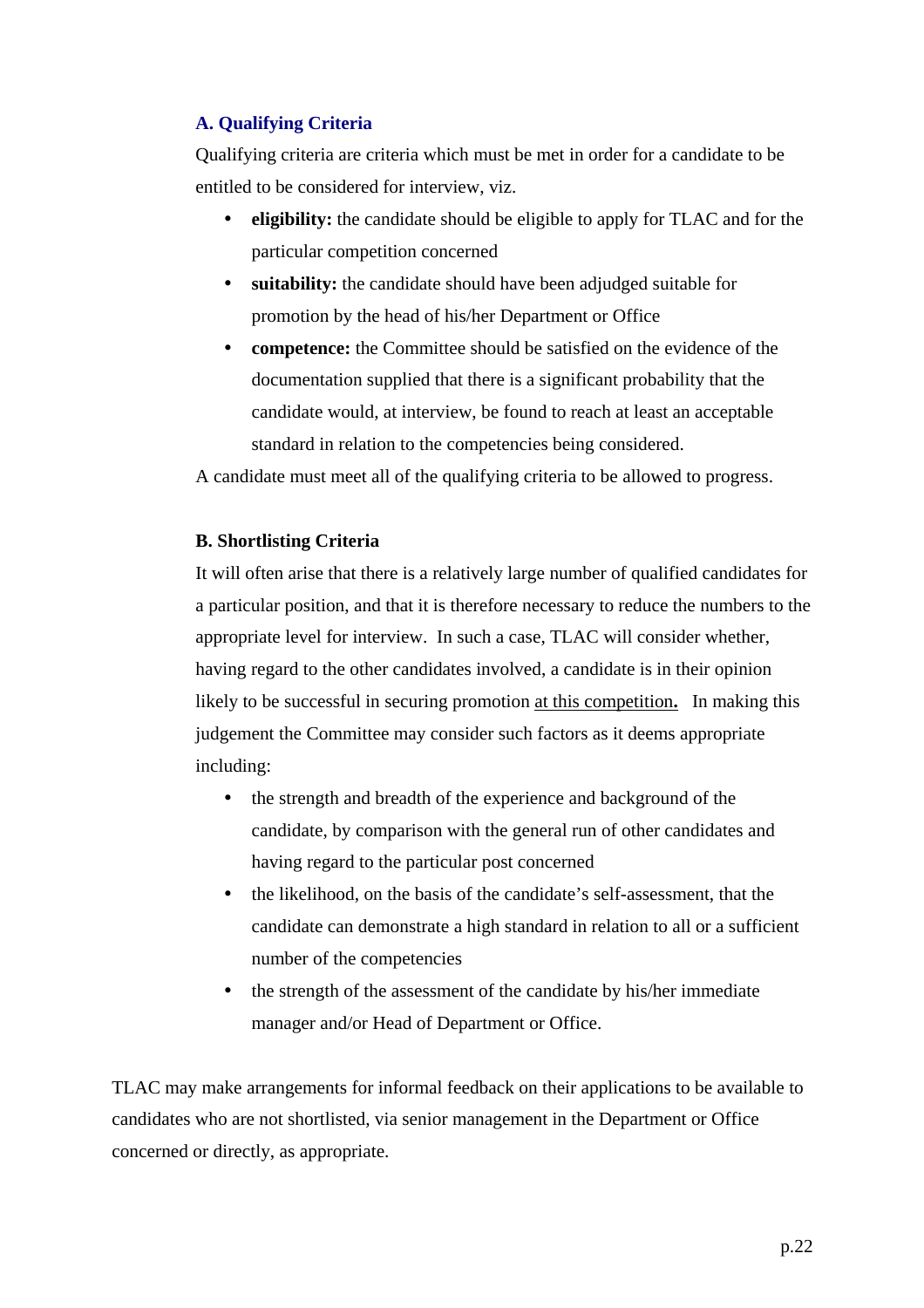### A. Qualifying Criteria

Qualifying criteria are criteria which must be met in order for a candidate to be entitled to be considered for interview, viz.

- **eligibility:** the candidate should be eligible to apply for TLAC and for the particular competition concerned
- **suitability:** the candidate should have been adjudged suitable for promotion by the head of his/her Department or Office
- **competence:** the Committee should be satisfied on the evidence of the documentation supplied that there is a significant probability that the candidate would, at interview, be found to reach at least an acceptable standard in relation to the competencies being considered.

A candidate must meet all of the qualifying criteria to be allowed to progress.

### B. Shortlisting Criteria

It will often arise that there is a relatively large number of qualified candidates for a particular position, and that it is therefore necessary to reduce the numbers to the appropriate level for interview. In such a case, TLAC will consider whether, having regard to the other candidates involved, a candidate is in their opinion likely to be successful in securing promotion <u>at this competition</u>**.** In making this judgement the Committee may consider such factors as it deems appropriate including:

- the strength and breadth of the experience and background of the candidate, by comparison with the general run of other candidates and having regard to the particular post concerned
- the likelihood, on the basis of the candidate's self-assessment, that the candidate can demonstrate a high standard in relation to all or a sufficient number of the competencies
- the strength of the assessment of the candidate by his/her immediate manager and/or Head of Department or Office.

TLAC may make arrangements for informal feedback on their applications to be available to candidates who are not shortlisted, via senior management in the Department or Office concerned or directly, as appropriate.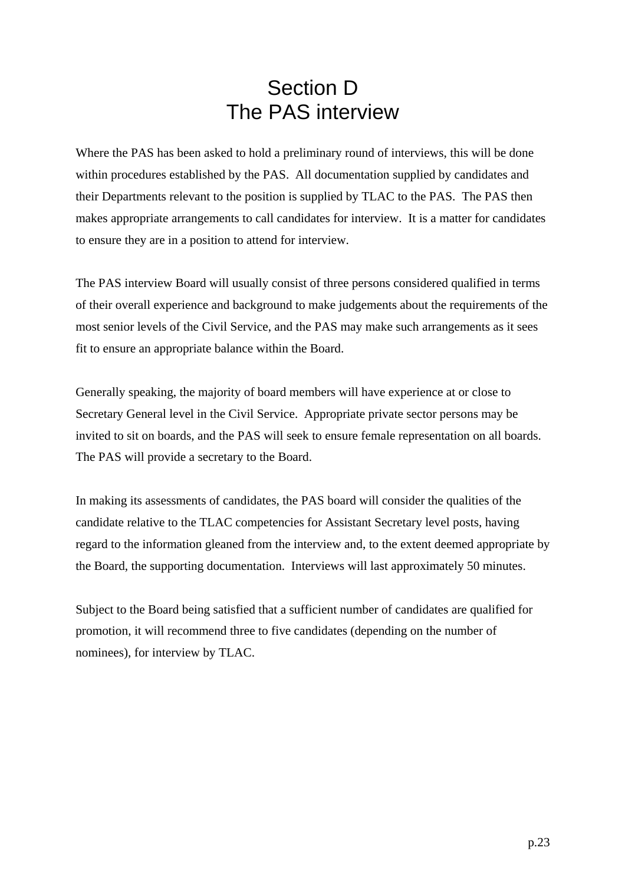# Section D
# The PAS interview

Where the PAS has been asked to hold a preliminary round of interviews, this will be done within procedures established by the PAS. All documentation supplied by candidates and their Departments relevant to the position is supplied by TLAC to the PAS. The PAS then makes appropriate arrangements to call candidates for interview. It is a matter for candidates to ensure they are in a position to attend for interview.

The PAS interview Board will usually consist of three persons considered qualified in terms of their overall experience and background to make judgements about the requirements of the most senior levels of the Civil Service, and the PAS may make such arrangements as it sees fit to ensure an appropriate balance within the Board.

Generally speaking, the majority of board members will have experience at or close to Secretary General level in the Civil Service. Appropriate private sector persons may be invited to sit on boards, and the PAS will seek to ensure female representation on all boards. The PAS will provide a secretary to the Board.

In making its assessments of candidates, the PAS board will consider the qualities of the candidate relative to the TLAC competencies for Assistant Secretary level posts, having regard to the information gleaned from the interview and, to the extent deemed appropriate by the Board, the supporting documentation. Interviews will last approximately 50 minutes.

Subject to the Board being satisfied that a sufficient number of candidates are qualified for promotion, it will recommend three to five candidates (depending on the number of nominees), for interview by TLAC.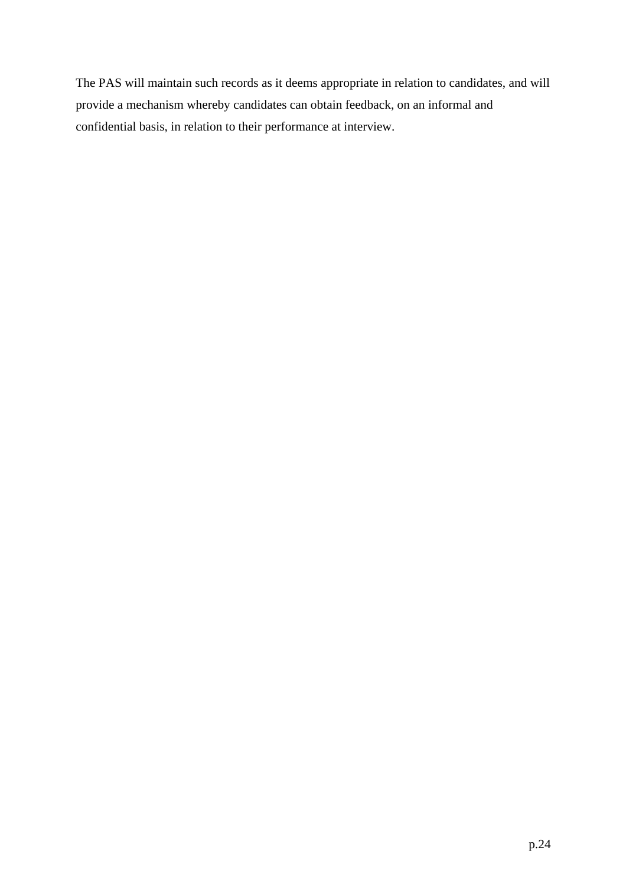The PAS will maintain such records as it deems appropriate in relation to candidates, and will provide a mechanism whereby candidates can obtain feedback, on an informal and confidential basis, in relation to their performance at interview.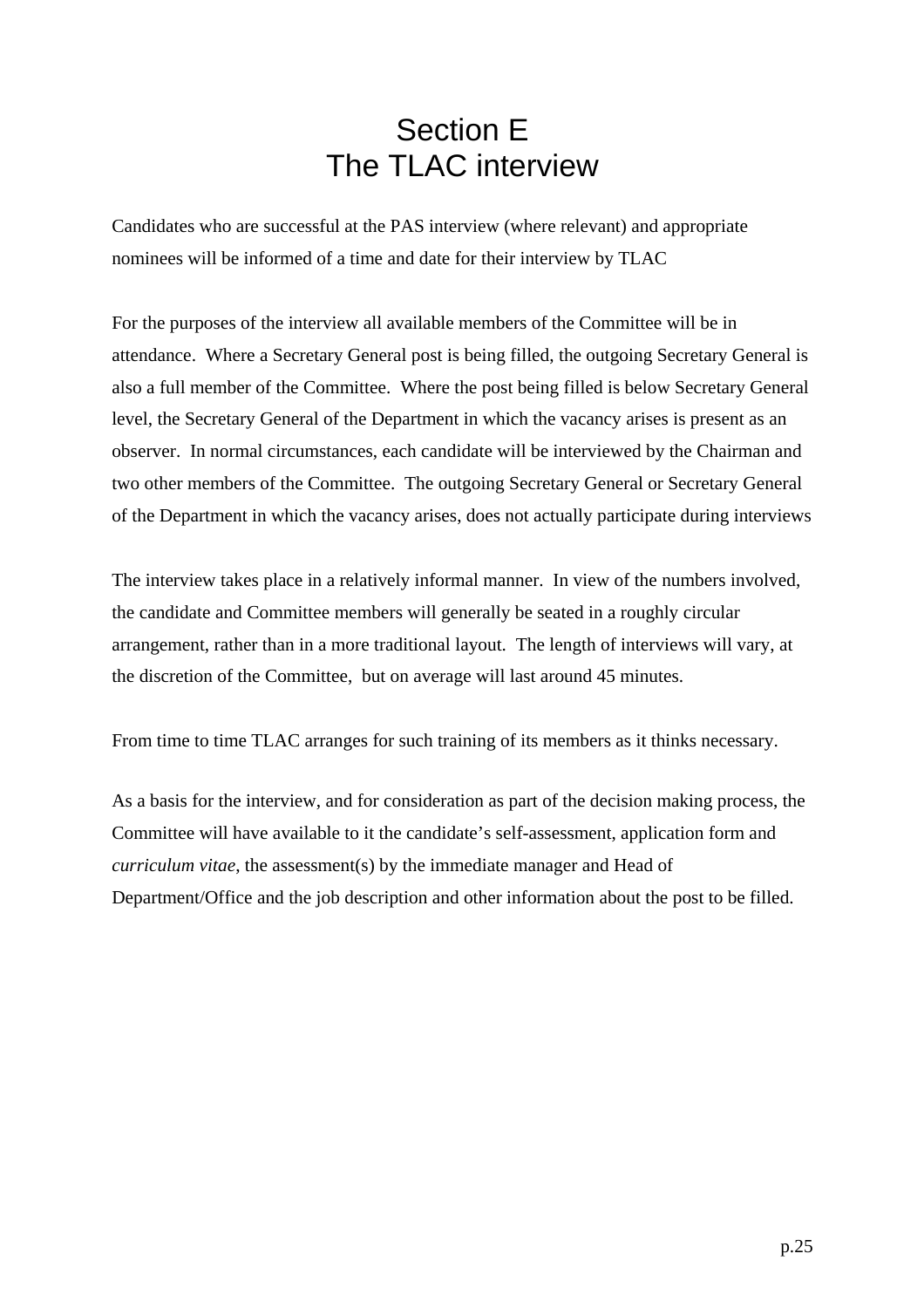# Section E
# The TLAC interview

Candidates who are successful at the PAS interview (where relevant) and appropriate nominees will be informed of a time and date for their interview by TLAC

For the purposes of the interview all available members of the Committee will be in attendance. Where a Secretary General post is being filled, the outgoing Secretary General is also a full member of the Committee. Where the post being filled is below Secretary General level, the Secretary General of the Department in which the vacancy arises is present as an observer. In normal circumstances, each candidate will be interviewed by the Chairman and two other members of the Committee. The outgoing Secretary General or Secretary General of the Department in which the vacancy arises, does not actually participate during interviews

The interview takes place in a relatively informal manner. In view of the numbers involved, the candidate and Committee members will generally be seated in a roughly circular arrangement, rather than in a more traditional layout. The length of interviews will vary, at the discretion of the Committee, but on average will last around 45 minutes.

From time to time TLAC arranges for such training of its members as it thinks necessary.

As a basis for the interview, and for consideration as part of the decision making process, the Committee will have available to it the candidate's self-assessment, application form and *curriculum vitae*, the assessment(s) by the immediate manager and Head of Department/Office and the job description and other information about the post to be filled.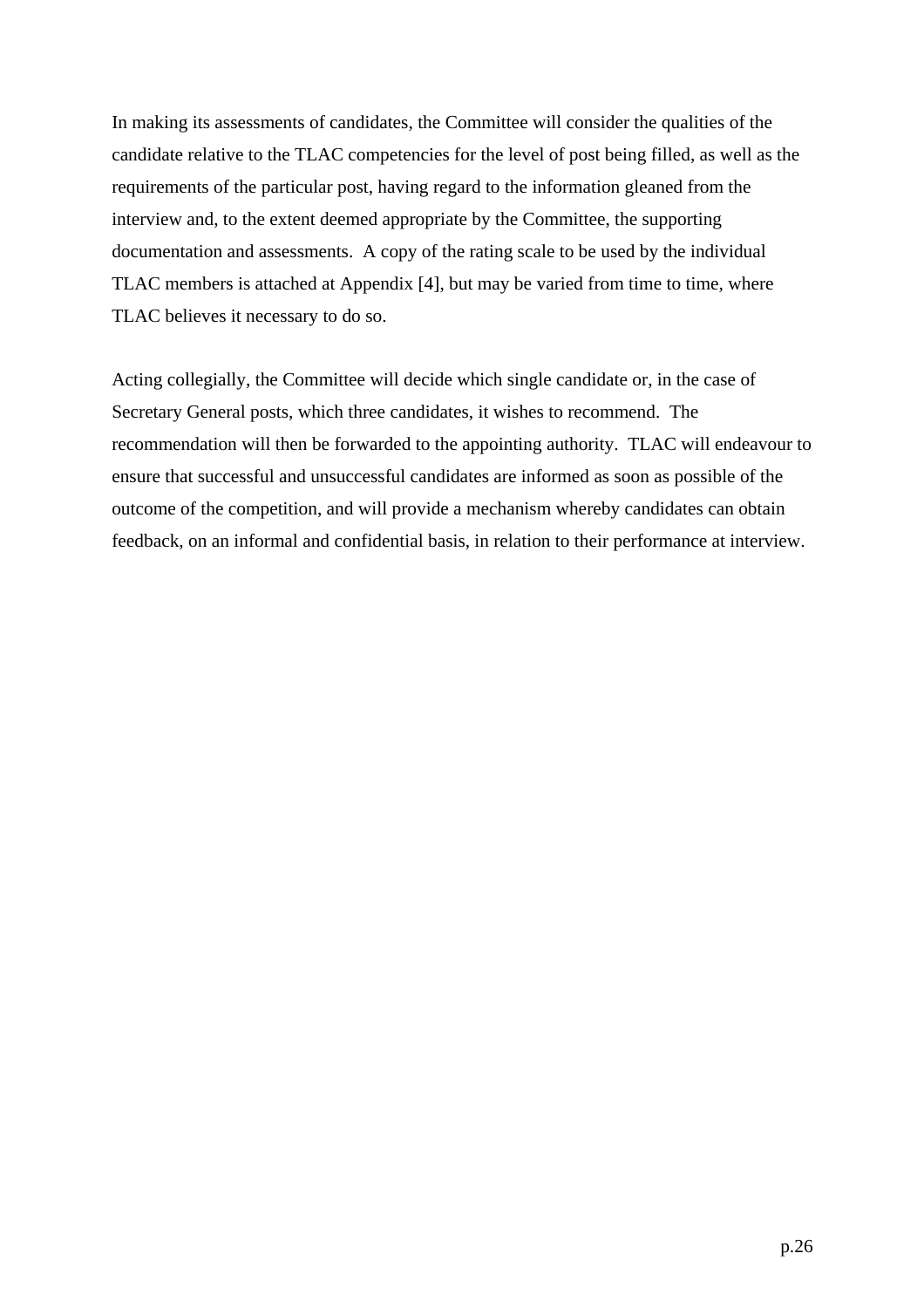In making its assessments of candidates, the Committee will consider the qualities of the candidate relative to the TLAC competencies for the level of post being filled, as well as the requirements of the particular post, having regard to the information gleaned from the interview and, to the extent deemed appropriate by the Committee, the supporting documentation and assessments. A copy of the rating scale to be used by the individual TLAC members is attached at Appendix [4], but may be varied from time to time, where TLAC believes it necessary to do so.

Acting collegially, the Committee will decide which single candidate or, in the case of Secretary General posts, which three candidates, it wishes to recommend. The recommendation will then be forwarded to the appointing authority. TLAC will endeavour to ensure that successful and unsuccessful candidates are informed as soon as possible of the outcome of the competition, and will provide a mechanism whereby candidates can obtain feedback, on an informal and confidential basis, in relation to their performance at interview.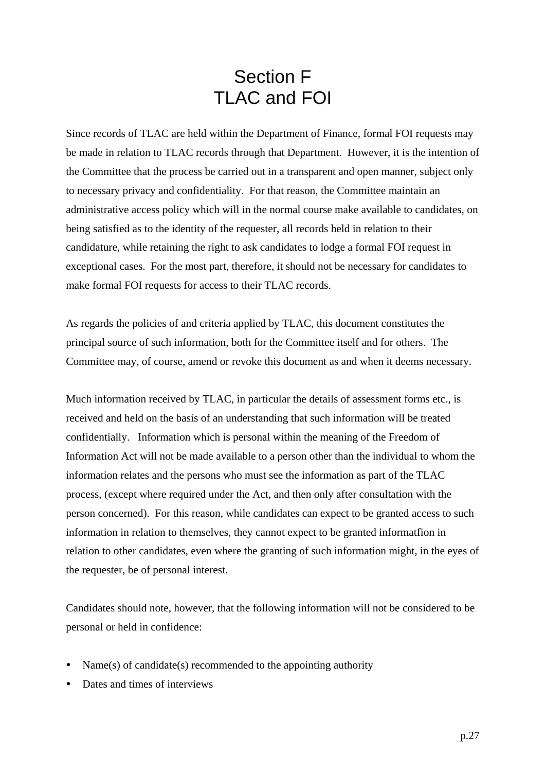# Section F
# TLAC and FOI

Since records of TLAC are held within the Department of Finance, formal FOI requests may be made in relation to TLAC records through that Department. However, it is the intention of the Committee that the process be carried out in a transparent and open manner, subject only to necessary privacy and confidentiality. For that reason, the Committee maintain an administrative access policy which will in the normal course make available to candidates, on being satisfied as to the identity of the requester, all records held in relation to their candidature, while retaining the right to ask candidates to lodge a formal FOI request in exceptional cases. For the most part, therefore, it should not be necessary for candidates to make formal FOI requests for access to their TLAC records.

As regards the policies of and criteria applied by TLAC, this document constitutes the principal source of such information, both for the Committee itself and for others. The Committee may, of course, amend or revoke this document as and when it deems necessary.

Much information received by TLAC, in particular the details of assessment forms etc., is received and held on the basis of an understanding that such information will be treated confidentially. Information which is personal within the meaning of the Freedom of Information Act will not be made available to a person other than the individual to whom the information relates and the persons who must see the information as part of the TLAC process, (except where required under the Act, and then only after consultation with the person concerned). For this reason, while candidates can expect to be granted access to such information in relation to themselves, they cannot expect to be granted informatfion in relation to other candidates, even where the granting of such information might, in the eyes of the requester, be of personal interest.

Candidates should note, however, that the following information will not be considered to be personal or held in confidence:

- Name(s) of candidate(s) recommended to the appointing authority
- Dates and times of interviews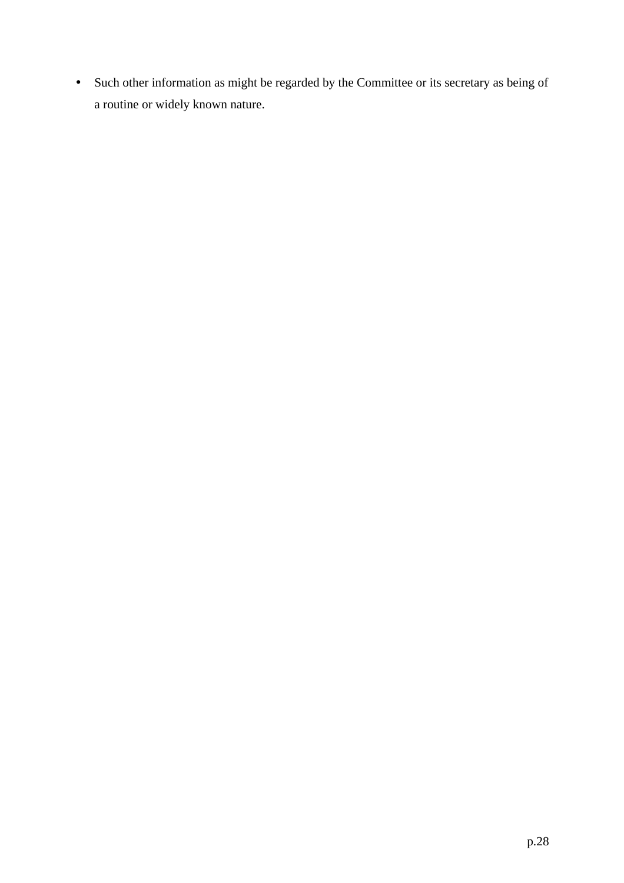- Such other information as might be regarded by the Committee or its secretary as being of a routine or widely known nature.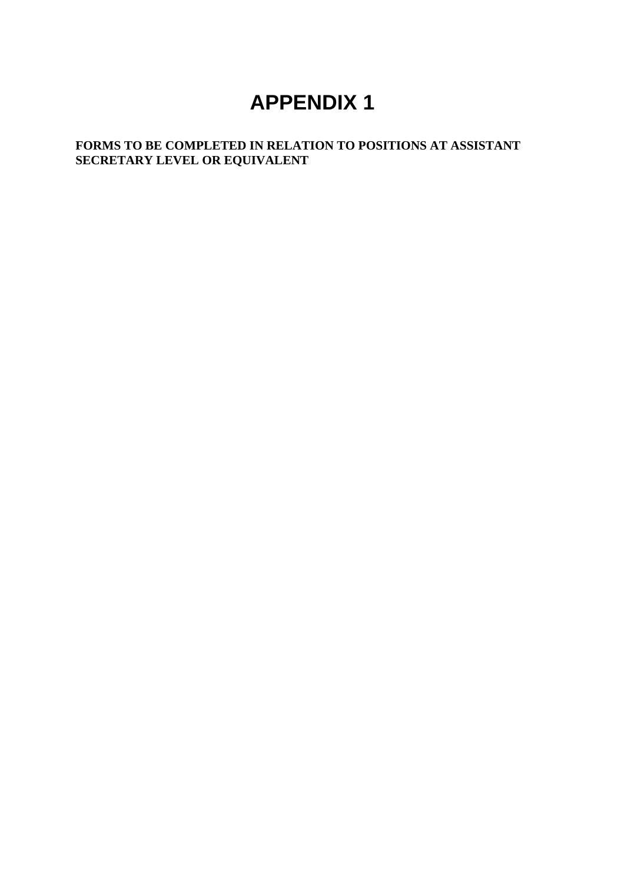# APPENDIX 1

**FORMS TO BE COMPLETED IN RELATION TO POSITIONS AT ASSISTANT SECRETARY LEVEL OR EQUIVALENT**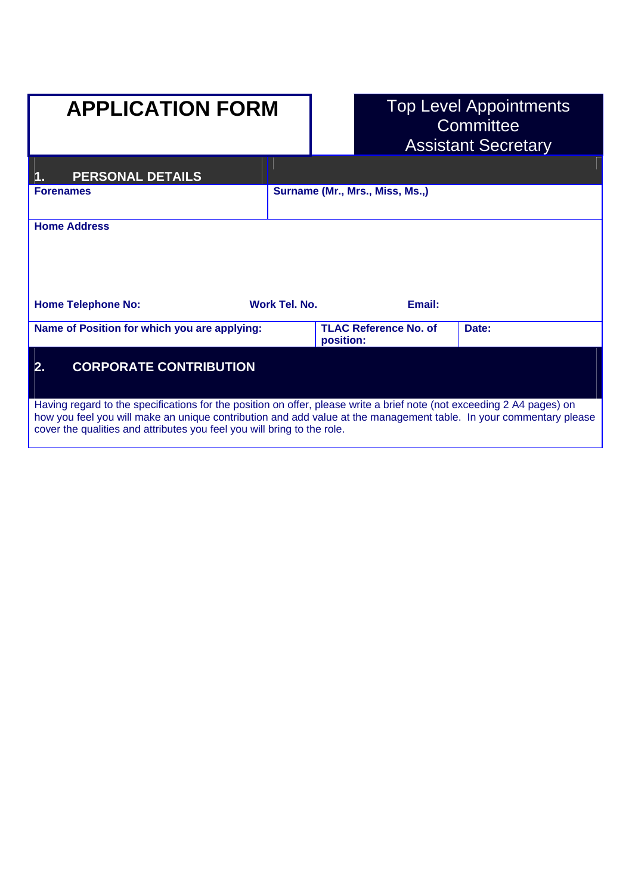# APPLICATION FORM

Top Level Appointments Committee
Assistant Secretary

## 1. PERSONAL DETAILS

| Forenames | Surname (Mr., Mrs., Miss, Ms.,) |
|---|---|
| | |

**Home Address**

| Home Telephone No: | Work Tel. No. | Email: |
|---|---|---|
| | | |

| Name of Position for which you are applying: | TLAC Reference No. of position: | Date: |
|---|---|---|
| | | |

## 2. CORPORATE CONTRIBUTION

Having regard to the specifications for the position on offer, please write a brief note (not exceeding 2 A4 pages) on how you feel you will make an unique contribution and add value at the management table. In your commentary please cover the qualities and attributes you feel you will bring to the role.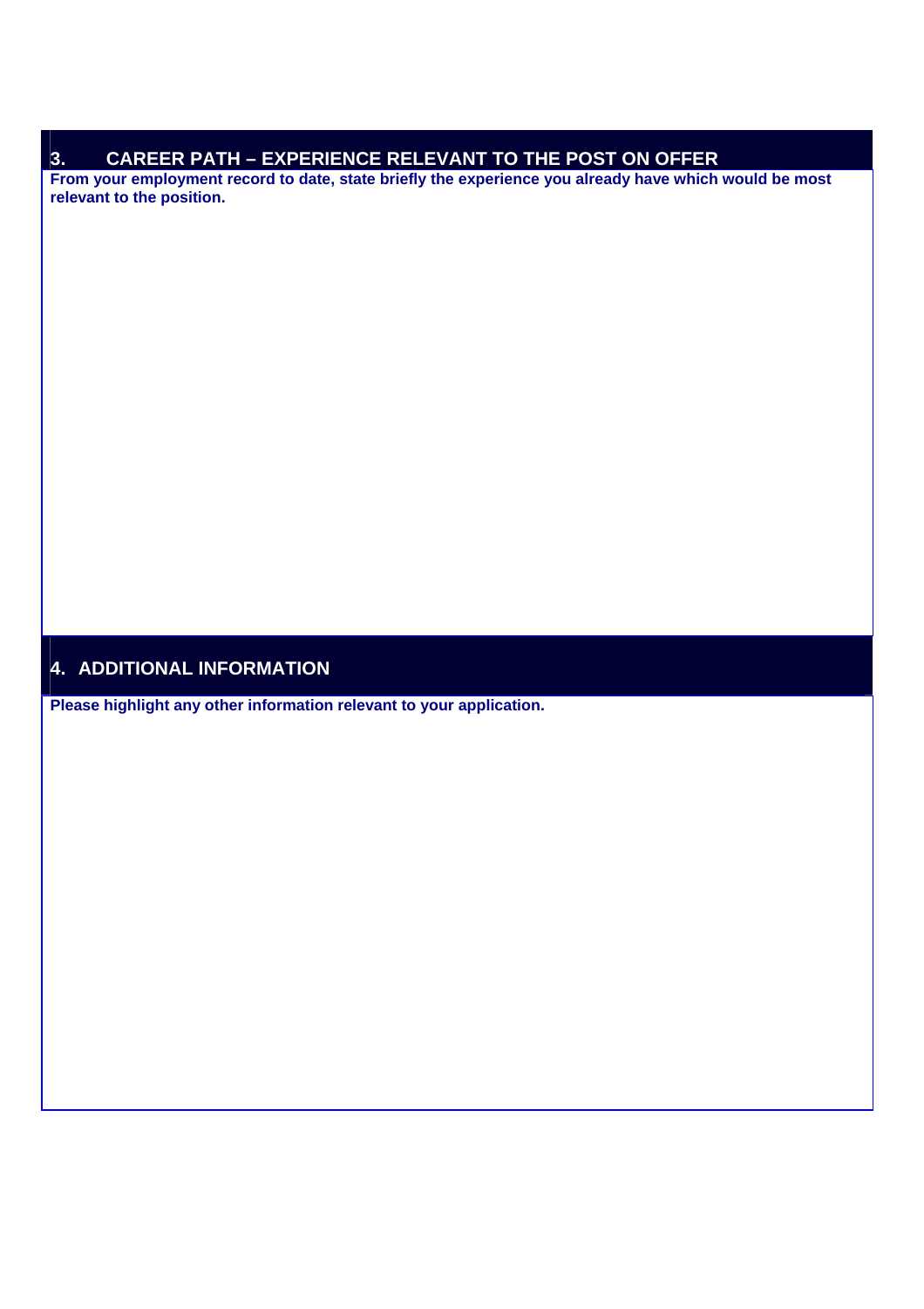## 3. CAREER PATH – EXPERIENCE RELEVANT TO THE POST ON OFFER

**From your employment record to date, state briefly the experience you already have which would be most relevant to the position.**

## 4. ADDITIONAL INFORMATION

**Please highlight any other information relevant to your application.**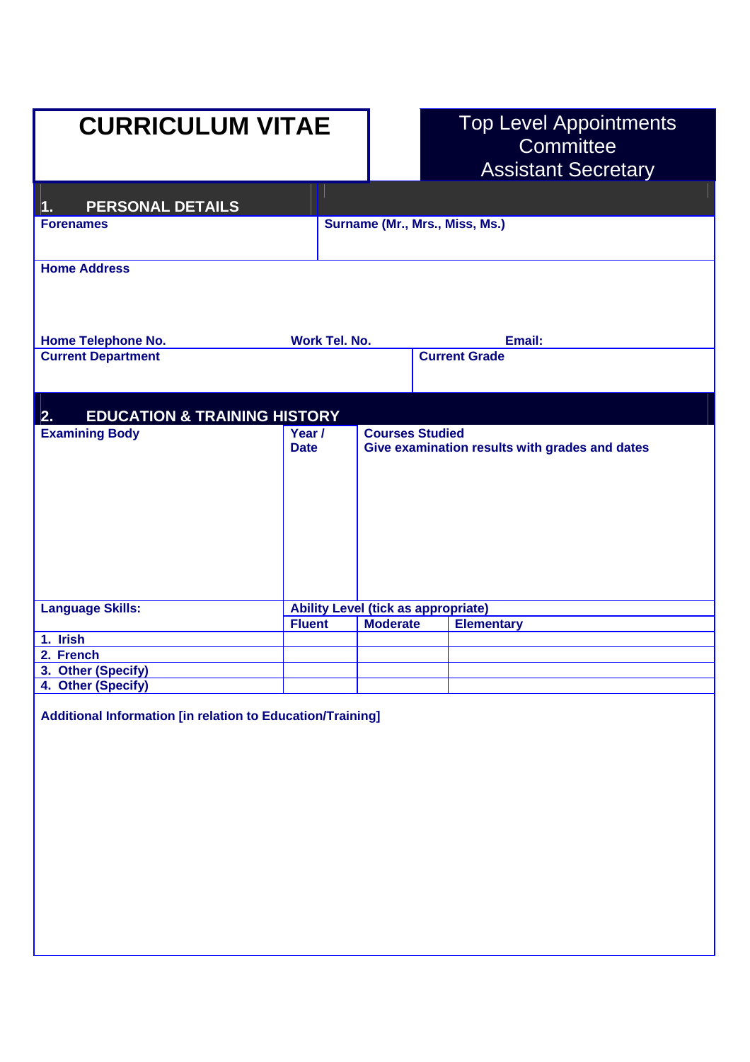# CURRICULUM VITAE

Top Level Appointments Committee
Assistant Secretary

## 1. PERSONAL DETAILS

| Forenames | Surname (Mr., Mrs., Miss, Ms.) |
|---|---|
| | |

**Home Address**

**Home Telephone No.** **Work Tel. No.** **Email:**

| Current Department | Current Grade |
|---|---|
| | |

## 2. EDUCATION & TRAINING HISTORY

| Examining Body | Year / Date | Courses Studied<br>Give examination results with grades and dates |
|---|---|---|
| | | |

| Language Skills: | Ability Level (tick as appropriate) | | |
|---|---|---|---|
| | Fluent | Moderate | Elementary |
| 1. Irish | | | |
| 2. French | | | |
| 3. Other (Specify) | | | |
| 4. Other (Specify) | | | |

**Additional Information [in relation to Education/Training]**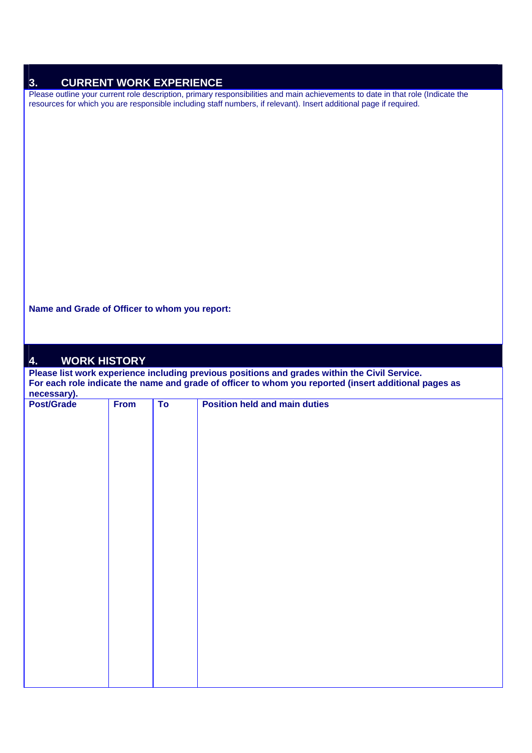## 3. CURRENT WORK EXPERIENCE

Please outline your current role description, primary responsibilities and main achievements to date in that role (Indicate the resources for which you are responsible including staff numbers, if relevant). Insert additional page if required.

**Name and Grade of Officer to whom you report:**

## 4. WORK HISTORY

**Please list work experience including previous positions and grades within the Civil Service.**
**For each role indicate the name and grade of officer to whom you reported (insert additional pages as necessary).**

| Post/Grade | From | To | Position held and main duties |
|---|---|---|---|
| | | | |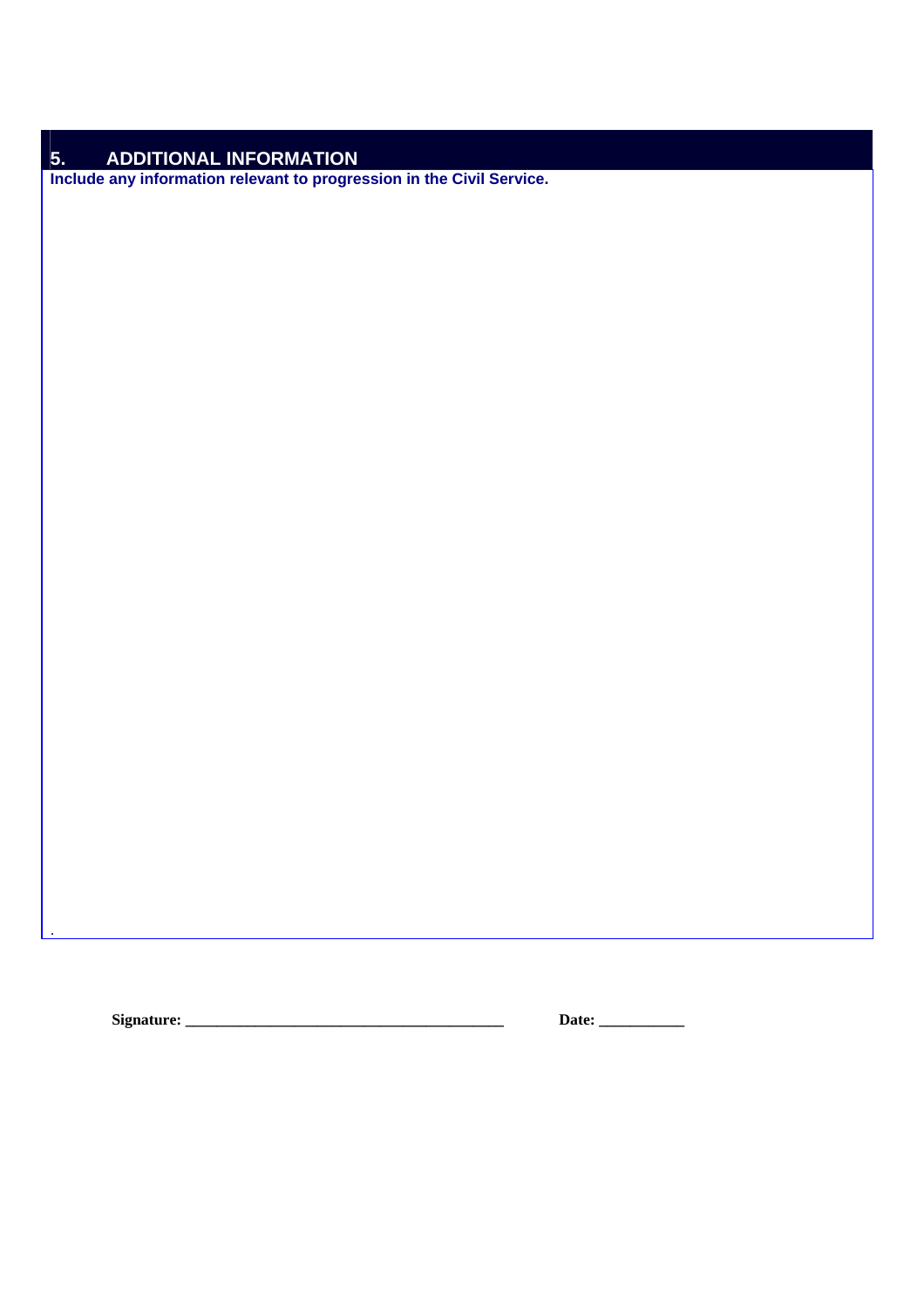## 5. ADDITIONAL INFORMATION

**Include any information relevant to progression in the Civil Service.**

**Signature:** ________________________________________ **Date:** ___________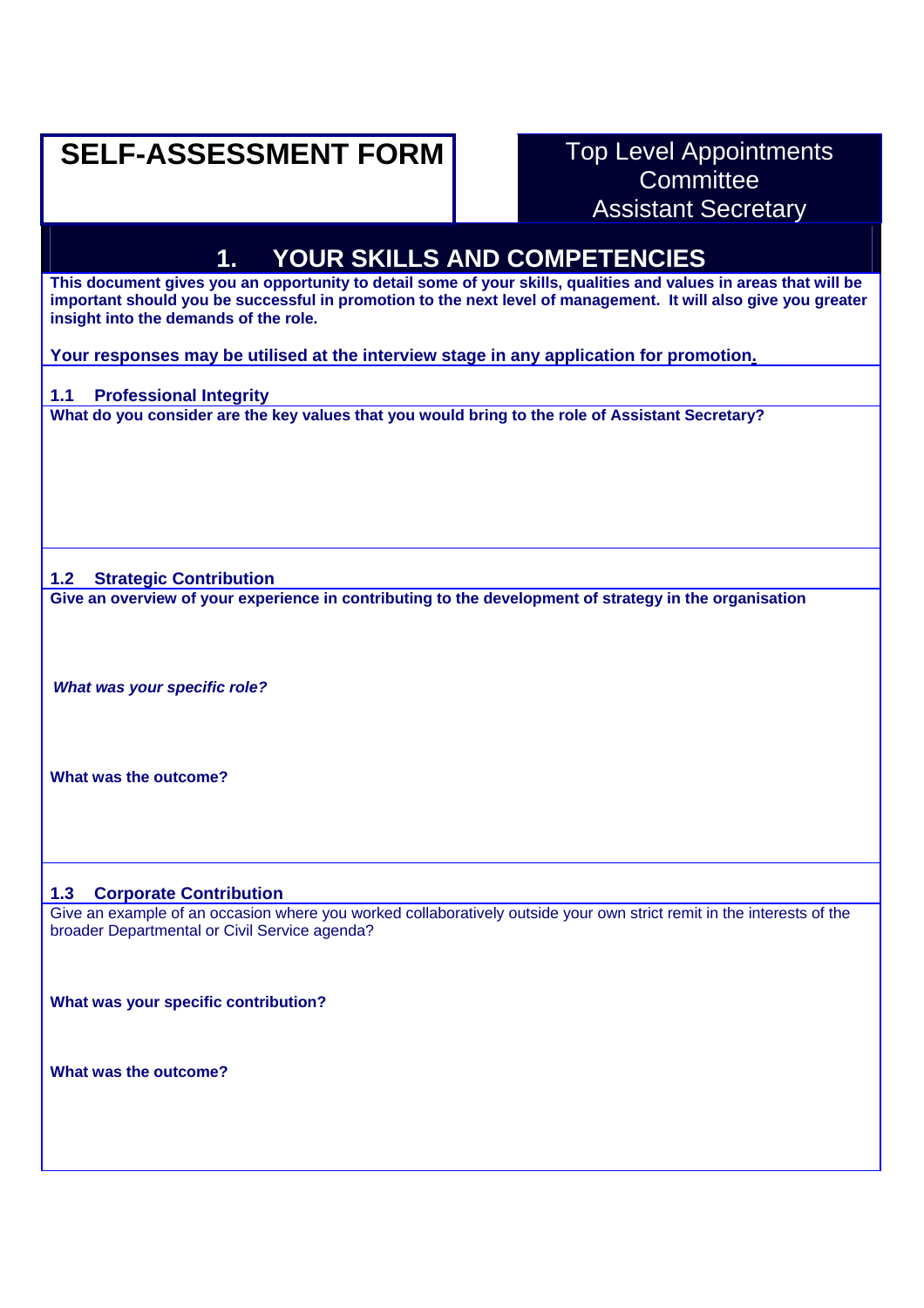# SELF-ASSESSMENT FORM

Top Level Appointments Committee
Assistant Secretary

## 1. YOUR SKILLS AND COMPETENCIES

**This document gives you an opportunity to detail some of your skills, qualities and values in areas that will be important should you be successful in promotion to the next level of management. It will also give you greater insight into the demands of the role.**

**Your responses may be utilised at the interview stage in any application for promotion.**

### 1.1 Professional Integrity

**What do you consider are the key values that you would bring to the role of Assistant Secretary?**

### 1.2 Strategic Contribution

**Give an overview of your experience in contributing to the development of strategy in the organisation**

***What was your specific role?***

**What was the outcome?**

### 1.3 Corporate Contribution

Give an example of an occasion where you worked collaboratively outside your own strict remit in the interests of the broader Departmental or Civil Service agenda?

**What was your specific contribution?**

**What was the outcome?**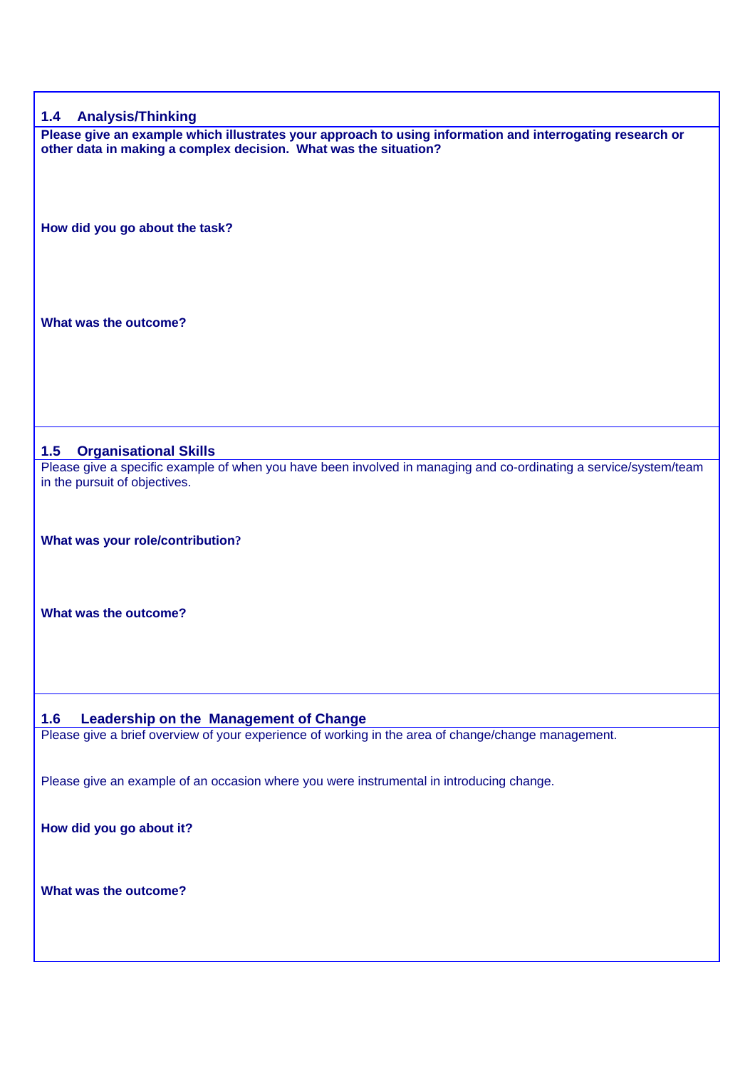## 1.4 Analysis/Thinking

**Please give an example which illustrates your approach to using information and interrogating research or other data in making a complex decision. What was the situation?**

**How did you go about the task?**

**What was the outcome?**

## 1.5 Organisational Skills

Please give a specific example of when you have been involved in managing and co-ordinating a service/system/team in the pursuit of objectives.

**What was your role/contribution?**

**What was the outcome?**

## 1.6 Leadership on the Management of Change

Please give a brief overview of your experience of working in the area of change/change management.

Please give an example of an occasion where you were instrumental in introducing change.

**How did you go about it?**

**What was the outcome?**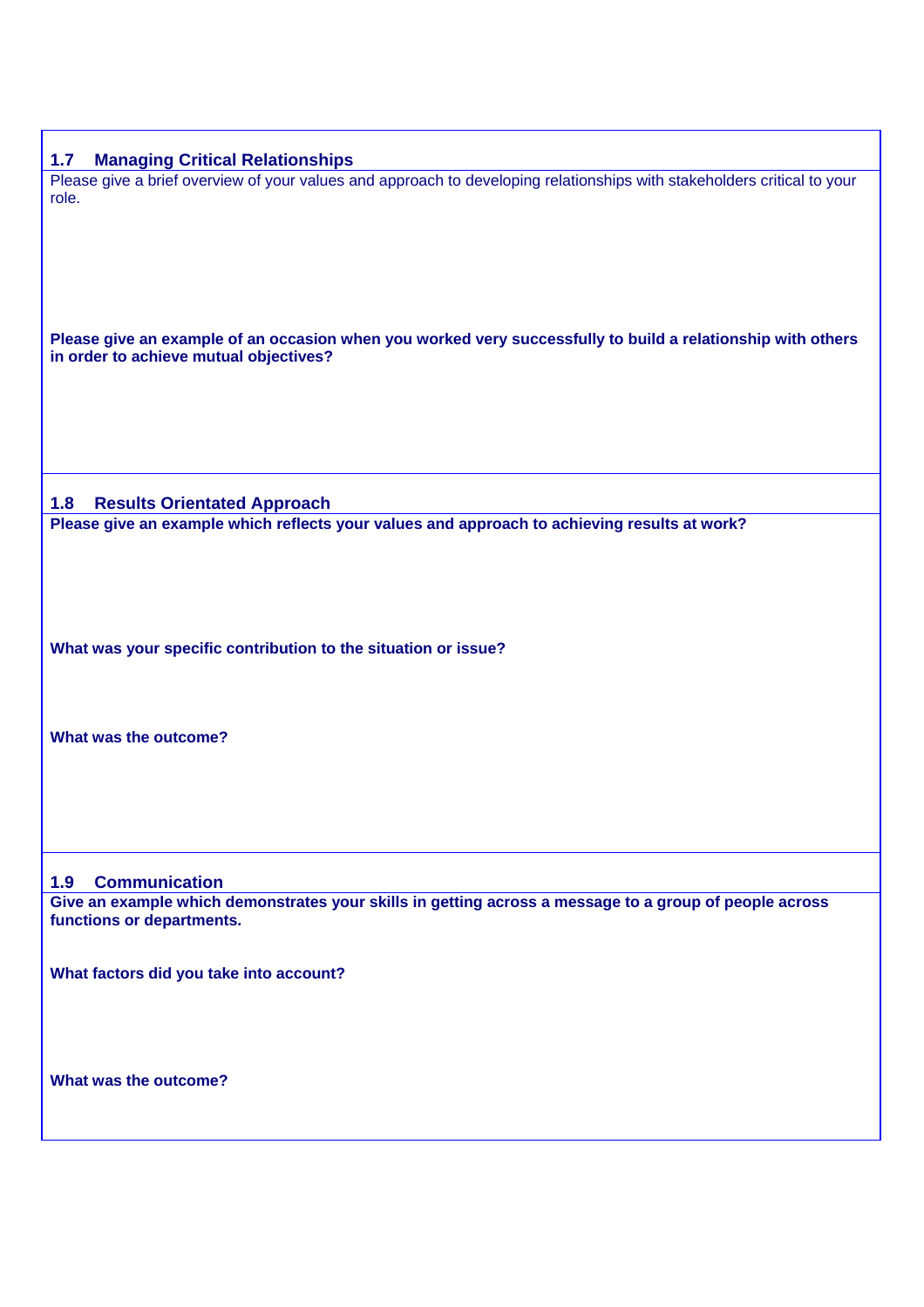### 1.7 Managing Critical Relationships

Please give a brief overview of your values and approach to developing relationships with stakeholders critical to your role.

**Please give an example of an occasion when you worked very successfully to build a relationship with others in order to achieve mutual objectives?**

### 1.8 Results Orientated Approach

**Please give an example which reflects your values and approach to achieving results at work?**

**What was your specific contribution to the situation or issue?**

**What was the outcome?**

### 1.9 Communication

**Give an example which demonstrates your skills in getting across a message to a group of people across functions or departments.**

**What factors did you take into account?**

**What was the outcome?**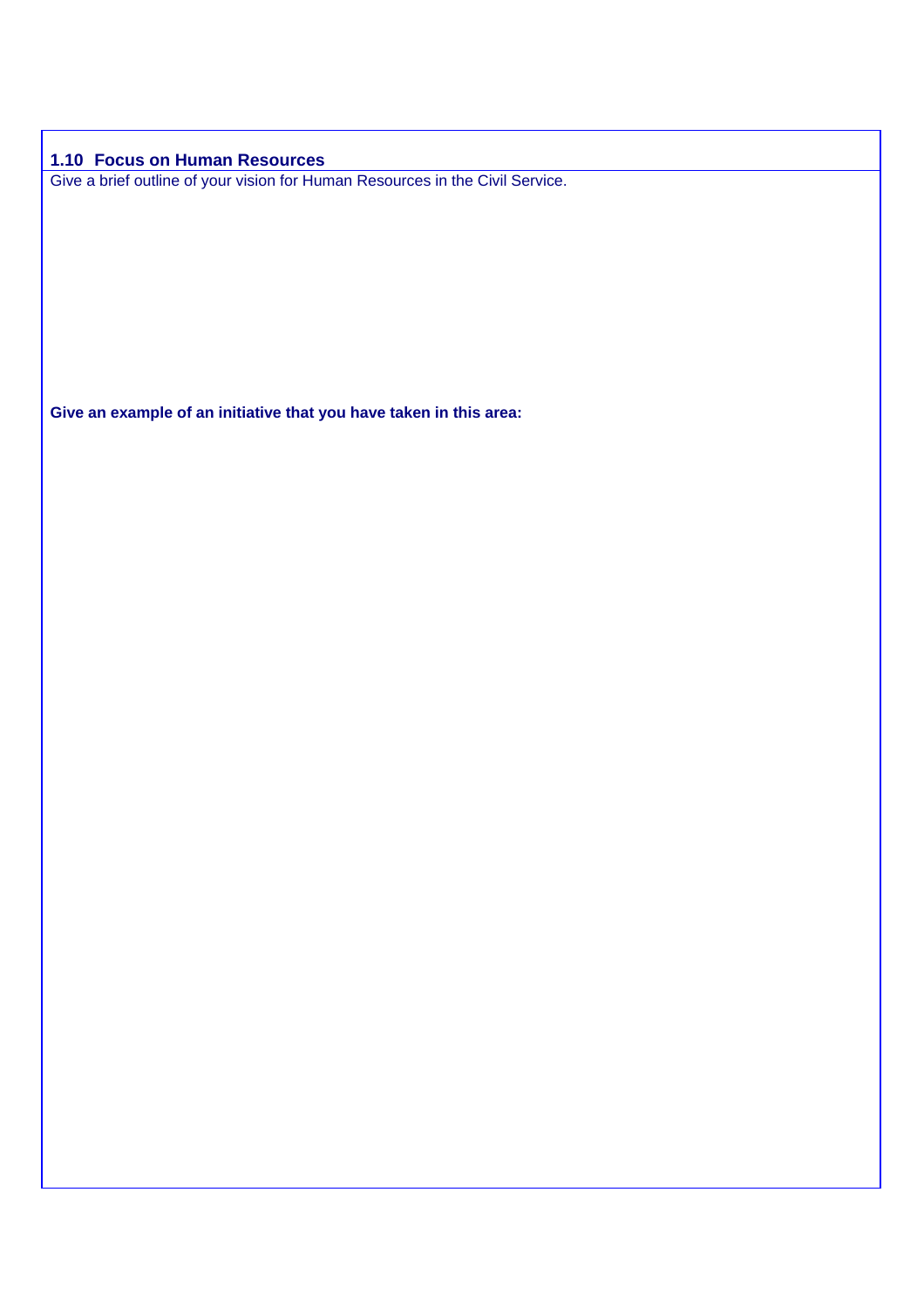### 1.10 Focus on Human Resources

Give a brief outline of your vision for Human Resources in the Civil Service.

**Give an example of an initiative that you have taken in this area:**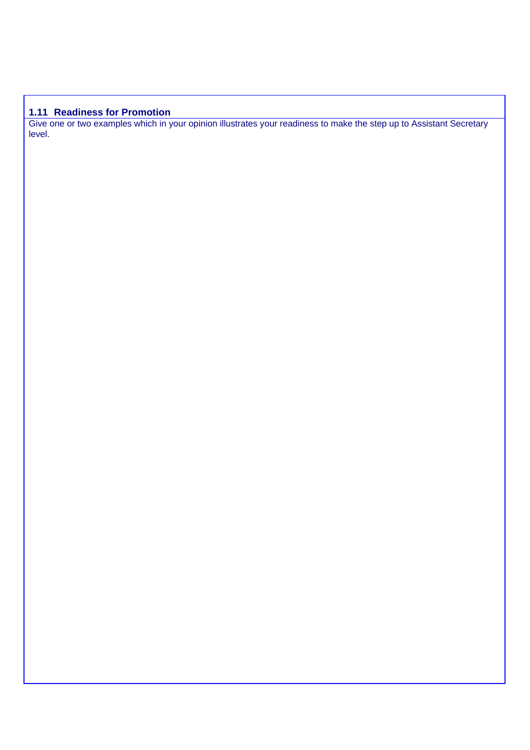### 1.11 Readiness for Promotion

Give one or two examples which in your opinion illustrates your readiness to make the step up to Assistant Secretary level.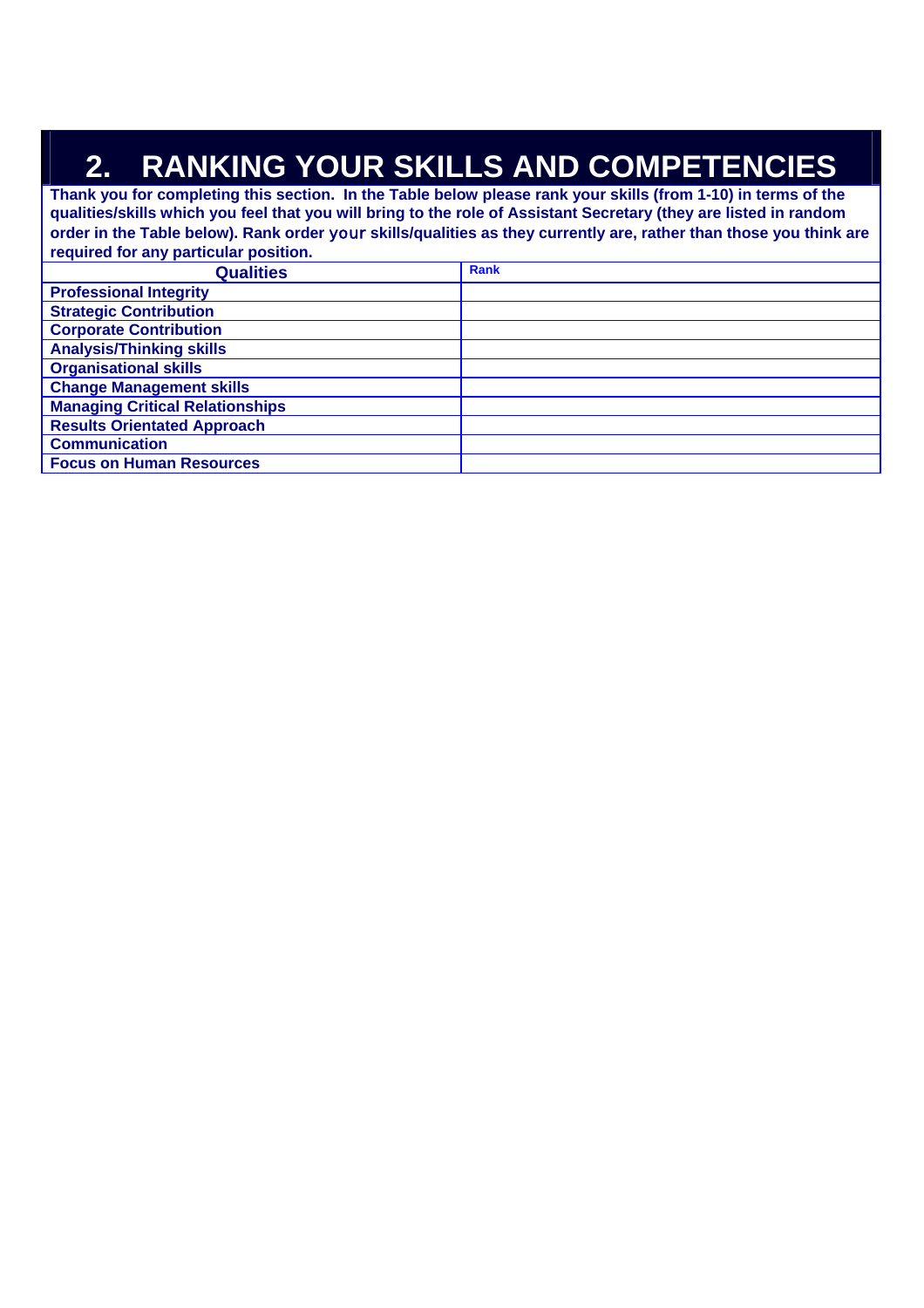# 2. RANKING YOUR SKILLS AND COMPETENCIES

**Thank you for completing this section. In the Table below please rank your skills (from 1-10) in terms of the qualities/skills which you feel that you will bring to the role of Assistant Secretary (they are listed in random order in the Table below). Rank order your skills/qualities as they currently are, rather than those you think are required for any particular position.**

| Qualities | Rank |
|---|---|
| **Professional Integrity** | |
| **Strategic Contribution** | |
| **Corporate Contribution** | |
| **Analysis/Thinking skills** | |
| **Organisational skills** | |
| **Change Management skills** | |
| **Managing Critical Relationships** | |
| **Results Orientated Approach** | |
| **Communication** | |
| **Focus on Human Resources** | |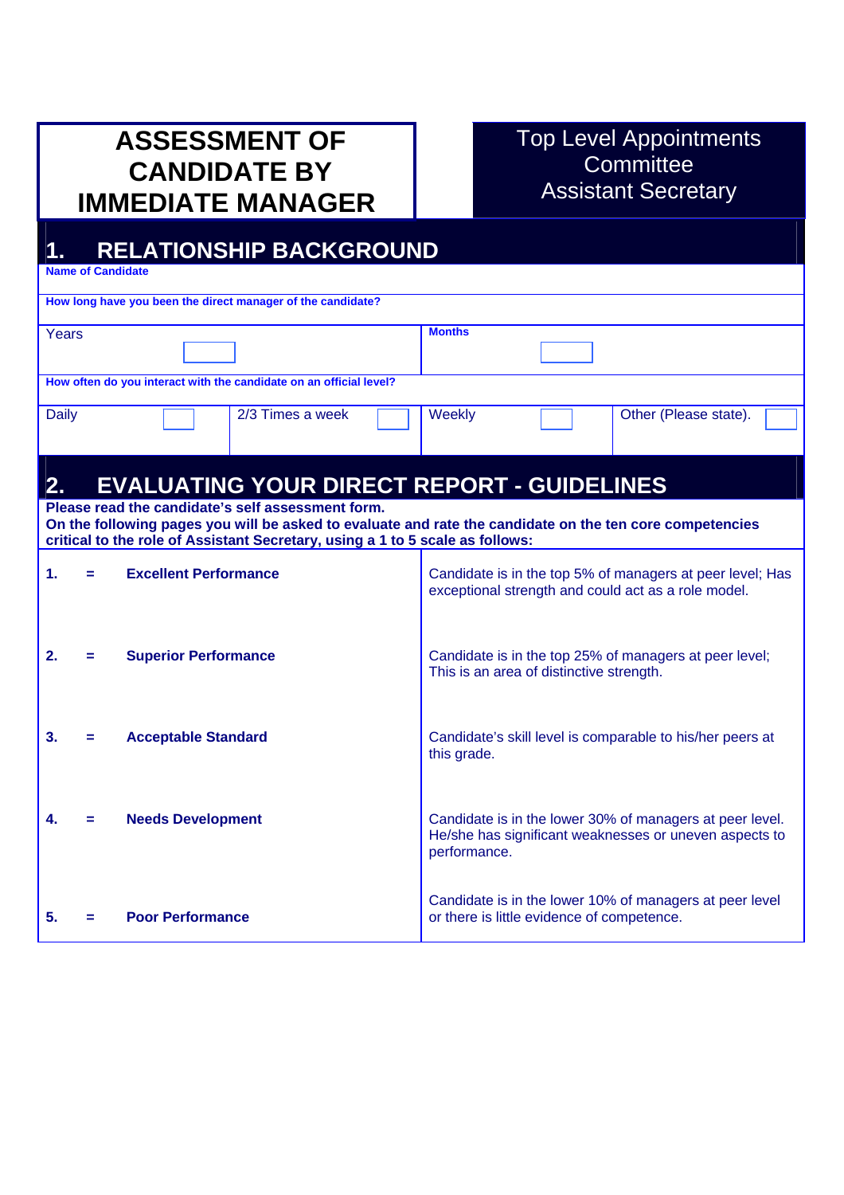# ASSESSMENT OF CANDIDATE BY IMMEDIATE MANAGER

Top Level Appointments Committee
Assistant Secretary

## 1. RELATIONSHIP BACKGROUND

**Name of Candidate**

**How long have you been the direct manager of the candidate?**

| Years | Months |
|---|---|
| | |

**How often do you interact with the candidate on an official level?**

| Daily | 2/3 Times a week | Weekly | Other (Please state). |
|---|---|---|---|
| | | | |

## 2. EVALUATING YOUR DIRECT REPORT - GUIDELINES

**Please read the candidate's self assessment form.**
**On the following pages you will be asked to evaluate and rate the candidate on the ten core competencies critical to the role of Assistant Secretary, using a 1 to 5 scale as follows:**

| Rating | | Level | Description |
|---|---|---|---|
| **1.** | **=** | **Excellent Performance** | Candidate is in the top 5% of managers at peer level; Has exceptional strength and could act as a role model. |
| **2.** | **=** | **Superior Performance** | Candidate is in the top 25% of managers at peer level; This is an area of distinctive strength. |
| **3.** | **=** | **Acceptable Standard** | Candidate's skill level is comparable to his/her peers at this grade. |
| **4.** | **=** | **Needs Development** | Candidate is in the lower 30% of managers at peer level. He/she has significant weaknesses or uneven aspects to performance. |
| **5.** | **=** | **Poor Performance** | Candidate is in the lower 10% of managers at peer level or there is little evidence of competence. |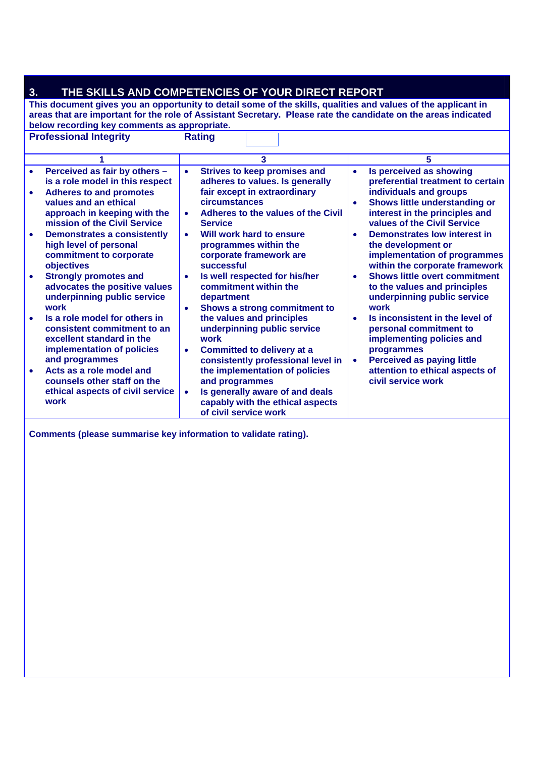## 3. THE SKILLS AND COMPETENCIES OF YOUR DIRECT REPORT

**This document gives you an opportunity to detail some of the skills, qualities and values of the applicant in areas that are important for the role of Assistant Secretary. Please rate the candidate on the areas indicated below recording key comments as appropriate.**

**Professional Integrity** **Rating**

| 1 | 3 | 5 |
|---|---|---|
| • Perceived as fair by others – is a role model in this respect<br>• Adheres to and promotes values and an ethical approach in keeping with the mission of the Civil Service<br>• Demonstrates a consistently high level of personal commitment to corporate objectives<br>• Strongly promotes and advocates the positive values underpinning public service work<br>• Is a role model for others in consistent commitment to an excellent standard in the implementation of policies and programmes<br>• Acts as a role model and counsels other staff on the ethical aspects of civil service work | • Strives to keep promises and adheres to values. Is generally fair except in extraordinary circumstances<br>• Adheres to the values of the Civil Service<br>• Will work hard to ensure programmes within the corporate framework are successful<br>• Is well respected for his/her commitment within the department<br>• Shows a strong commitment to the values and principles underpinning public service work<br>• Committed to delivery at a consistently professional level in the implementation of policies and programmes<br>• Is generally aware of and deals capably with the ethical aspects of civil service work | • Is perceived as showing preferential treatment to certain individuals and groups<br>• Shows little understanding or interest in the principles and values of the Civil Service<br>• Demonstrates low interest in the development or implementation of programmes within the corporate framework<br>• Shows little overt commitment to the values and principles underpinning public service work<br>• Is inconsistent in the level of personal commitment to implementing policies and programmes<br>• Perceived as paying little attention to ethical aspects of civil service work |

**Comments (please summarise key information to validate rating).**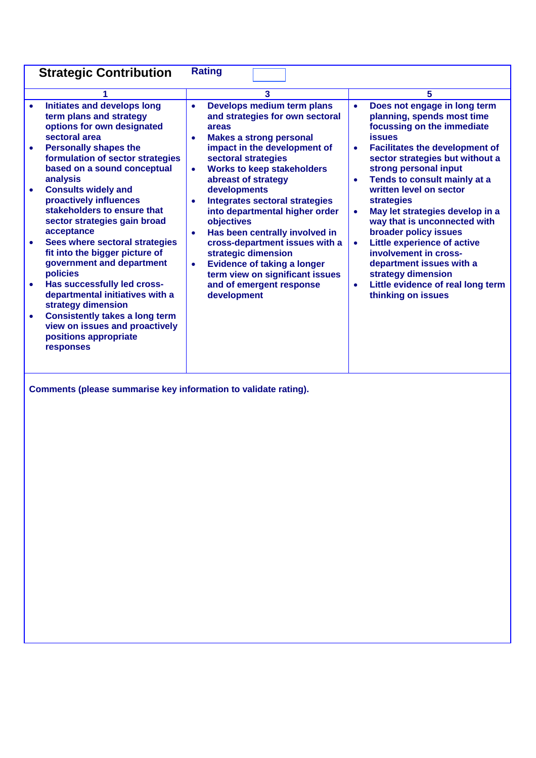## Strategic Contribution

**Rating**

| 1 | 3 | 5 |
|---|---|---|
| • Initiates and develops long term plans and strategy options for own designated sectoral area<br>• Personally shapes the formulation of sector strategies based on a sound conceptual analysis<br>• Consults widely and proactively influences stakeholders to ensure that sector strategies gain broad acceptance<br>• Sees where sectoral strategies fit into the bigger picture of government and department policies<br>• Has successfully led cross-departmental initiatives with a strategy dimension<br>• Consistently takes a long term view on issues and proactively positions appropriate responses | • Develops medium term plans and strategies for own sectoral areas<br>• Makes a strong personal impact in the development of sectoral strategies<br>• Works to keep stakeholders abreast of strategy developments<br>• Integrates sectoral strategies into departmental higher order objectives<br>• Has been centrally involved in cross-department issues with a strategic dimension<br>• Evidence of taking a longer term view on significant issues and of emergent response development | • Does not engage in long term planning, spends most time focussing on the immediate issues<br>• Facilitates the development of sector strategies but without a strong personal input<br>• Tends to consult mainly at a written level on sector strategies<br>• May let strategies develop in a way that is unconnected with broader policy issues<br>• Little experience of active involvement in cross-department issues with a strategy dimension<br>• Little evidence of real long term thinking on issues |

**Comments (please summarise key information to validate rating).**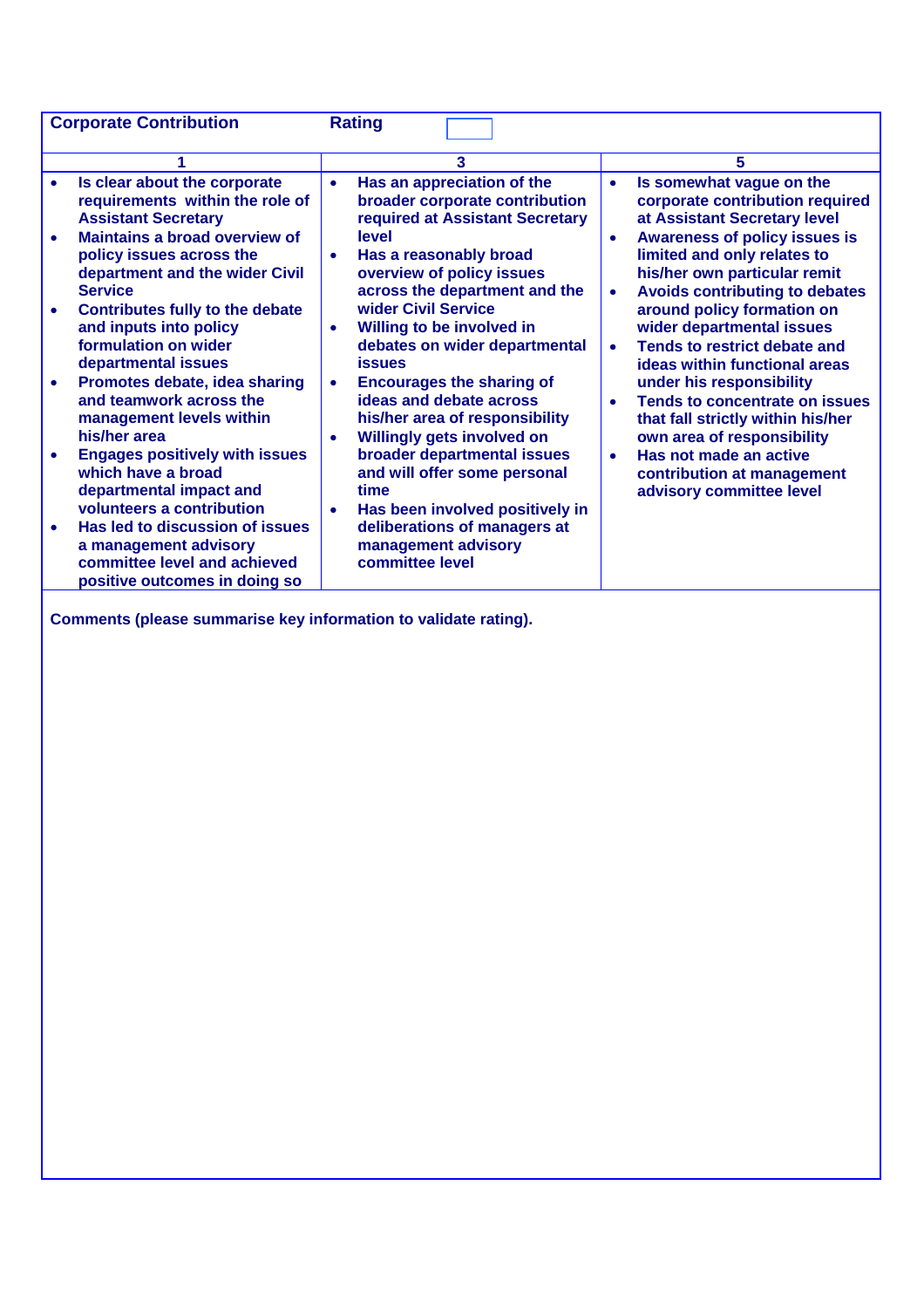**Corporate Contribution** **Rating** 

| 1 | 3 | 5 |
|---|---|---|
| • Is clear about the corporate requirements within the role of Assistant Secretary<br>• Maintains a broad overview of policy issues across the department and the wider Civil Service<br>• Contributes fully to the debate and inputs into policy formulation on wider departmental issues<br>• Promotes debate, idea sharing and teamwork across the management levels within his/her area<br>• Engages positively with issues which have a broad departmental impact and volunteers a contribution<br>• Has led to discussion of issues a management advisory committee level and achieved positive outcomes in doing so | • Has an appreciation of the broader corporate contribution required at Assistant Secretary level<br>• Has a reasonably broad overview of policy issues across the department and the wider Civil Service<br>• Willing to be involved in debates on wider departmental issues<br>• Encourages the sharing of ideas and debate across his/her area of responsibility<br>• Willingly gets involved on broader departmental issues and will offer some personal time<br>• Has been involved positively in deliberations of managers at management advisory committee level | • Is somewhat vague on the corporate contribution required at Assistant Secretary level<br>• Awareness of policy issues is limited and only relates to his/her own particular remit<br>• Avoids contributing to debates around policy formation on wider departmental issues<br>• Tends to restrict debate and ideas within functional areas under his responsibility<br>• Tends to concentrate on issues that fall strictly within his/her own area of responsibility<br>• Has not made an active contribution at management advisory committee level |

**Comments (please summarise key information to validate rating).**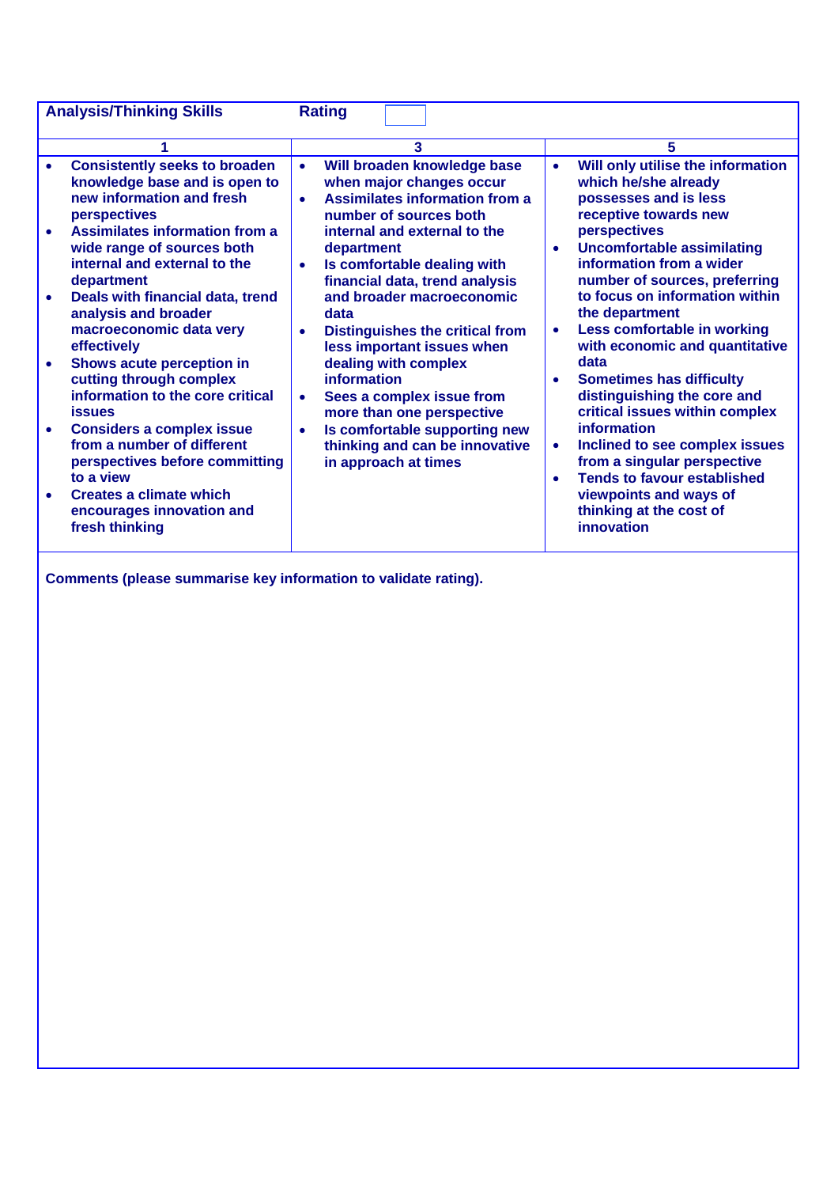| **Analysis/Thinking Skills** | **Rating** | |
|---|---|---|
| **1** | **3** | **5** |
| • **Consistently seeks to broaden knowledge base and is open to new information and fresh perspectives**<br>• **Assimilates information from a wide range of sources both internal and external to the department**<br>• **Deals with financial data, trend analysis and broader macroeconomic data very effectively**<br>• **Shows acute perception in cutting through complex information to the core critical issues**<br>• **Considers a complex issue from a number of different perspectives before committing to a view**<br>• **Creates a climate which encourages innovation and fresh thinking** | • **Will broaden knowledge base when major changes occur**<br>• **Assimilates information from a number of sources both internal and external to the department**<br>• **Is comfortable dealing with financial data, trend analysis and broader macroeconomic data**<br>• **Distinguishes the critical from less important issues when dealing with complex information**<br>• **Sees a complex issue from more than one perspective**<br>• **Is comfortable supporting new thinking and can be innovative in approach at times** | • **Will only utilise the information which he/she already possesses and is less receptive towards new perspectives**<br>• **Uncomfortable assimilating information from a wider number of sources, preferring to focus on information within the department**<br>• **Less comfortable in working with economic and quantitative data**<br>• **Sometimes has difficulty distinguishing the core and critical issues within complex information**<br>• **Inclined to see complex issues from a singular perspective**<br>• **Tends to favour established viewpoints and ways of thinking at the cost of innovation** |

**Comments (please summarise key information to validate rating).**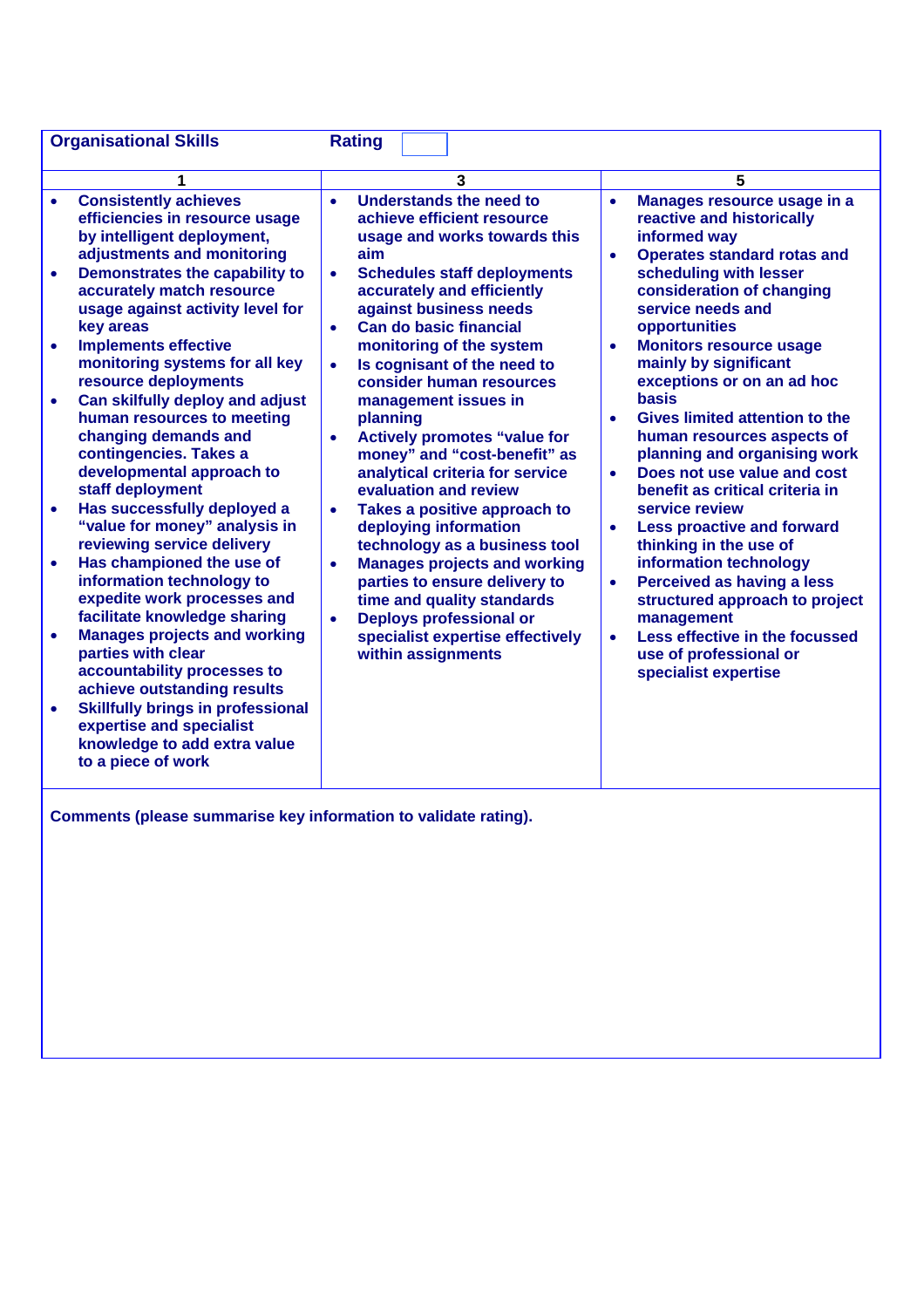| **Organisational Skills** | **Rating** | |
|---|---|---|
| **1** | **3** | **5** |
| • Consistently achieves efficiencies in resource usage by intelligent deployment, adjustments and monitoring<br>• Demonstrates the capability to accurately match resource usage against activity level for key areas<br>• Implements effective monitoring systems for all key resource deployments<br>• Can skilfully deploy and adjust human resources to meeting changing demands and contingencies. Takes a developmental approach to staff deployment<br>• Has successfully deployed a "value for money" analysis in reviewing service delivery<br>• Has championed the use of information technology to expedite work processes and facilitate knowledge sharing<br>• Manages projects and working parties with clear accountability processes to achieve outstanding results<br>• Skillfully brings in professional expertise and specialist knowledge to add extra value to a piece of work | • Understands the need to achieve efficient resource usage and works towards this aim<br>• Schedules staff deployments accurately and efficiently against business needs<br>• Can do basic financial monitoring of the system<br>• Is cognisant of the need to consider human resources management issues in planning<br>• Actively promotes "value for money" and "cost-benefit" as analytical criteria for service evaluation and review<br>• Takes a positive approach to deploying information technology as a business tool<br>• Manages projects and working parties to ensure delivery to time and quality standards<br>• Deploys professional or specialist expertise effectively within assignments | • Manages resource usage in a reactive and historically informed way<br>• Operates standard rotas and scheduling with lesser consideration of changing service needs and opportunities<br>• Monitors resource usage mainly by significant exceptions or on an ad hoc basis<br>• Gives limited attention to the human resources aspects of planning and organising work<br>• Does not use value and cost benefit as critical criteria in service review<br>• Less proactive and forward thinking in the use of information technology<br>• Perceived as having a less structured approach to project management<br>• Less effective in the focussed use of professional or specialist expertise |

**Comments (please summarise key information to validate rating).**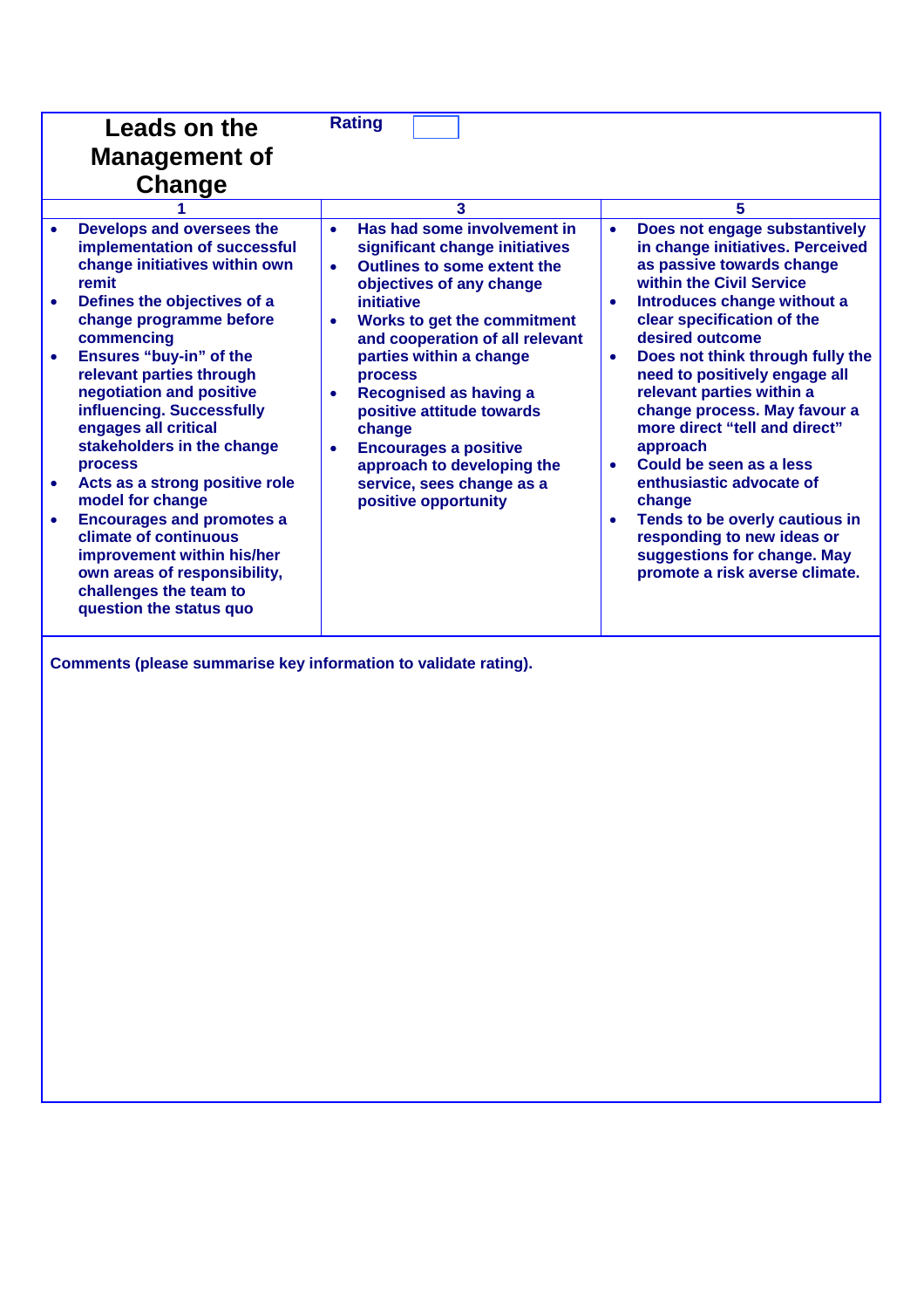| **Leads on the Management of Change** | **Rating** | |
|---|---|---|
| **1** | **3** | **5** |
| • Develops and oversees the implementation of successful change initiatives within own remit<br>• Defines the objectives of a change programme before commencing<br>• Ensures "buy-in" of the relevant parties through negotiation and positive influencing. Successfully engages all critical stakeholders in the change process<br>• Acts as a strong positive role model for change<br>• Encourages and promotes a climate of continuous improvement within his/her own areas of responsibility, challenges the team to question the status quo | • Has had some involvement in significant change initiatives<br>• Outlines to some extent the objectives of any change initiative<br>• Works to get the commitment and cooperation of all relevant parties within a change process<br>• Recognised as having a positive attitude towards change<br>• Encourages a positive approach to developing the service, sees change as a positive opportunity | • Does not engage substantively in change initiatives. Perceived as passive towards change within the Civil Service<br>• Introduces change without a clear specification of the desired outcome<br>• Does not think through fully the need to positively engage all relevant parties within a change process. May favour a more direct "tell and direct" approach<br>• Could be seen as a less enthusiastic advocate of change<br>• Tends to be overly cautious in responding to new ideas or suggestions for change. May promote a risk averse climate. |

**Comments (please summarise key information to validate rating).**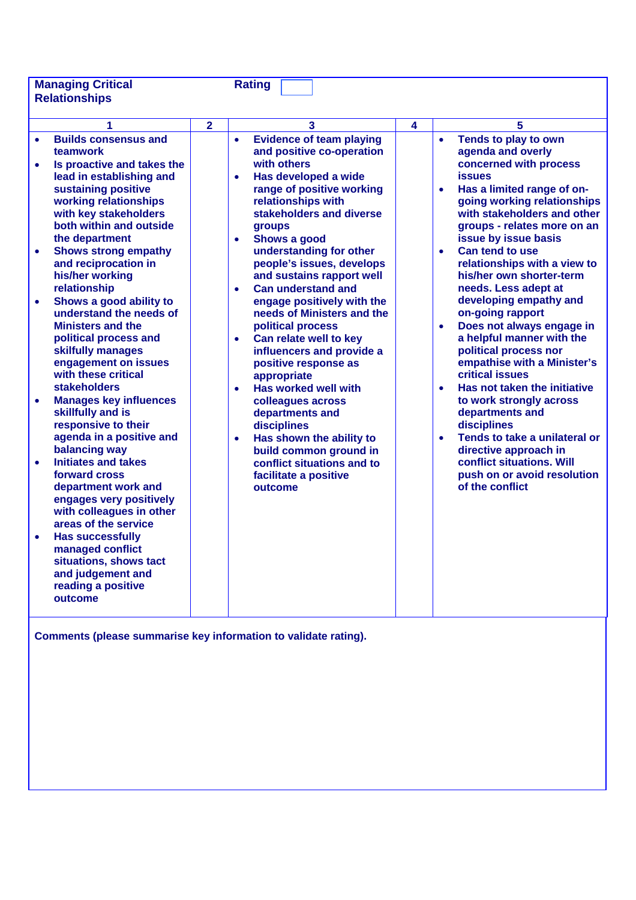| **Managing Critical Relationships** | | **Rating** | | |
|---|---|---|---|---|
| **1** | **2** | **3** | **4** | **5** |
| • **Builds consensus and teamwork**<br>• **Is proactive and takes the lead in establishing and sustaining positive working relationships with key stakeholders both within and outside the department**<br>• **Shows strong empathy and reciprocation in his/her working relationship**<br>• **Shows a good ability to understand the needs of Ministers and the political process and skilfully manages engagement on issues with these critical stakeholders**<br>• **Manages key influences skillfully and is responsive to their agenda in a positive and balancing way**<br>• **Initiates and takes forward cross department work and engages very positively with colleagues in other areas of the service**<br>• **Has successfully managed conflict situations, shows tact and judgement and reading a positive outcome** | | • **Evidence of team playing and positive co-operation with others**<br>• **Has developed a wide range of positive working relationships with stakeholders and diverse groups**<br>• **Shows a good understanding for other people's issues, develops and sustains rapport well**<br>• **Can understand and engage positively with the needs of Ministers and the political process**<br>• **Can relate well to key influencers and provide a positive response as appropriate**<br>• **Has worked well with colleagues across departments and disciplines**<br>• **Has shown the ability to build common ground in conflict situations and to facilitate a positive outcome** | | • **Tends to play to own agenda and overly concerned with process issues**<br>• **Has a limited range of on-going working relationships with stakeholders and other groups - relates more on an issue by issue basis**<br>• **Can tend to use relationships with a view to his/her own shorter-term needs. Less adept at developing empathy and on-going rapport**<br>• **Does not always engage in a helpful manner with the political process nor empathise with a Minister's critical issues**<br>• **Has not taken the initiative to work strongly across departments and disciplines**<br>• **Tends to take a unilateral or directive approach in conflict situations. Will push on or avoid resolution of the conflict** |

**Comments (please summarise key information to validate rating).**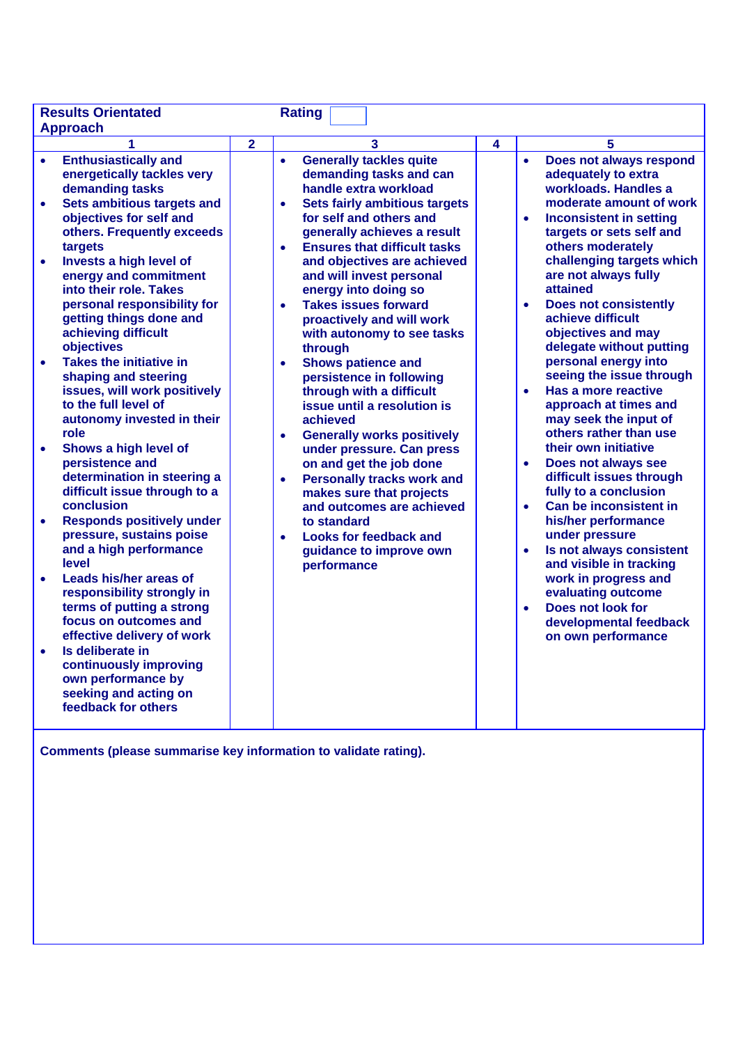| Results Orientated Approach | | Rating | | |
|---|---|---|---|---|
| 1 | 2 | 3 | 4 | 5 |
| • Enthusiastically and energetically tackles very demanding tasks<br>• Sets ambitious targets and objectives for self and others. Frequently exceeds targets<br>• Invests a high level of energy and commitment into their role. Takes personal responsibility for getting things done and achieving difficult objectives<br>• Takes the initiative in shaping and steering issues, will work positively to the full level of autonomy invested in their role<br>• Shows a high level of persistence and determination in steering a difficult issue through to a conclusion<br>• Responds positively under pressure, sustains poise and a high performance level<br>• Leads his/her areas of responsibility strongly in terms of putting a strong focus on outcomes and effective delivery of work<br>• Is deliberate in continuously improving own performance by seeking and acting on feedback for others | | • Generally tackles quite demanding tasks and can handle extra workload<br>• Sets fairly ambitious targets for self and others and generally achieves a result<br>• Ensures that difficult tasks and objectives are achieved and will invest personal energy into doing so<br>• Takes issues forward proactively and will work with autonomy to see tasks through<br>• Shows patience and persistence in following through with a difficult issue until a resolution is achieved<br>• Generally works positively under pressure. Can press on and get the job done<br>• Personally tracks work and makes sure that projects and outcomes are achieved to standard<br>• Looks for feedback and guidance to improve own performance | | • Does not always respond adequately to extra workloads. Handles a moderate amount of work<br>• Inconsistent in setting targets or sets self and others moderately challenging targets which are not always fully attained<br>• Does not consistently achieve difficult objectives and may delegate without putting personal energy into seeing the issue through<br>• Has a more reactive approach at times and may seek the input of others rather than use their own initiative<br>• Does not always see difficult issues through fully to a conclusion<br>• Can be inconsistent in his/her performance under pressure<br>• Is not always consistent and visible in tracking work in progress and evaluating outcome<br>• Does not look for developmental feedback on own performance |

**Comments (please summarise key information to validate rating).**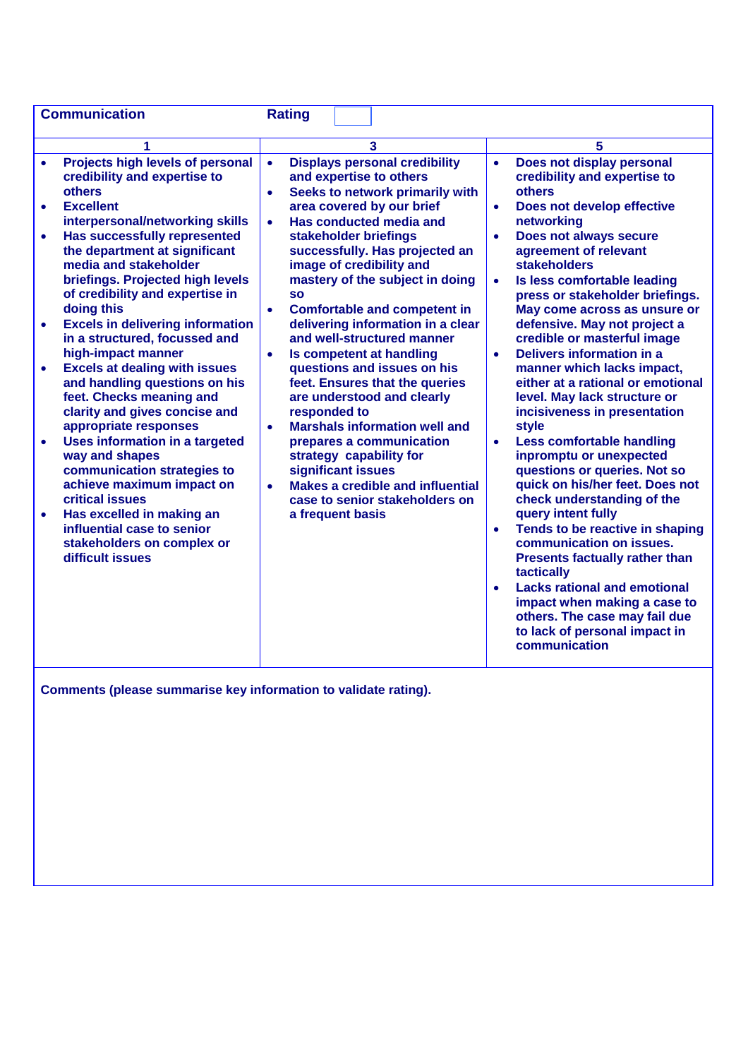| **Communication** | **Rating** | |
|---|---|---|
| **1** | **3** | **5** |
| • **Projects high levels of personal credibility and expertise to others**<br>• **Excellent interpersonal/networking skills**<br>• **Has successfully represented the department at significant media and stakeholder briefings. Projected high levels of credibility and expertise in doing this**<br>• **Excels in delivering information in a structured, focussed and high-impact manner**<br>• **Excels at dealing with issues and handling questions on his feet. Checks meaning and clarity and gives concise and appropriate responses**<br>• **Uses information in a targeted way and shapes communication strategies to achieve maximum impact on critical issues**<br>• **Has excelled in making an influential case to senior stakeholders on complex or difficult issues** | • **Displays personal credibility and expertise to others**<br>• **Seeks to network primarily with area covered by our brief**<br>• **Has conducted media and stakeholder briefings successfully. Has projected an image of credibility and mastery of the subject in doing so**<br>• **Comfortable and competent in delivering information in a clear and well-structured manner**<br>• **Is competent at handling questions and issues on his feet. Ensures that the queries are understood and clearly responded to**<br>• **Marshals information well and prepares a communication strategy capability for significant issues**<br>• **Makes a credible and influential case to senior stakeholders on a frequent basis** | • **Does not display personal credibility and expertise to others**<br>• **Does not develop effective networking**<br>• **Does not always secure agreement of relevant stakeholders**<br>• **Is less comfortable leading press or stakeholder briefings. May come across as unsure or defensive. May not project a credible or masterful image**<br>• **Delivers information in a manner which lacks impact, either at a rational or emotional level. May lack structure or incisiveness in presentation style**<br>• **Less comfortable handling inpromptu or unexpected questions or queries. Not so quick on his/her feet. Does not check understanding of the query intent fully**<br>• **Tends to be reactive in shaping communication on issues. Presents factually rather than tactically**<br>• **Lacks rational and emotional impact when making a case to others. The case may fail due to lack of personal impact in communication** |

**Comments (please summarise key information to validate rating).**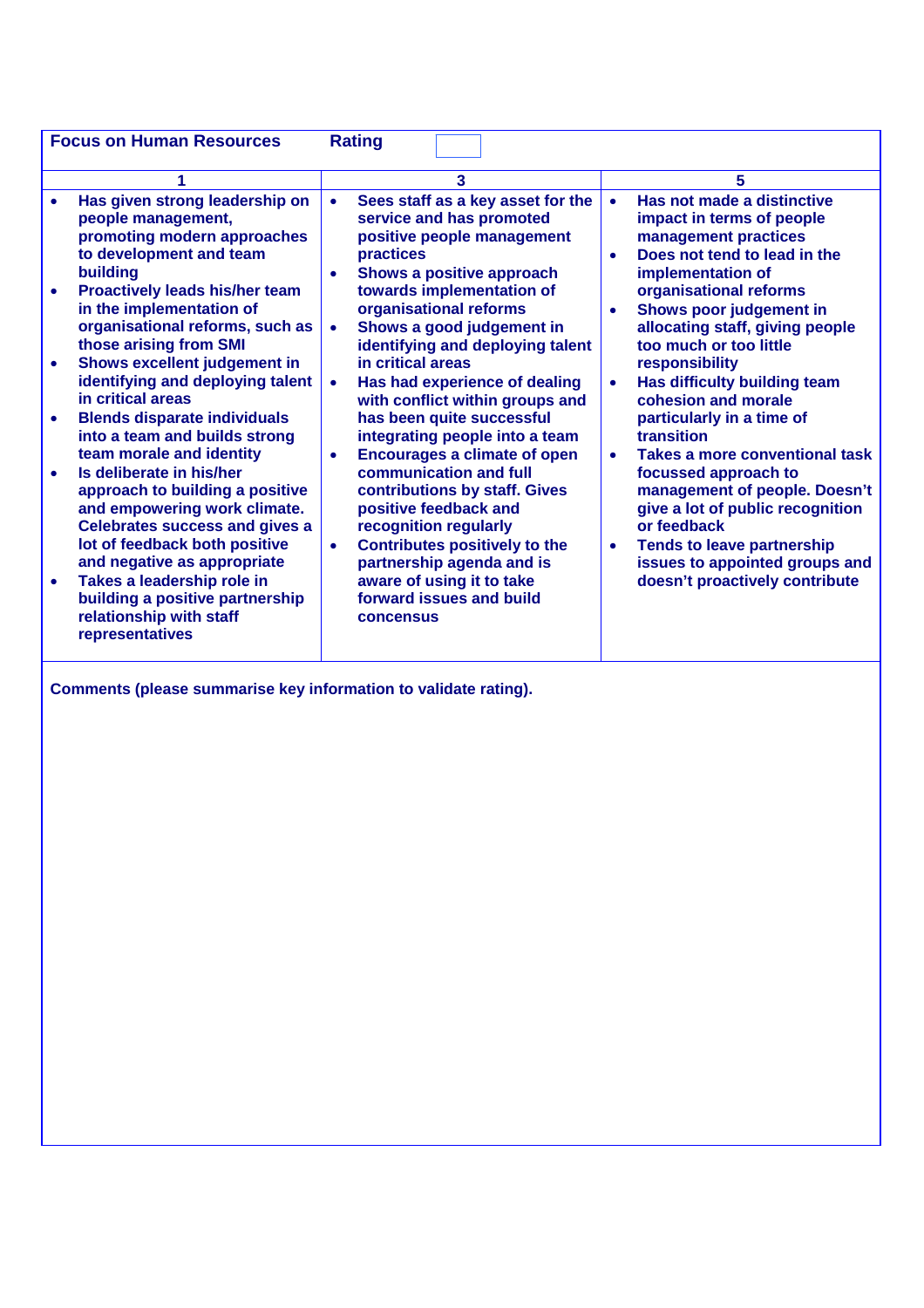| Focus on Human Resources | Rating | |
|---|---|---|
| **1** | **3** | **5** |
| • Has given strong leadership on people management, promoting modern approaches to development and team building<br>• Proactively leads his/her team in the implementation of organisational reforms, such as those arising from SMI<br>• Shows excellent judgement in identifying and deploying talent in critical areas<br>• Blends disparate individuals into a team and builds strong team morale and identity<br>• Is deliberate in his/her approach to building a positive and empowering work climate. Celebrates success and gives a lot of feedback both positive and negative as appropriate<br>• Takes a leadership role in building a positive partnership relationship with staff representatives | • Sees staff as a key asset for the service and has promoted positive people management practices<br>• Shows a positive approach towards implementation of organisational reforms<br>• Shows a good judgement in identifying and deploying talent in critical areas<br>• Has had experience of dealing with conflict within groups and has been quite successful integrating people into a team<br>• Encourages a climate of open communication and full contributions by staff. Gives positive feedback and recognition regularly<br>• Contributes positively to the partnership agenda and is aware of using it to take forward issues and build concensus | • Has not made a distinctive impact in terms of people management practices<br>• Does not tend to lead in the implementation of organisational reforms<br>• Shows poor judgement in allocating staff, giving people too much or too little responsibility<br>• Has difficulty building team cohesion and morale particularly in a time of transition<br>• Takes a more conventional task focussed approach to management of people. Doesn't give a lot of public recognition or feedback<br>• Tends to leave partnership issues to appointed groups and doesn't proactively contribute |

**Comments (please summarise key information to validate rating).**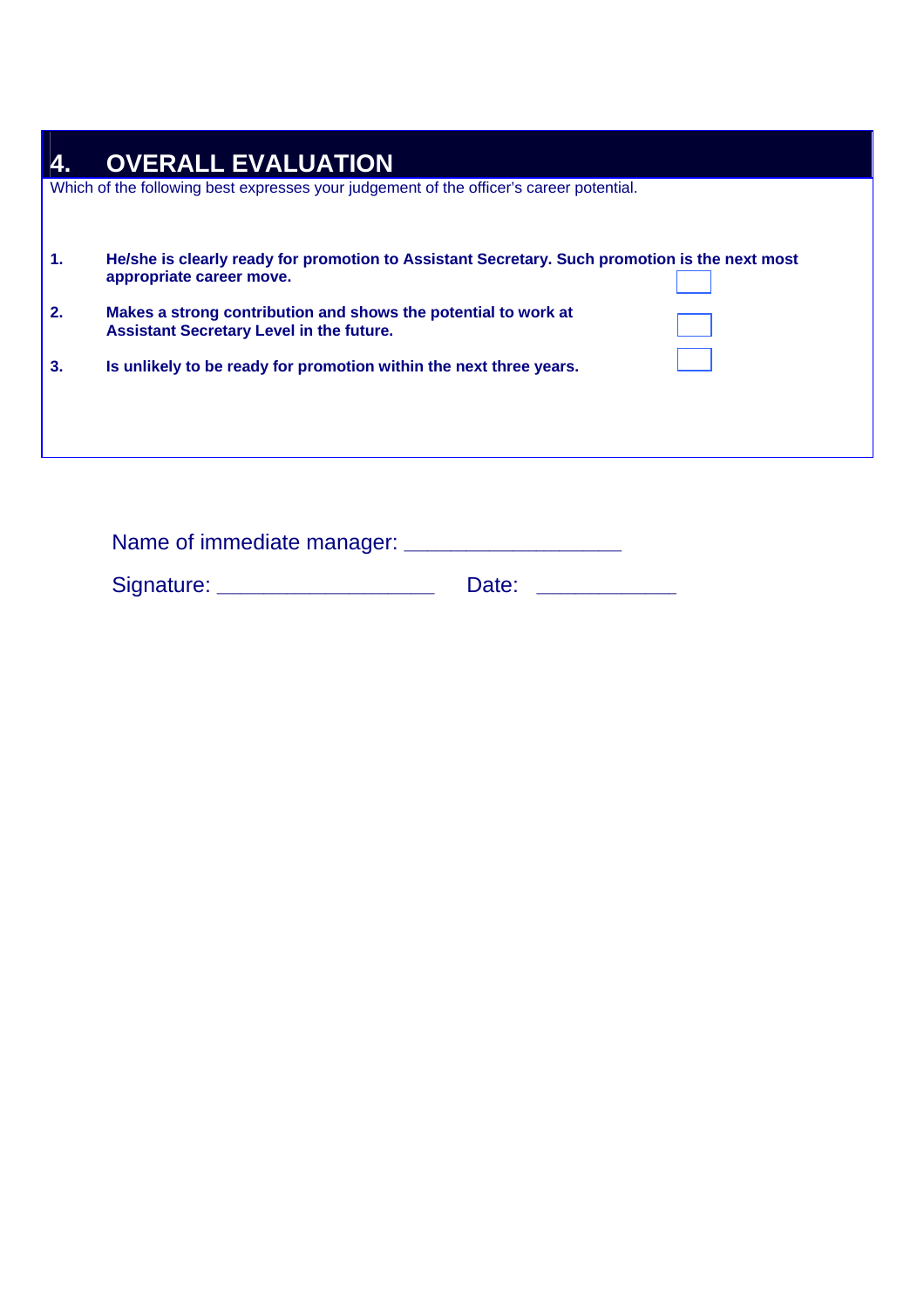## 4. OVERALL EVALUATION

Which of the following best expresses your judgement of the officer's career potential.

| | | |
|---|---|---|
| **1.** | **He/she is clearly ready for promotion to Assistant Secretary. Such promotion is the next most appropriate career move.** | ☐ |
| **2.** | **Makes a strong contribution and shows the potential to work at Assistant Secretary Level in the future.** | ☐ |
| **3.** | **Is unlikely to be ready for promotion within the next three years.** | ☐ |

Name of immediate manager: ___________________

Signature: ___________________ Date: ____________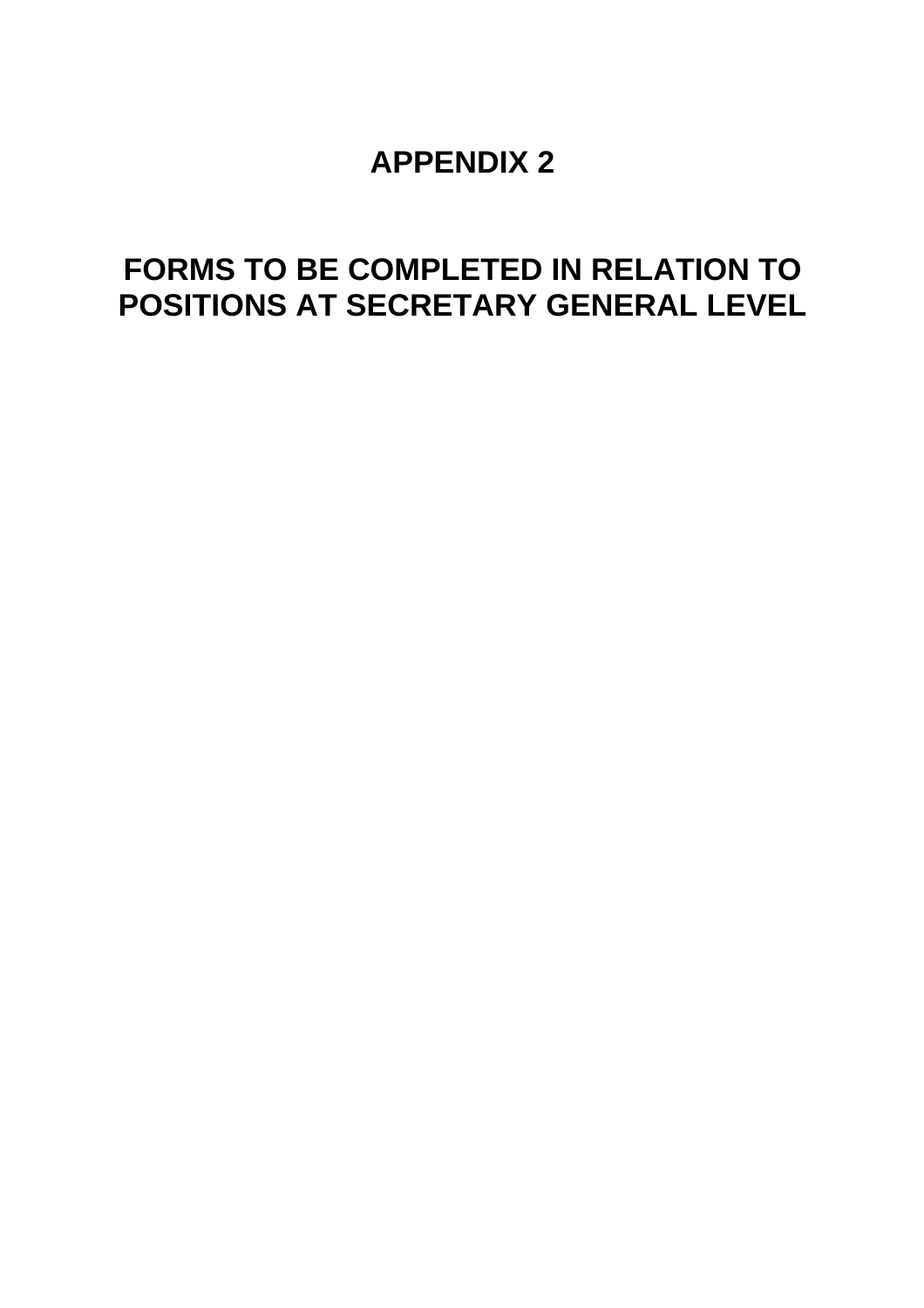# APPENDIX 2

# FORMS TO BE COMPLETED IN RELATION TO POSITIONS AT SECRETARY GENERAL LEVEL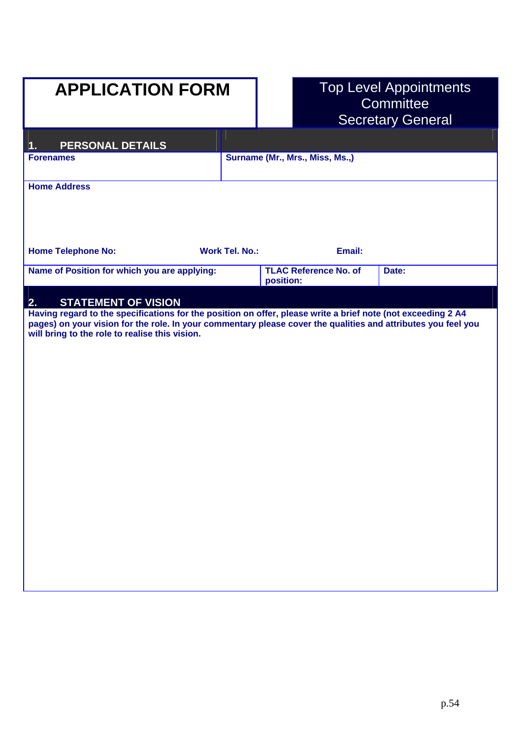# APPLICATION FORM

Top Level Appointments Committee
Secretary General

## 1. PERSONAL DETAILS

| Forenames | Surname (Mr., Mrs., Miss, Ms.,) | | |
|---|---|---|---|
| **Home Address** | | | |
| **Home Telephone No:** | **Work Tel. No.:** | **Email:** | |
| **Name of Position for which you are applying:** | | **TLAC Reference No. of position:** | **Date:** |

## 2. STATEMENT OF VISION

**Having regard to the specifications for the position on offer, please write a brief note (not exceeding 2 A4 pages) on your vision for the role. In your commentary please cover the qualities and attributes you feel you will bring to the role to realise this vision.**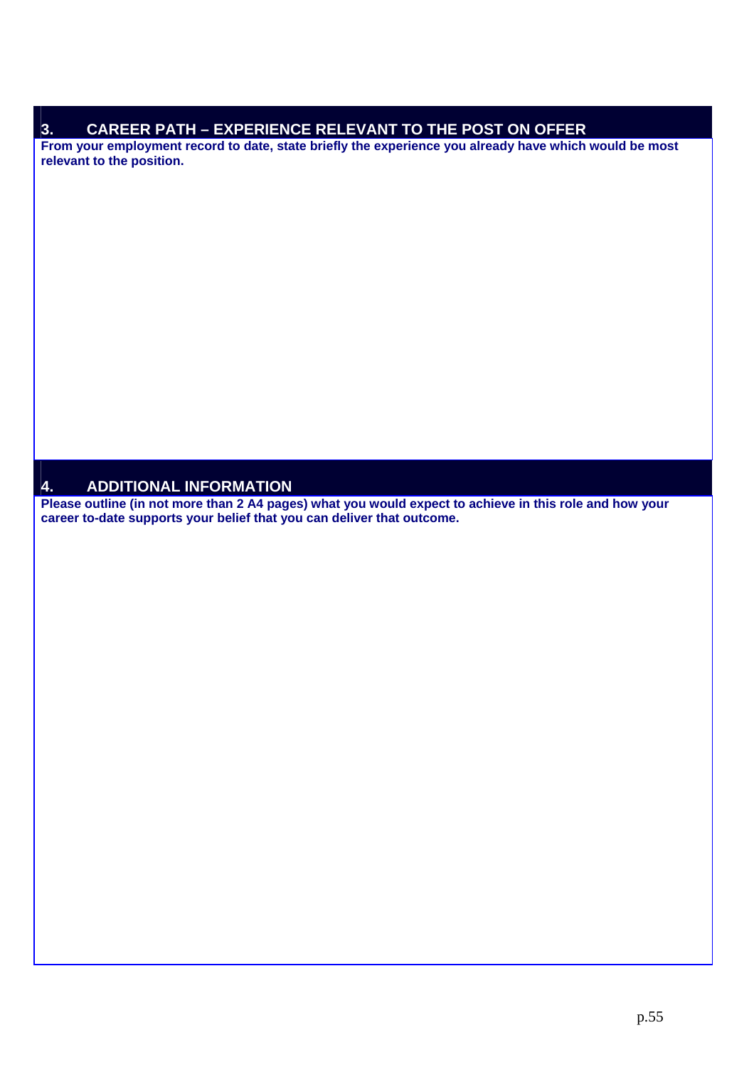## 3. CAREER PATH – EXPERIENCE RELEVANT TO THE POST ON OFFER

**From your employment record to date, state briefly the experience you already have which would be most relevant to the position.**

## 4. ADDITIONAL INFORMATION

**Please outline (in not more than 2 A4 pages) what you would expect to achieve in this role and how your career to-date supports your belief that you can deliver that outcome.**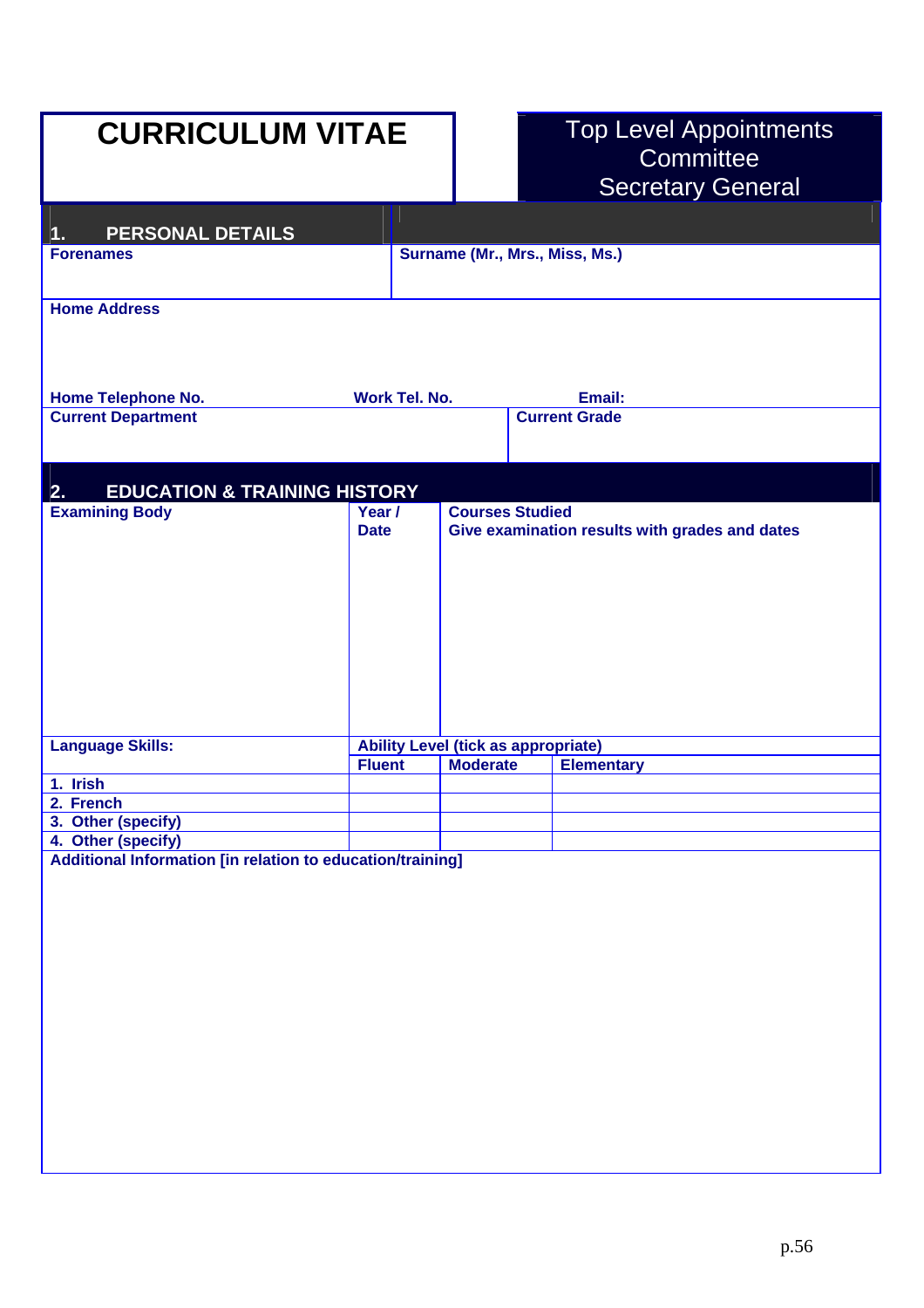# CURRICULUM VITAE

**Top Level Appointments Committee**
**Secretary General**

## 1. PERSONAL DETAILS

| Forenames | Surname (Mr., Mrs., Miss, Ms.) |
|---|---|
| | |

**Home Address**

**Home Telephone No.** **Work Tel. No.** **Email:**

| Current Department | Current Grade |
|---|---|
| | |

## 2. EDUCATION & TRAINING HISTORY

| Examining Body | Year / Date | Courses Studied<br>Give examination results with grades and dates |
|---|---|---|
| | | |

| Language Skills: | Ability Level (tick as appropriate) | | |
|---|---|---|---|
| | Fluent | Moderate | Elementary |
| 1. Irish | | | |
| 2. French | | | |
| 3. Other (specify) | | | |
| 4. Other (specify) | | | |

**Additional Information [in relation to education/training]**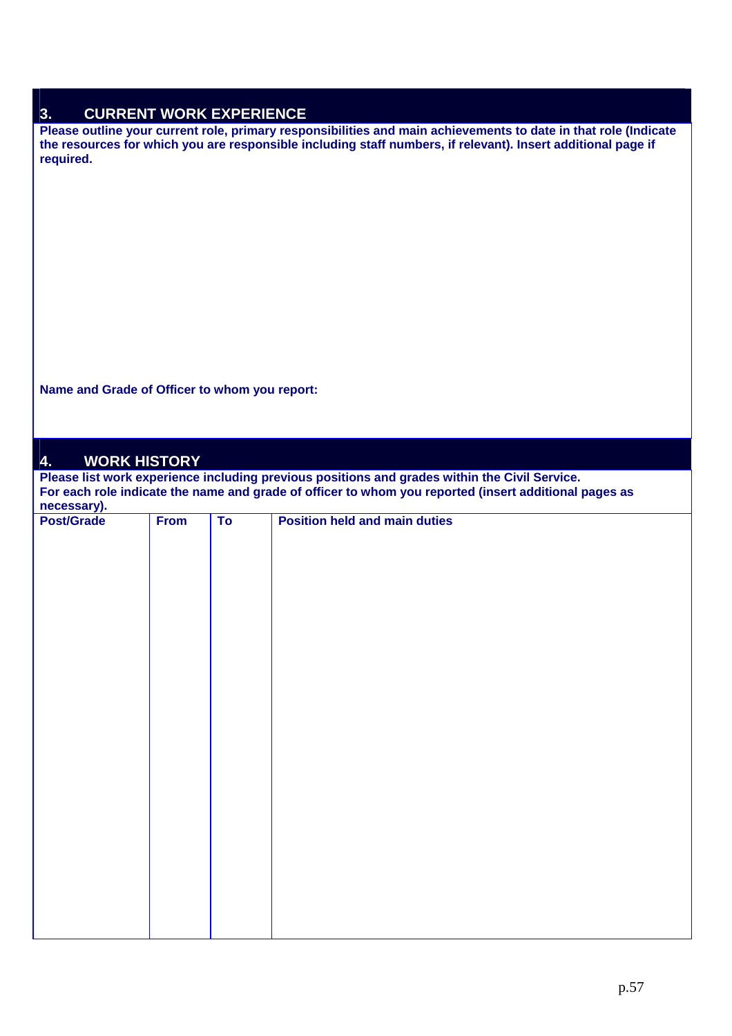## 3. CURRENT WORK EXPERIENCE

**Please outline your current role, primary responsibilities and main achievements to date in that role (Indicate the resources for which you are responsible including staff numbers, if relevant). Insert additional page if required.**

**Name and Grade of Officer to whom you report:**

## 4. WORK HISTORY

**Please list work experience including previous positions and grades within the Civil Service.**
**For each role indicate the name and grade of officer to whom you reported (insert additional pages as necessary).**

| Post/Grade | From | To | Position held and main duties |
|---|---|---|---|
| | | | |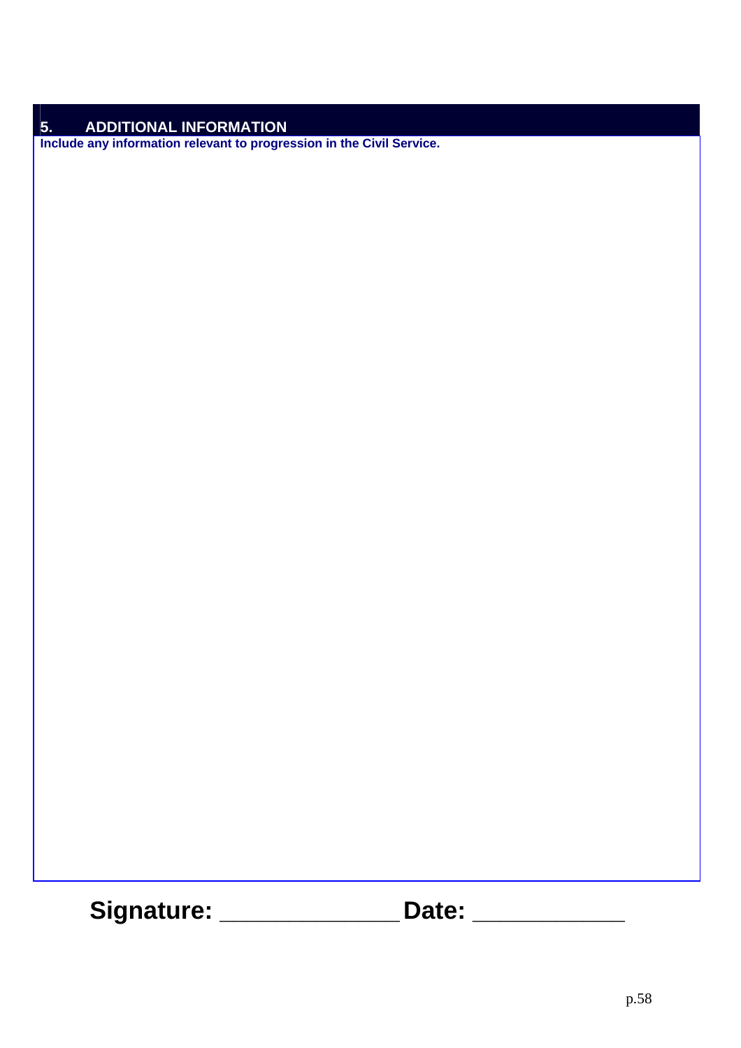## 5. ADDITIONAL INFORMATION

**Include any information relevant to progression in the Civil Service.**

**Signature: _______________ Date: _____________**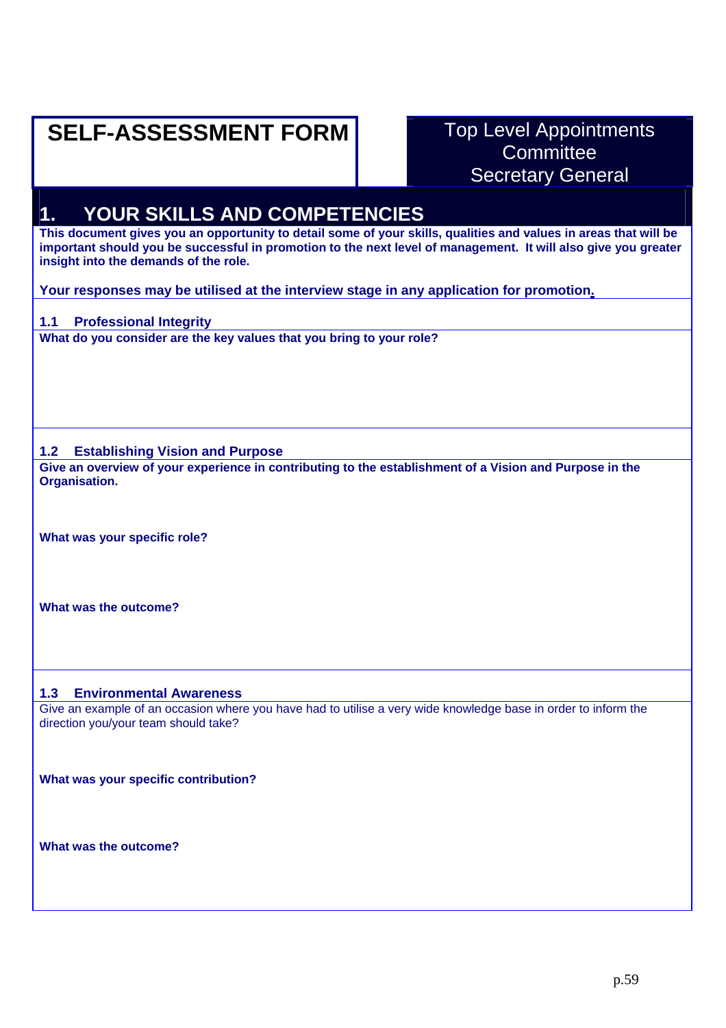# SELF-ASSESSMENT FORM

Top Level Appointments Committee
Secretary General

## 1. YOUR SKILLS AND COMPETENCIES

**This document gives you an opportunity to detail some of your skills, qualities and values in areas that will be important should you be successful in promotion to the next level of management. It will also give you greater insight into the demands of the role.**

**Your responses may be utilised at the interview stage in any application for promotion.**

### 1.1 Professional Integrity

**What do you consider are the key values that you bring to your role?**

### 1.2 Establishing Vision and Purpose

**Give an overview of your experience in contributing to the establishment of a Vision and Purpose in the Organisation.**

**What was your specific role?**

**What was the outcome?**

### 1.3 Environmental Awareness

Give an example of an occasion where you have had to utilise a very wide knowledge base in order to inform the direction you/your team should take?

**What was your specific contribution?**

**What was the outcome?**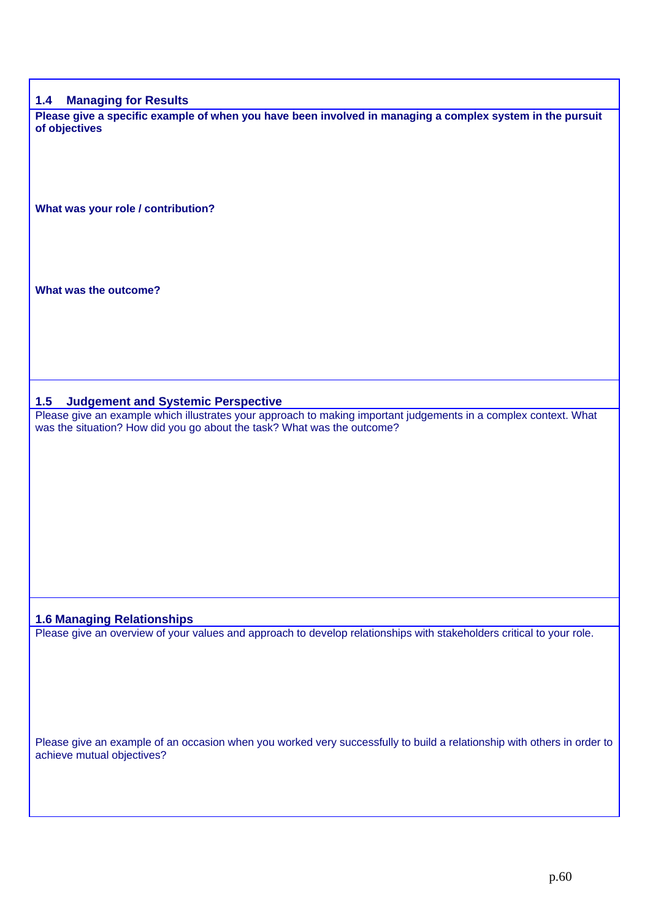## 1.4 Managing for Results

**Please give a specific example of when you have been involved in managing a complex system in the pursuit of objectives**

**What was your role / contribution?**

**What was the outcome?**

## 1.5 Judgement and Systemic Perspective

Please give an example which illustrates your approach to making important judgements in a complex context. What was the situation? How did you go about the task? What was the outcome?

## 1.6 Managing Relationships

Please give an overview of your values and approach to develop relationships with stakeholders critical to your role.

Please give an example of an occasion when you worked very successfully to build a relationship with others in order to achieve mutual objectives?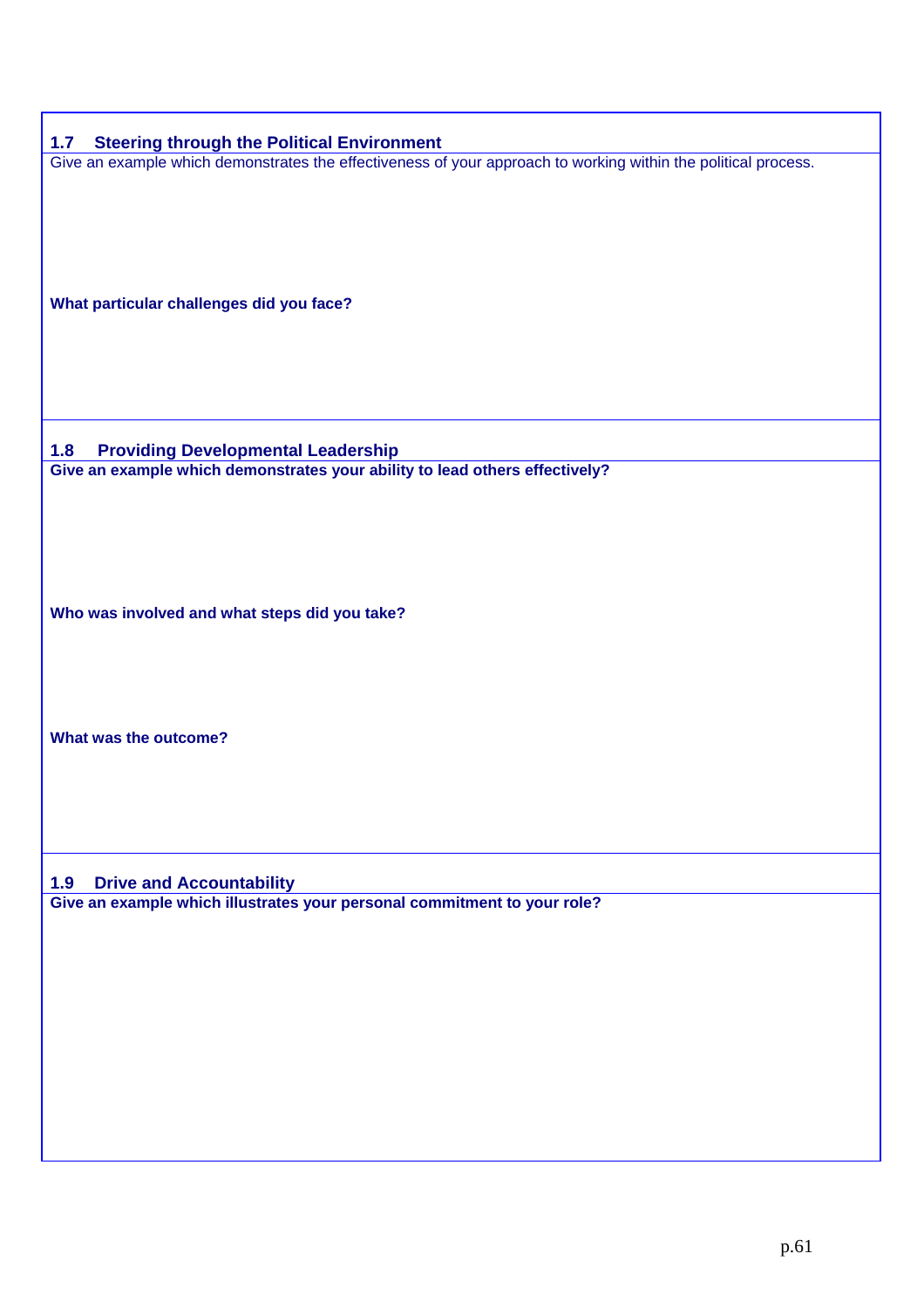### 1.7 Steering through the Political Environment

Give an example which demonstrates the effectiveness of your approach to working within the political process.

**What particular challenges did you face?**

### 1.8 Providing Developmental Leadership

**Give an example which demonstrates your ability to lead others effectively?**

**Who was involved and what steps did you take?**

**What was the outcome?**

### 1.9 Drive and Accountability

**Give an example which illustrates your personal commitment to your role?**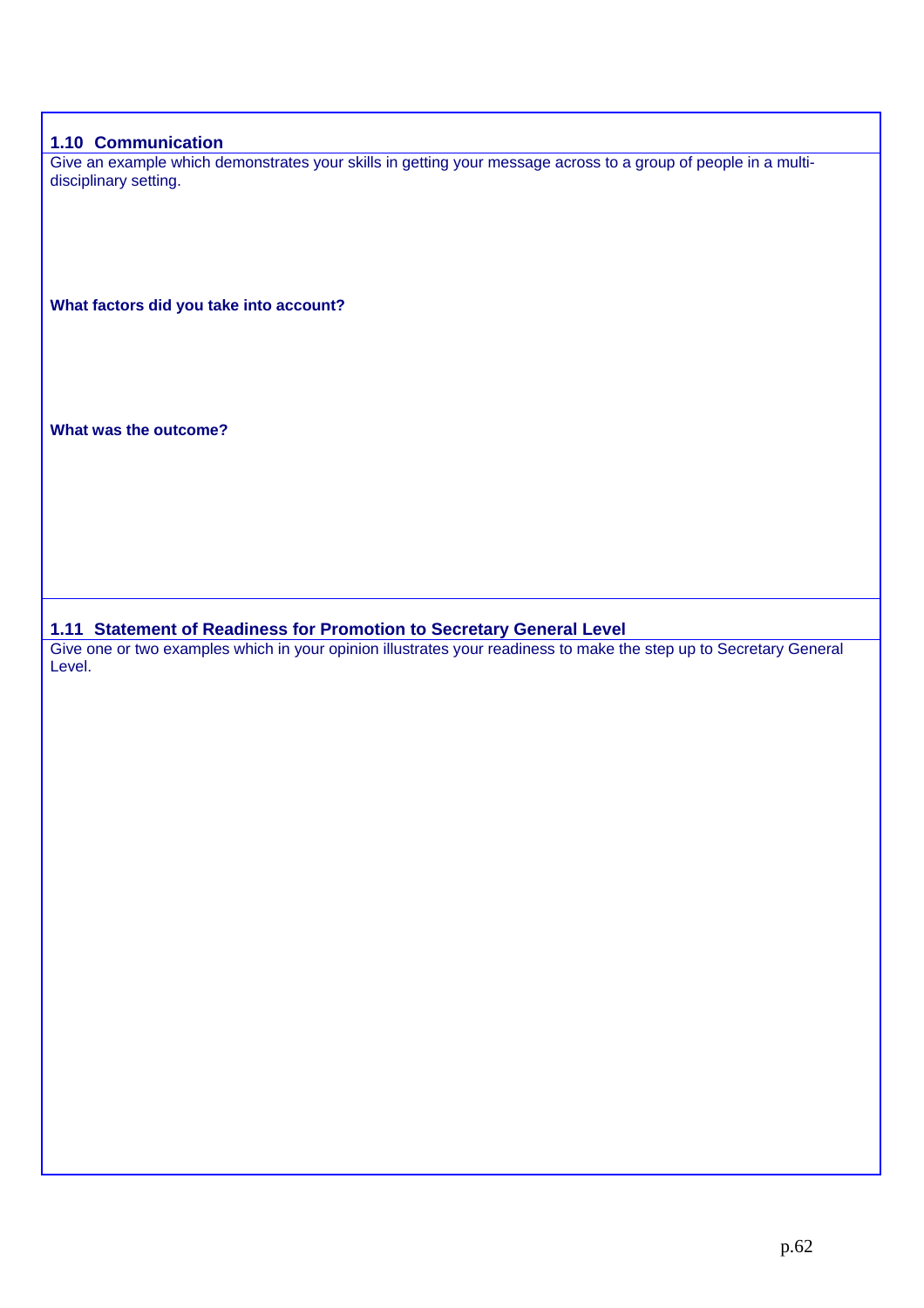### 1.10 Communication

Give an example which demonstrates your skills in getting your message across to a group of people in a multi-disciplinary setting.

**What factors did you take into account?**

**What was the outcome?**

### 1.11 Statement of Readiness for Promotion to Secretary General Level

Give one or two examples which in your opinion illustrates your readiness to make the step up to Secretary General Level.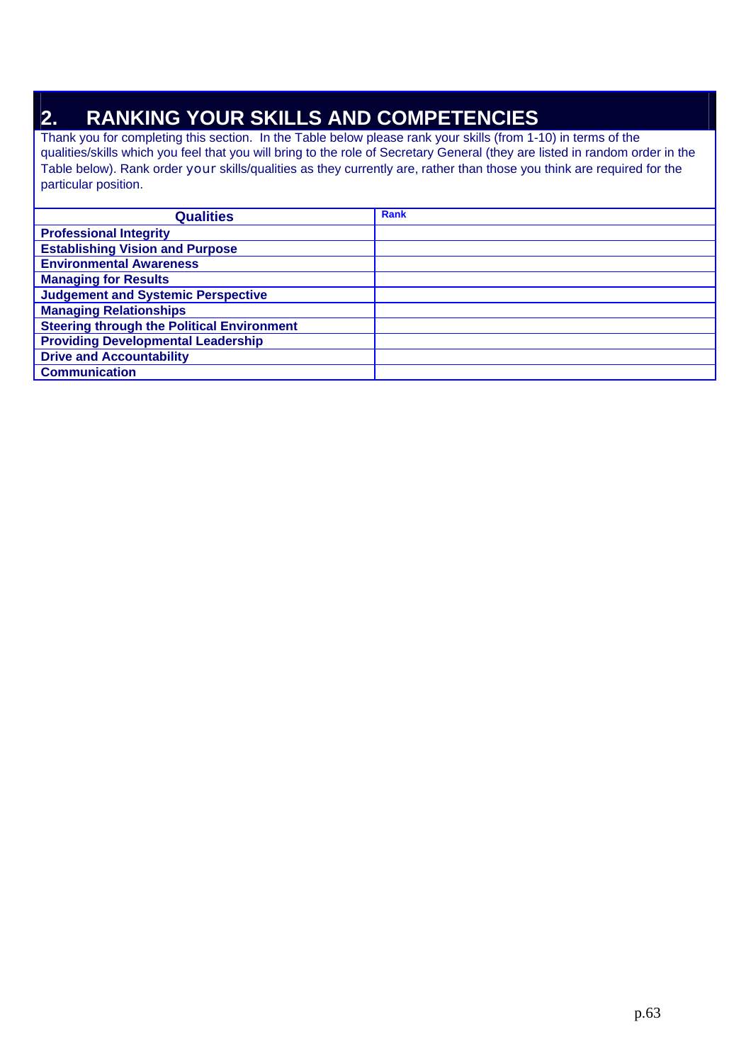## 2. RANKING YOUR SKILLS AND COMPETENCIES

Thank you for completing this section. In the Table below please rank your skills (from 1-10) in terms of the qualities/skills which you feel that you will bring to the role of Secretary General (they are listed in random order in the Table below). Rank order your skills/qualities as they currently are, rather than those you think are required for the particular position.

| Qualities | Rank |
|---|---|
| **Professional Integrity** | |
| **Establishing Vision and Purpose** | |
| **Environmental Awareness** | |
| **Managing for Results** | |
| **Judgement and Systemic Perspective** | |
| **Managing Relationships** | |
| **Steering through the Political Environment** | |
| **Providing Developmental Leadership** | |
| **Drive and Accountability** | |
| **Communication** | |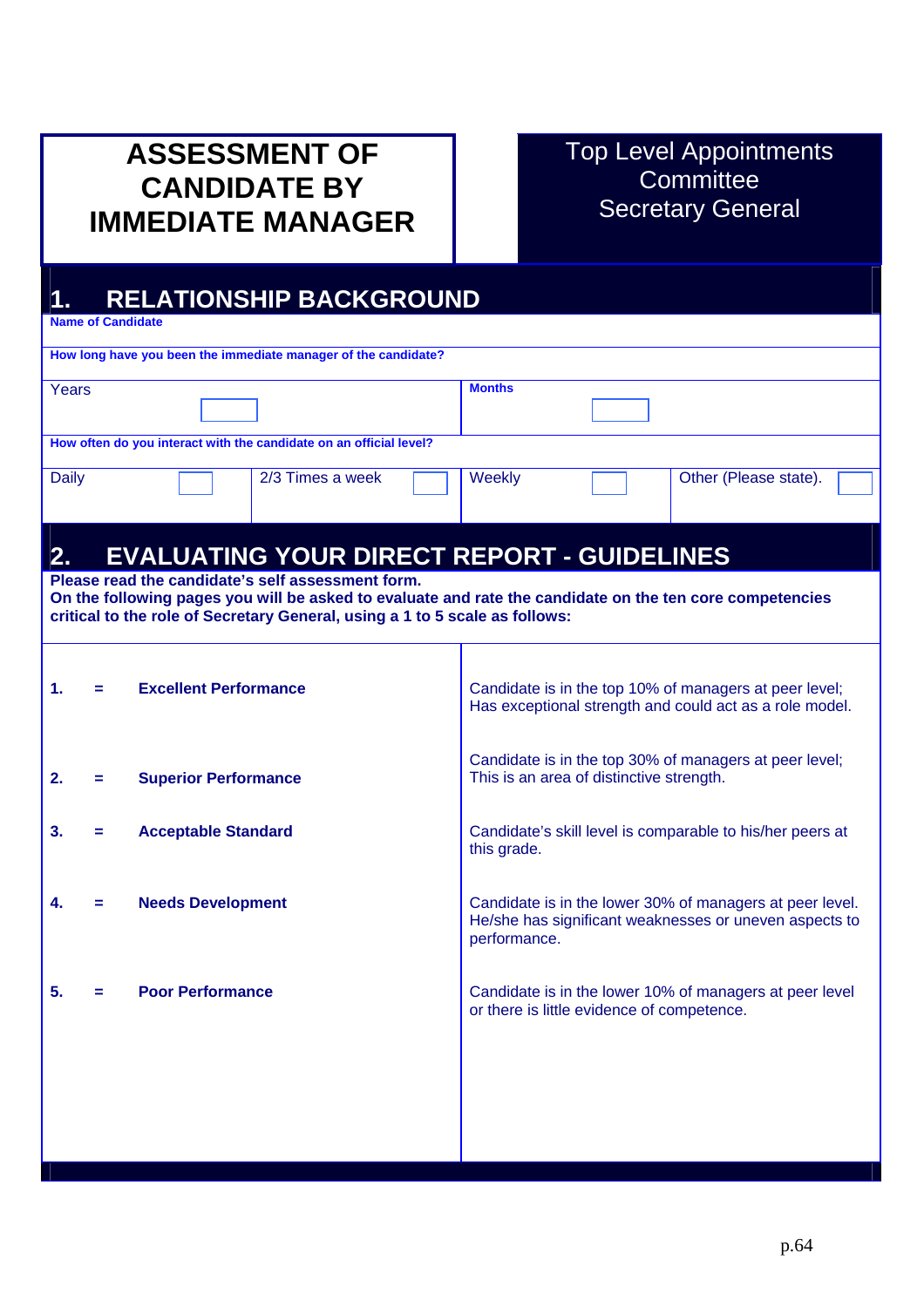# ASSESSMENT OF CANDIDATE BY IMMEDIATE MANAGER

Top Level Appointments Committee
Secretary General

## 1. RELATIONSHIP BACKGROUND

**Name of Candidate**

**How long have you been the immediate manager of the candidate?**

| Years | **Months** |
|---|---|
| | |

**How often do you interact with the candidate on an official level?**

| Daily | 2/3 Times a week | Weekly | Other (Please state). |
|---|---|---|---|
| | | | |

## 2. EVALUATING YOUR DIRECT REPORT - GUIDELINES

**Please read the candidate's self assessment form.**
**On the following pages you will be asked to evaluate and rate the candidate on the ten core competencies critical to the role of Secretary General, using a 1 to 5 scale as follows:**

| Rating | Description |
|---|---|
| **1. = Excellent Performance** | Candidate is in the top 10% of managers at peer level; Has exceptional strength and could act as a role model. |
| **2. = Superior Performance** | Candidate is in the top 30% of managers at peer level; This is an area of distinctive strength. |
| **3. = Acceptable Standard** | Candidate's skill level is comparable to his/her peers at this grade. |
| **4. = Needs Development** | Candidate is in the lower 30% of managers at peer level. He/she has significant weaknesses or uneven aspects to performance. |
| **5. = Poor Performance** | Candidate is in the lower 10% of managers at peer level or there is little evidence of competence. |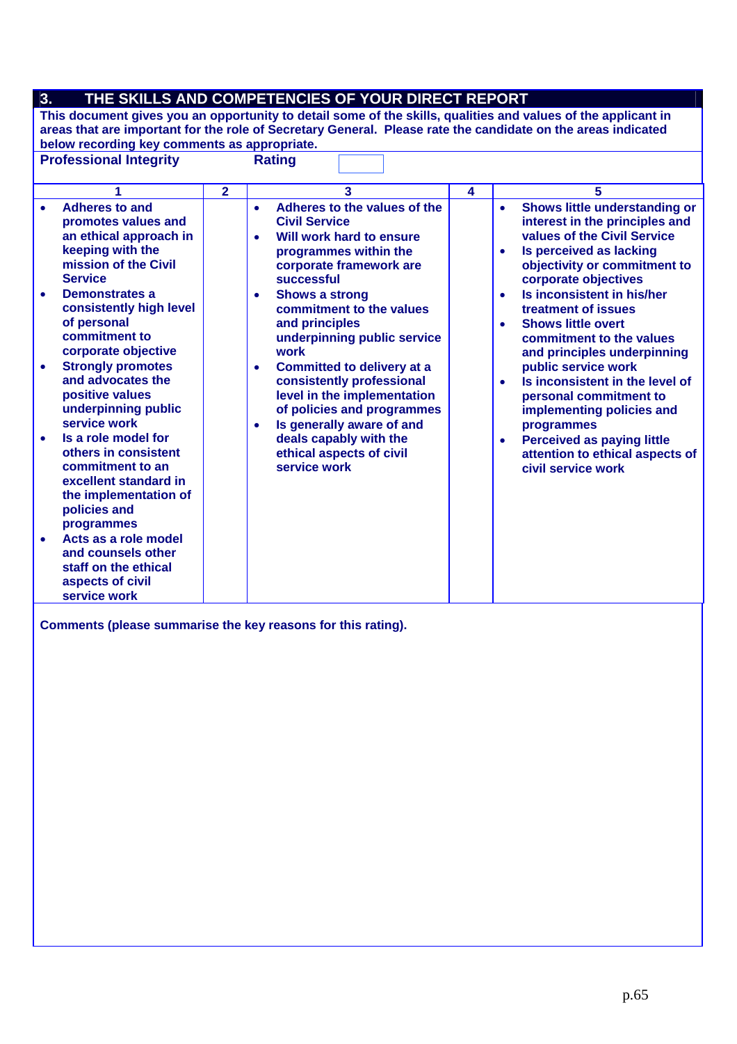## 3. THE SKILLS AND COMPETENCIES OF YOUR DIRECT REPORT

**This document gives you an opportunity to detail some of the skills, qualities and values of the applicant in areas that are important for the role of Secretary General. Please rate the candidate on the areas indicated below recording key comments as appropriate.**

**Professional Integrity** **Rating**

| 1 | 2 | 3 | 4 | 5 |
|---|---|---|---|---|
| • Adheres to and promotes values and an ethical approach in keeping with the mission of the Civil Service<br>• Demonstrates a consistently high level of personal commitment to corporate objective<br>• Strongly promotes and advocates the positive values underpinning public service work<br>• Is a role model for others in consistent commitment to an excellent standard in the implementation of policies and programmes<br>• Acts as a role model and counsels other staff on the ethical aspects of civil service work | | • Adheres to the values of the Civil Service<br>• Will work hard to ensure programmes within the corporate framework are successful<br>• Shows a strong commitment to the values and principles underpinning public service work<br>• Committed to delivery at a consistently professional level in the implementation of policies and programmes<br>• Is generally aware of and deals capably with the ethical aspects of civil service work | | • Shows little understanding or interest in the principles and values of the Civil Service<br>• Is perceived as lacking objectivity or commitment to corporate objectives<br>• Is inconsistent in his/her treatment of issues<br>• Shows little overt commitment to the values and principles underpinning public service work<br>• Is inconsistent in the level of personal commitment to implementing policies and programmes<br>• Perceived as paying little attention to ethical aspects of civil service work |

**Comments (please summarise the key reasons for this rating).**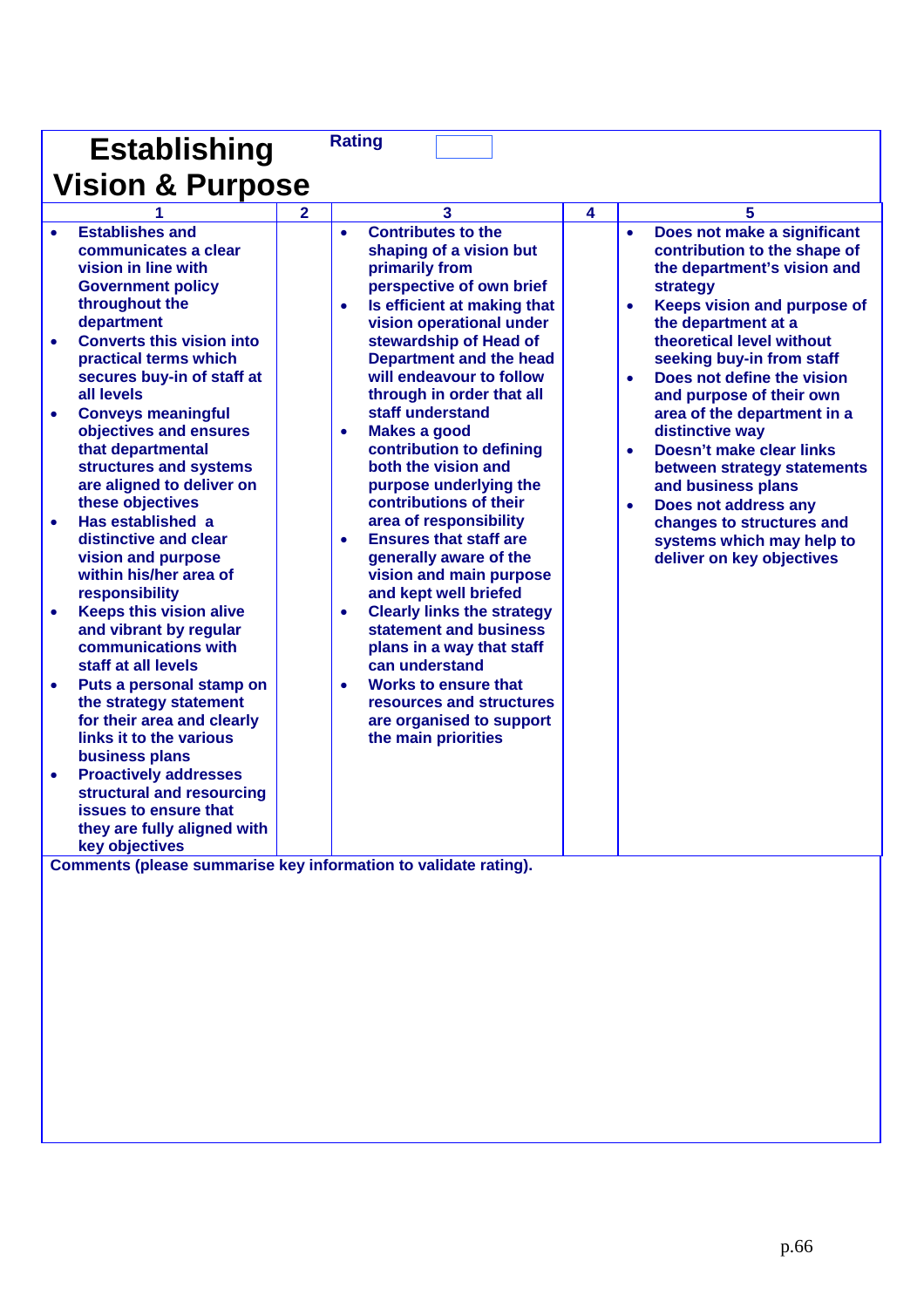# Establishing Vision & Purpose

**Rating**

| 1 | 2 | 3 | 4 | 5 |
|---|---|---|---|---|
| • Establishes and communicates a clear vision in line with Government policy throughout the department<br>• Converts this vision into practical terms which secures buy-in of staff at all levels<br>• Conveys meaningful objectives and ensures that departmental structures and systems are aligned to deliver on these objectives<br>• Has established a distinctive and clear vision and purpose within his/her area of responsibility<br>• Keeps this vision alive and vibrant by regular communications with staff at all levels<br>• Puts a personal stamp on the strategy statement for their area and clearly links it to the various business plans<br>• Proactively addresses structural and resourcing issues to ensure that they are fully aligned with key objectives | | • Contributes to the shaping of a vision but primarily from perspective of own brief<br>• Is efficient at making that vision operational under stewardship of Head of Department and the head will endeavour to follow through in order that all staff understand<br>• Makes a good contribution to defining both the vision and purpose underlying the contributions of their area of responsibility<br>• Ensures that staff are generally aware of the vision and main purpose and kept well briefed<br>• Clearly links the strategy statement and business plans in a way that staff can understand<br>• Works to ensure that resources and structures are organised to support the main priorities | | • Does not make a significant contribution to the shape of the department's vision and strategy<br>• Keeps vision and purpose of the department at a theoretical level without seeking buy-in from staff<br>• Does not define the vision and purpose of their own area of the department in a distinctive way<br>• Doesn't make clear links between strategy statements and business plans<br>• Does not address any changes to structures and systems which may help to deliver on key objectives |

**Comments (please summarise key information to validate rating).**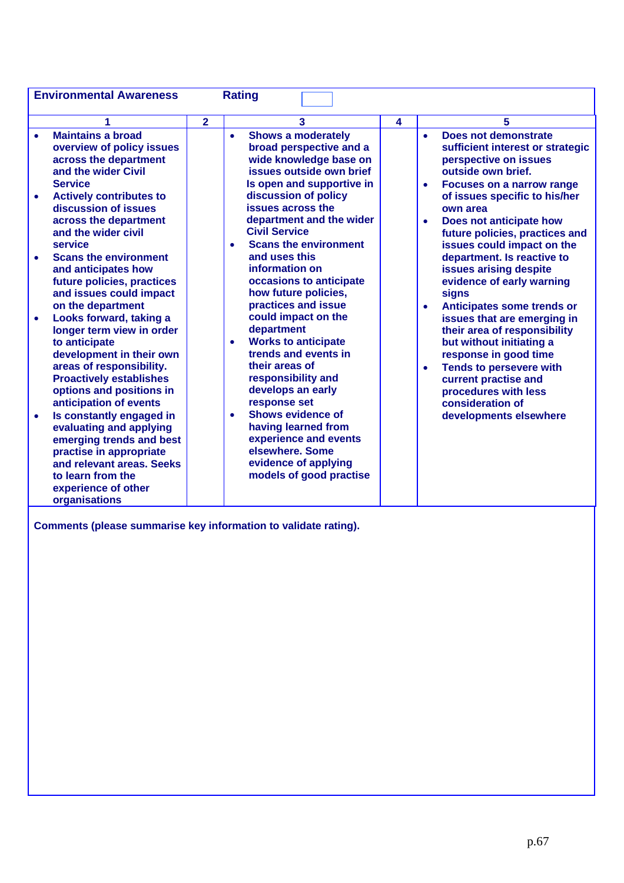**Environmental Awareness** **Rating**

| 1 | 2 | 3 | 4 | 5 |
|---|---|---|---|---|
| • Maintains a broad overview of policy issues across the department and the wider Civil Service<br>• Actively contributes to discussion of issues across the department and the wider civil service<br>• Scans the environment and anticipates how future policies, practices and issues could impact on the department<br>• Looks forward, taking a longer term view in order to anticipate development in their own areas of responsibility. Proactively establishes options and positions in anticipation of events<br>• Is constantly engaged in evaluating and applying emerging trends and best practise in appropriate and relevant areas. Seeks to learn from the experience of other organisations | | • Shows a moderately broad perspective and a wide knowledge base on issues outside own brief Is open and supportive in discussion of policy issues across the department and the wider Civil Service<br>• Scans the environment and uses this information on occasions to anticipate how future policies, practices and issue could impact on the department<br>• Works to anticipate trends and events in their areas of responsibility and develops an early response set<br>• Shows evidence of having learned from experience and events elsewhere. Some evidence of applying models of good practise | | • Does not demonstrate sufficient interest or strategic perspective on issues outside own brief.<br>• Focuses on a narrow range of issues specific to his/her own area<br>• Does not anticipate how future policies, practices and issues could impact on the department. Is reactive to issues arising despite evidence of early warning signs<br>• Anticipates some trends or issues that are emerging in their area of responsibility but without initiating a response in good time<br>• Tends to persevere with current practise and procedures with less consideration of developments elsewhere |

**Comments (please summarise key information to validate rating).**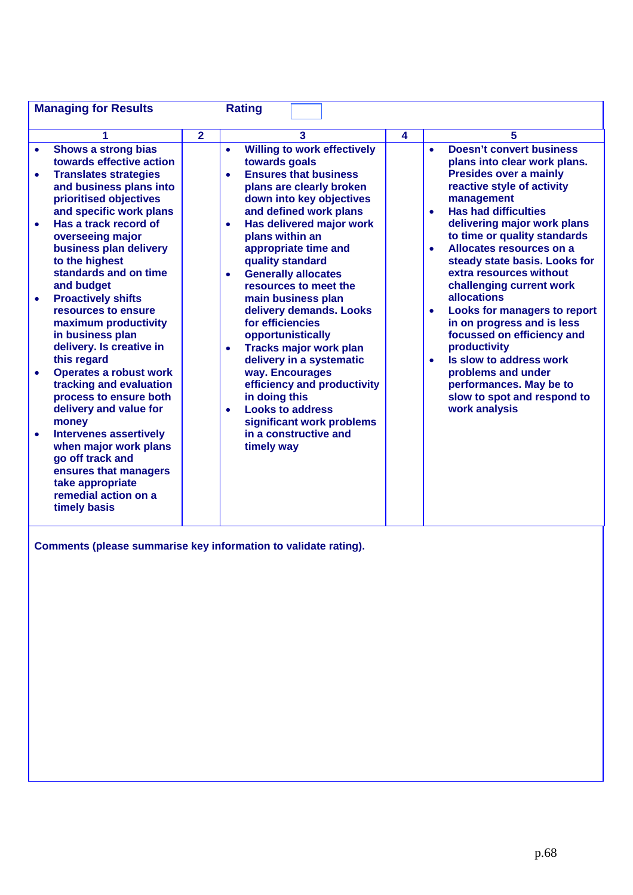**Managing for Results** **Rating** 

| 1 | 2 | 3 | 4 | 5 |
|---|---|---|---|---|
| • Shows a strong bias towards effective action<br>• Translates strategies and business plans into prioritised objectives and specific work plans<br>• Has a track record of overseeing major business plan delivery to the highest standards and on time and budget<br>• Proactively shifts resources to ensure maximum productivity in business plan delivery. Is creative in this regard<br>• Operates a robust work tracking and evaluation process to ensure both delivery and value for money<br>• Intervenes assertively when major work plans go off track and ensures that managers take appropriate remedial action on a timely basis | | • Willing to work effectively towards goals<br>• Ensures that business plans are clearly broken down into key objectives and defined work plans<br>• Has delivered major work plans within an appropriate time and quality standard<br>• Generally allocates resources to meet the main business plan delivery demands. Looks for efficiencies opportunistically<br>• Tracks major work plan delivery in a systematic way. Encourages efficiency and productivity in doing this<br>• Looks to address significant work problems in a constructive and timely way | | • Doesn't convert business plans into clear work plans. Presides over a mainly reactive style of activity management<br>• Has had difficulties delivering major work plans to time or quality standards<br>• Allocates resources on a steady state basis. Looks for extra resources without challenging current work allocations<br>• Looks for managers to report in on progress and is less focussed on efficiency and productivity<br>• Is slow to address work problems and under performances. May be to slow to spot and respond to work analysis |

**Comments (please summarise key information to validate rating).**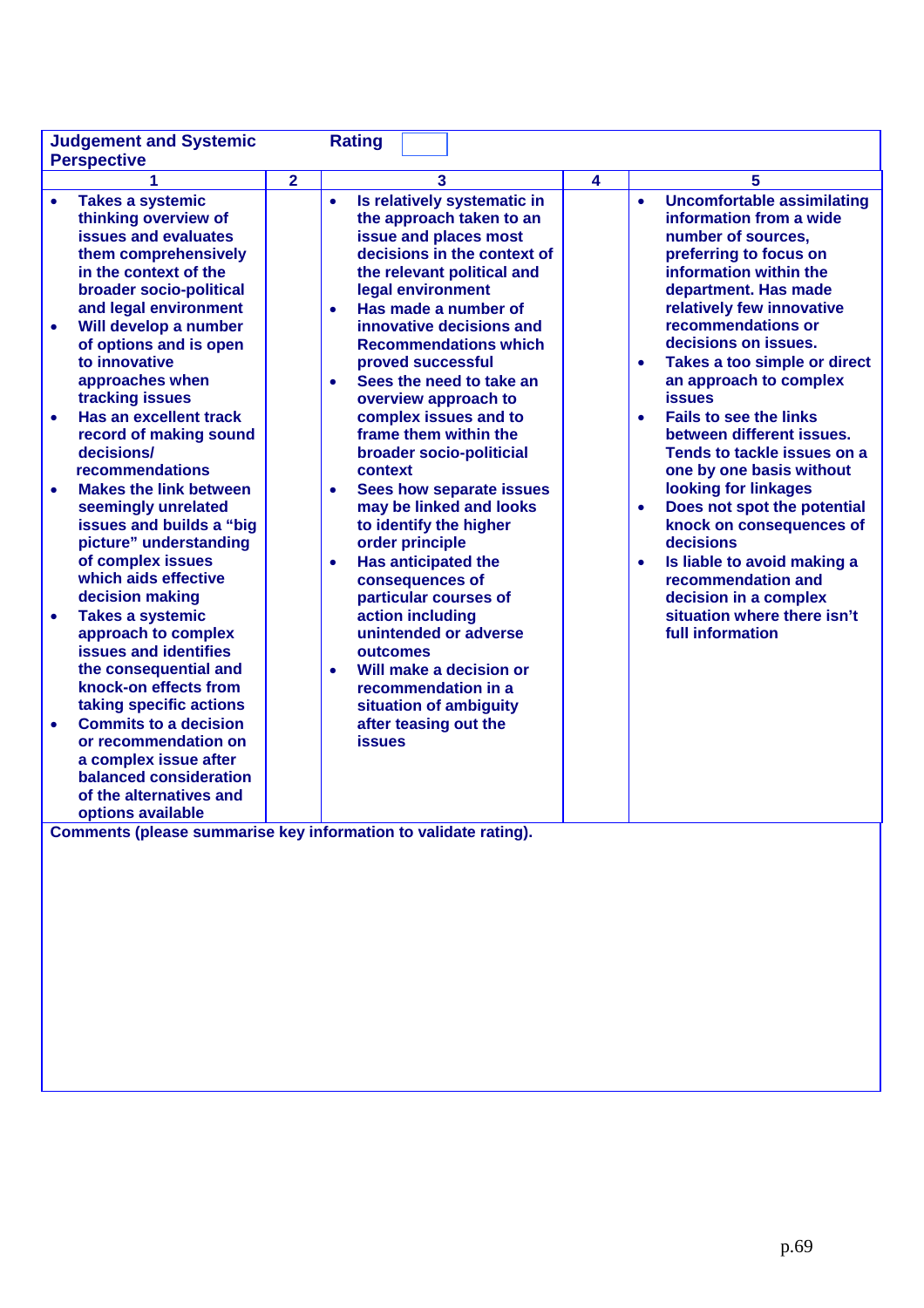| **Judgement and Systemic Perspective** | | **Rating** | | |
|---|---|---|---|---|
| **1** | **2** | **3** | **4** | **5** |
| • Takes a systemic thinking overview of issues and evaluates them comprehensively in the context of the broader socio-political and legal environment<br>• Will develop a number of options and is open to innovative approaches when tracking issues<br>• Has an excellent track record of making sound decisions/ recommendations<br>• Makes the link between seemingly unrelated issues and builds a "big picture" understanding of complex issues which aids effective decision making<br>• Takes a systemic approach to complex issues and identifies the consequential and knock-on effects from taking specific actions<br>• Commits to a decision or recommendation on a complex issue after balanced consideration of the alternatives and options available | | • Is relatively systematic in the approach taken to an issue and places most decisions in the context of the relevant political and legal environment<br>• Has made a number of innovative decisions and Recommendations which proved successful<br>• Sees the need to take an overview approach to complex issues and to frame them within the broader socio-politicial context<br>• Sees how separate issues may be linked and looks to identify the higher order principle<br>• Has anticipated the consequences of particular courses of action including unintended or adverse outcomes<br>• Will make a decision or recommendation in a situation of ambiguity after teasing out the issues | | • Uncomfortable assimilating information from a wide number of sources, preferring to focus on information within the department. Has made relatively few innovative recommendations or decisions on issues.<br>• Takes a too simple or direct an approach to complex issues<br>• Fails to see the links between different issues. Tends to tackle issues on a one by one basis without looking for linkages<br>• Does not spot the potential knock on consequences of decisions<br>• Is liable to avoid making a recommendation and decision in a complex situation where there isn't full information |

**Comments (please summarise key information to validate rating).**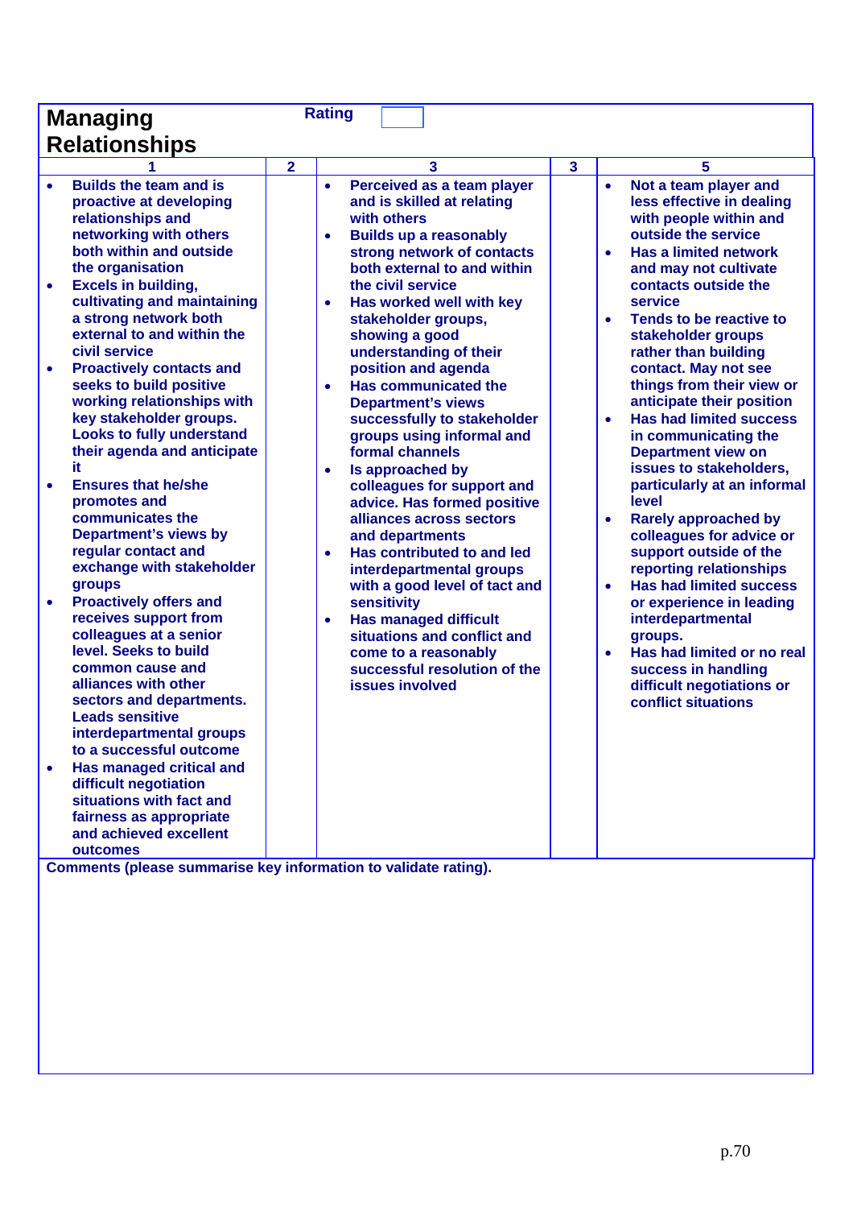## Managing Relationships

**Rating** 

| 1 | 2 | 3 | 3 | 5 |
|---|---|---|---|---|
| • Builds the team and is proactive at developing relationships and networking with others both within and outside the organisation<br>• Excels in building, cultivating and maintaining a strong network both external to and within the civil service<br>• Proactively contacts and seeks to build positive working relationships with key stakeholder groups. Looks to fully understand their agenda and anticipate it<br>• Ensures that he/she promotes and communicates the Department's views by regular contact and exchange with stakeholder groups<br>• Proactively offers and receives support from colleagues at a senior level. Seeks to build common cause and alliances with other sectors and departments. Leads sensitive interdepartmental groups to a successful outcome<br>• Has managed critical and difficult negotiation situations with fact and fairness as appropriate and achieved excellent outcomes | | • Perceived as a team player and is skilled at relating with others<br>• Builds up a reasonably strong network of contacts both external to and within the civil service<br>• Has worked well with key stakeholder groups, showing a good understanding of their position and agenda<br>• Has communicated the Department's views successfully to stakeholder groups using informal and formal channels<br>• Is approached by colleagues for support and advice. Has formed positive alliances across sectors and departments<br>• Has contributed to and led interdepartmental groups with a good level of tact and sensitivity<br>• Has managed difficult situations and conflict and come to a reasonably successful resolution of the issues involved | | • Not a team player and less effective in dealing with people within and outside the service<br>• Has a limited network and may not cultivate contacts outside the service<br>• Tends to be reactive to stakeholder groups rather than building contact. May not see things from their view or anticipate their position<br>• Has had limited success in communicating the Department view on issues to stakeholders, particularly at an informal level<br>• Rarely approached by colleagues for advice or support outside of the reporting relationships<br>• Has had limited success or experience in leading interdepartmental groups.<br>• Has had limited or no real success in handling difficult negotiations or conflict situations |

**Comments (please summarise key information to validate rating).**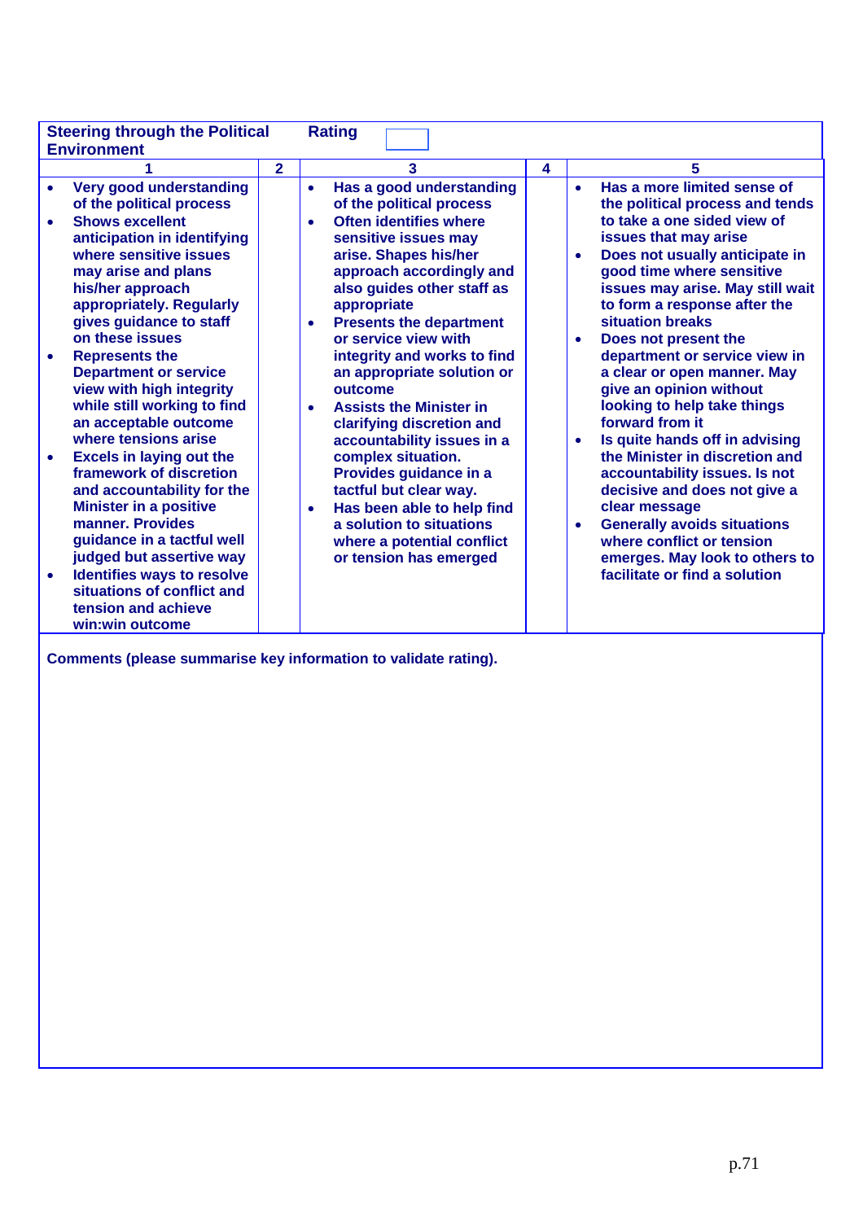| Steering through the Political Environment | | Rating | | |
|---|---|---|---|---|
| **1** | **2** | **3** | **4** | **5** |
| • Very good understanding of the political process<br>• Shows excellent anticipation in identifying where sensitive issues may arise and plans his/her approach appropriately. Regularly gives guidance to staff on these issues<br>• Represents the Department or service view with high integrity while still working to find an acceptable outcome where tensions arise<br>• Excels in laying out the framework of discretion and accountability for the Minister in a positive manner. Provides guidance in a tactful well judged but assertive way<br>• Identifies ways to resolve situations of conflict and tension and achieve win:win outcome | | • Has a good understanding of the political process<br>• Often identifies where sensitive issues may arise. Shapes his/her approach accordingly and also guides other staff as appropriate<br>• Presents the department or service view with integrity and works to find an appropriate solution or outcome<br>• Assists the Minister in clarifying discretion and accountability issues in a complex situation. Provides guidance in a tactful but clear way.<br>• Has been able to help find a solution to situations where a potential conflict or tension has emerged | | • Has a more limited sense of the political process and tends to take a one sided view of issues that may arise<br>• Does not usually anticipate in good time where sensitive issues may arise. May still wait to form a response after the situation breaks<br>• Does not present the department or service view in a clear or open manner. May give an opinion without looking to help take things forward from it<br>• Is quite hands off in advising the Minister in discretion and accountability issues. Is not decisive and does not give a clear message<br>• Generally avoids situations where conflict or tension emerges. May look to others to facilitate or find a solution |

**Comments (please summarise key information to validate rating).**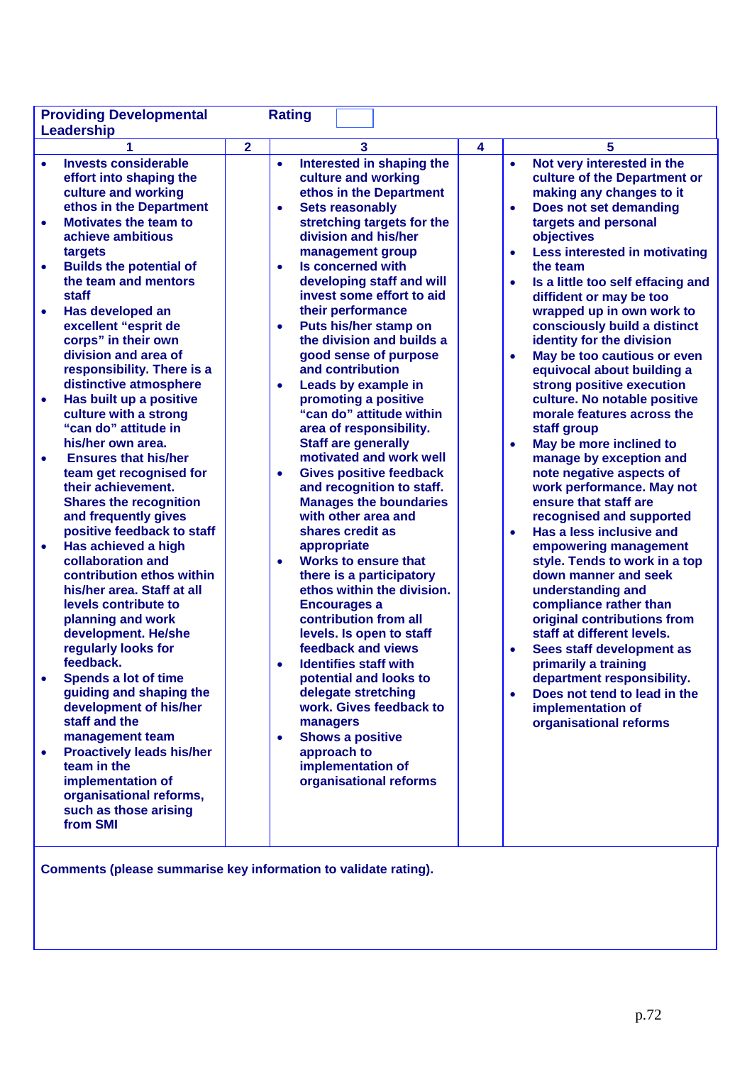**Providing Developmental Leadership** **Rating**

| 1 | 2 | 3 | 4 | 5 |
|---|---|---|---|---|
| • Invests considerable effort into shaping the culture and working ethos in the Department<br>• Motivates the team to achieve ambitious targets<br>• Builds the potential of the team and mentors staff<br>• Has developed an excellent "esprit de corps" in their own division and area of responsibility. There is a distinctive atmosphere<br>• Has built up a positive culture with a strong "can do" attitude in his/her own area.<br>• Ensures that his/her team get recognised for their achievement. Shares the recognition and frequently gives positive feedback to staff<br>• Has achieved a high collaboration and contribution ethos within his/her area. Staff at all levels contribute to planning and work development. He/she regularly looks for feedback.<br>• Spends a lot of time guiding and shaping the development of his/her staff and the management team<br>• Proactively leads his/her team in the implementation of organisational reforms, such as those arising from SMI | | • Interested in shaping the culture and working ethos in the Department<br>• Sets reasonably stretching targets for the division and his/her management group<br>• Is concerned with developing staff and will invest some effort to aid their performance<br>• Puts his/her stamp on the division and builds a good sense of purpose and contribution<br>• Leads by example in promoting a positive "can do" attitude within area of responsibility. Staff are generally motivated and work well<br>• Gives positive feedback and recognition to staff. Manages the boundaries with other area and shares credit as appropriate<br>• Works to ensure that there is a participatory ethos within the division. Encourages a contribution from all levels. Is open to staff feedback and views<br>• Identifies staff with potential and looks to delegate stretching work. Gives feedback to managers<br>• Shows a positive approach to implementation of organisational reforms | | • Not very interested in the culture of the Department or making any changes to it<br>• Does not set demanding targets and personal objectives<br>• Less interested in motivating the team<br>• Is a little too self effacing and diffident or may be too wrapped up in own work to consciously build a distinct identity for the division<br>• May be too cautious or even equivocal about building a strong positive execution culture. No notable positive morale features across the staff group<br>• May be more inclined to manage by exception and note negative aspects of work performance. May not ensure that staff are recognised and supported<br>• Has a less inclusive and empowering management style. Tends to work in a top down manner and seek understanding and compliance rather than original contributions from staff at different levels.<br>• Sees staff development as primarily a training department responsibility.<br>• Does not tend to lead in the implementation of organisational reforms |

**Comments (please summarise key information to validate rating).**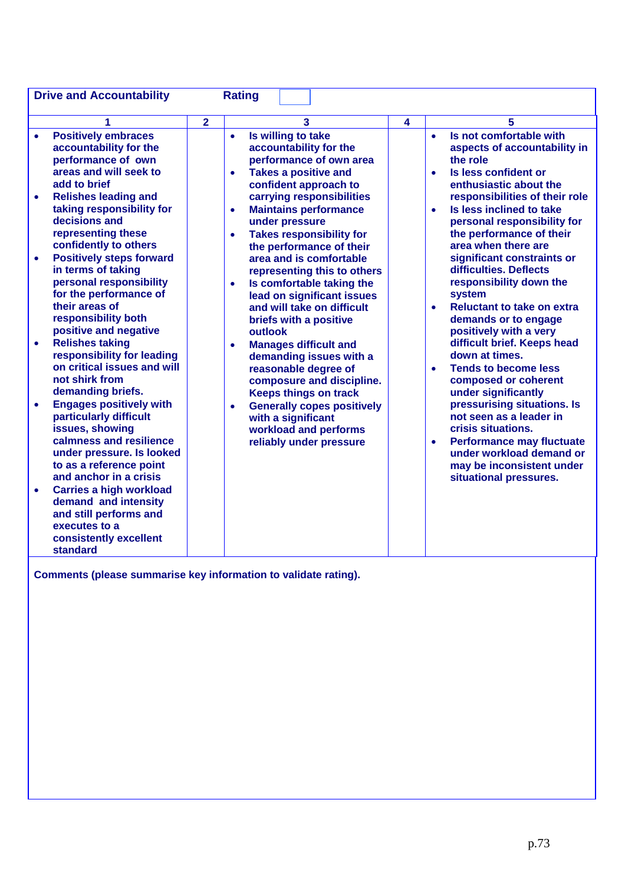**Drive and Accountability** **Rating**

| 1 | 2 | 3 | 4 | 5 |
|---|---|---|---|---|
| • Positively embraces accountability for the performance of own areas and will seek to add to brief<br>• Relishes leading and taking responsibility for decisions and representing these confidently to others<br>• Positively steps forward in terms of taking personal responsibility for the performance of their areas of responsibility both positive and negative<br>• Relishes taking responsibility for leading on critical issues and will not shirk from demanding briefs.<br>• Engages positively with particularly difficult issues, showing calmness and resilience under pressure. Is looked to as a reference point and anchor in a crisis<br>• Carries a high workload demand and intensity and still performs and executes to a consistently excellent standard | | • Is willing to take accountability for the performance of own area<br>• Takes a positive and confident approach to carrying responsibilities<br>• Maintains performance under pressure<br>• Takes responsibility for the performance of their area and is comfortable representing this to others<br>• Is comfortable taking the lead on significant issues and will take on difficult briefs with a positive outlook<br>• Manages difficult and demanding issues with a reasonable degree of composure and discipline. Keeps things on track<br>• Generally copes positively with a significant workload and performs reliably under pressure | | • Is not comfortable with aspects of accountability in the role<br>• Is less confident or enthusiastic about the responsibilities of their role<br>• Is less inclined to take personal responsibility for the performance of their area when there are significant constraints or difficulties. Deflects responsibility down the system<br>• Reluctant to take on extra demands or to engage positively with a very difficult brief. Keeps head down at times.<br>• Tends to become less composed or coherent under significantly pressurising situations. Is not seen as a leader in crisis situations.<br>• Performance may fluctuate under workload demand or may be inconsistent under situational pressures. |

**Comments (please summarise key information to validate rating).**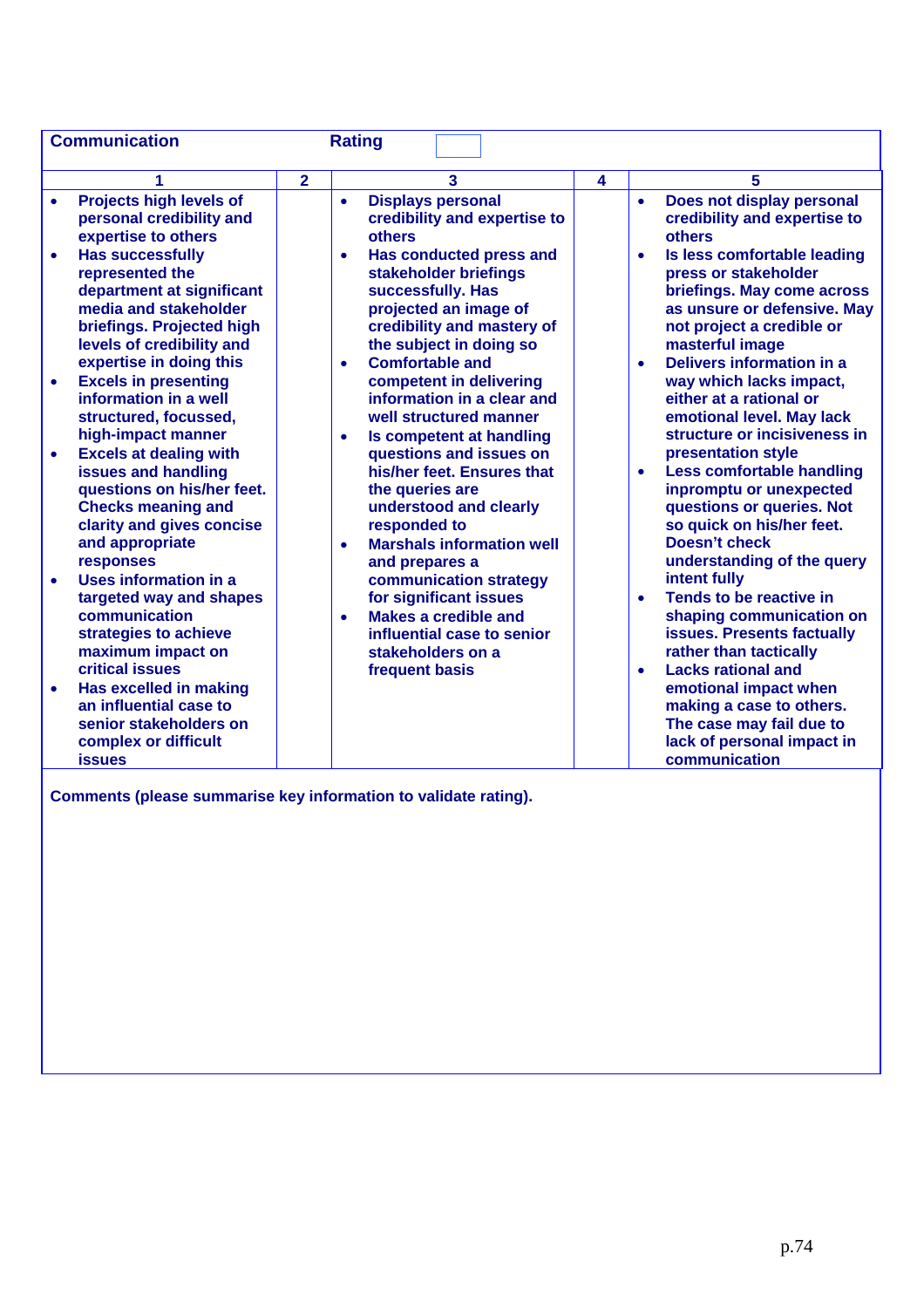| Communication | | Rating | | |
|---|---|---|---|---|
| **1** | **2** | **3** | **4** | **5** |
| • Projects high levels of personal credibility and expertise to others<br>• Has successfully represented the department at significant media and stakeholder briefings. Projected high levels of credibility and expertise in doing this<br>• Excels in presenting information in a well structured, focussed, high-impact manner<br>• Excels at dealing with issues and handling questions on his/her feet. Checks meaning and clarity and gives concise and appropriate responses<br>• Uses information in a targeted way and shapes communication strategies to achieve maximum impact on critical issues<br>• Has excelled in making an influential case to senior stakeholders on complex or difficult issues | | • Displays personal credibility and expertise to others<br>• Has conducted press and stakeholder briefings successfully. Has projected an image of credibility and mastery of the subject in doing so<br>• Comfortable and competent in delivering information in a clear and well structured manner<br>• Is competent at handling questions and issues on his/her feet. Ensures that the queries are understood and clearly responded to<br>• Marshals information well and prepares a communication strategy for significant issues<br>• Makes a credible and influential case to senior stakeholders on a frequent basis | | • Does not display personal credibility and expertise to others<br>• Is less comfortable leading press or stakeholder briefings. May come across as unsure or defensive. May not project a credible or masterful image<br>• Delivers information in a way which lacks impact, either at a rational or emotional level. May lack structure or incisiveness in presentation style<br>• Less comfortable handling inpromptu or unexpected questions or queries. Not so quick on his/her feet. Doesn't check understanding of the query intent fully<br>• Tends to be reactive in shaping communication on issues. Presents factually rather than tactically<br>• Lacks rational and emotional impact when making a case to others. The case may fail due to lack of personal impact in communication |

**Comments (please summarise key information to validate rating).**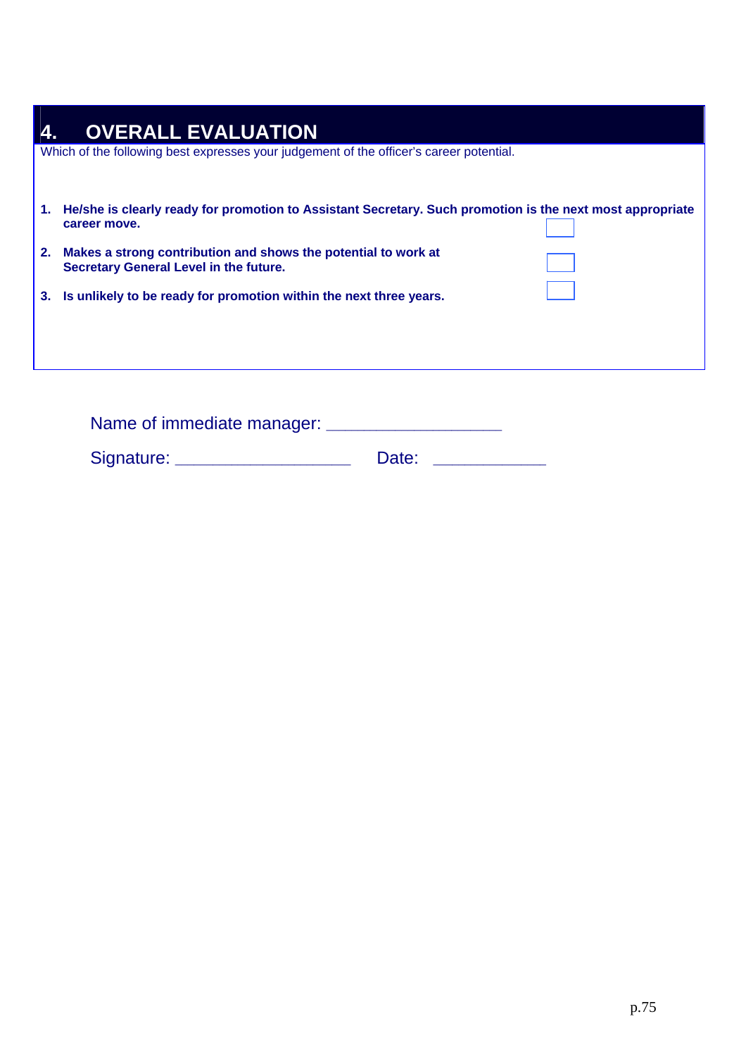## 4. OVERALL EVALUATION

Which of the following best expresses your judgement of the officer's career potential.

1. **He/she is clearly ready for promotion to Assistant Secretary. Such promotion is the next most appropriate career move.** ☐
2. **Makes a strong contribution and shows the potential to work at Secretary General Level in the future.** ☐
3. **Is unlikely to be ready for promotion within the next three years.** ☐

Name of immediate manager: ___________________

Signature: ___________________ Date: ____________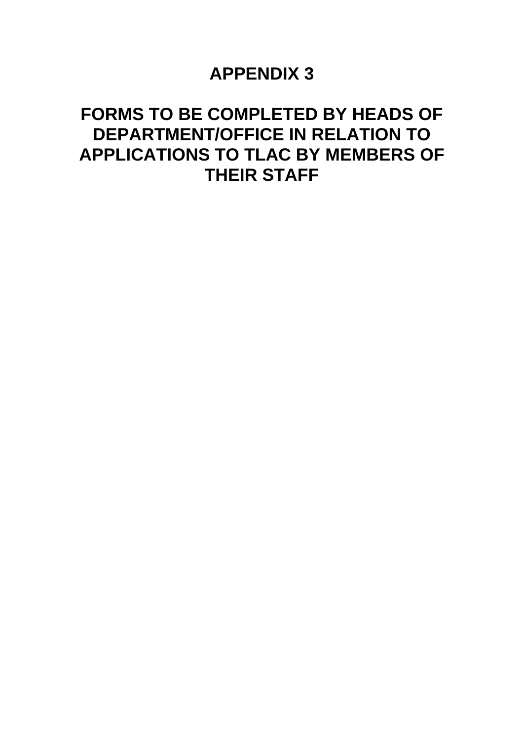# APPENDIX 3

# FORMS TO BE COMPLETED BY HEADS OF DEPARTMENT/OFFICE IN RELATION TO APPLICATIONS TO TLAC BY MEMBERS OF THEIR STAFF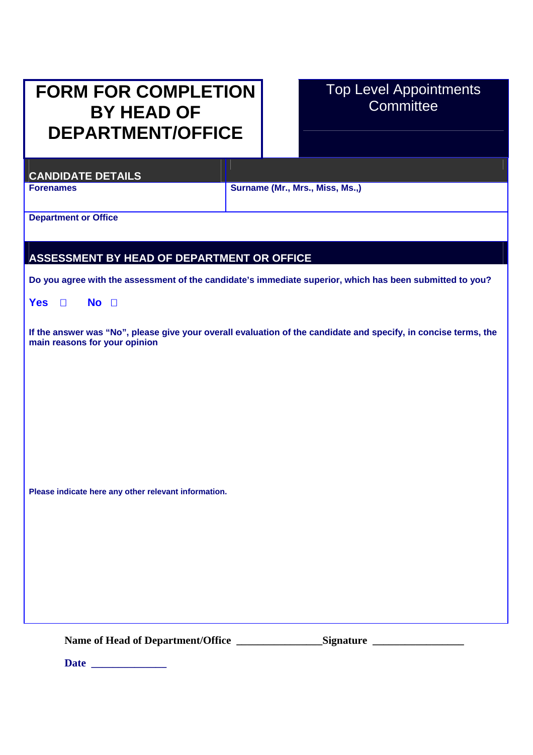# FORM FOR COMPLETION BY HEAD OF DEPARTMENT/OFFICE

Top Level Appointments Committee

## CANDIDATE DETAILS

| Forenames | Surname (Mr., Mrs., Miss, Ms.,) |
|---|---|
| | |

**Department or Office**

## ASSESSMENT BY HEAD OF DEPARTMENT OR OFFICE

**Do you agree with the assessment of the candidate's immediate superior, which has been submitted to you?**

**Yes** ☐ **No** ☐

**If the answer was "No", please give your overall evaluation of the candidate and specify, in concise terms, the main reasons for your opinion**

**Please indicate here any other relevant information.**

**Name of Head of Department/Office** ________________ **Signature** _________________

**Date** ______________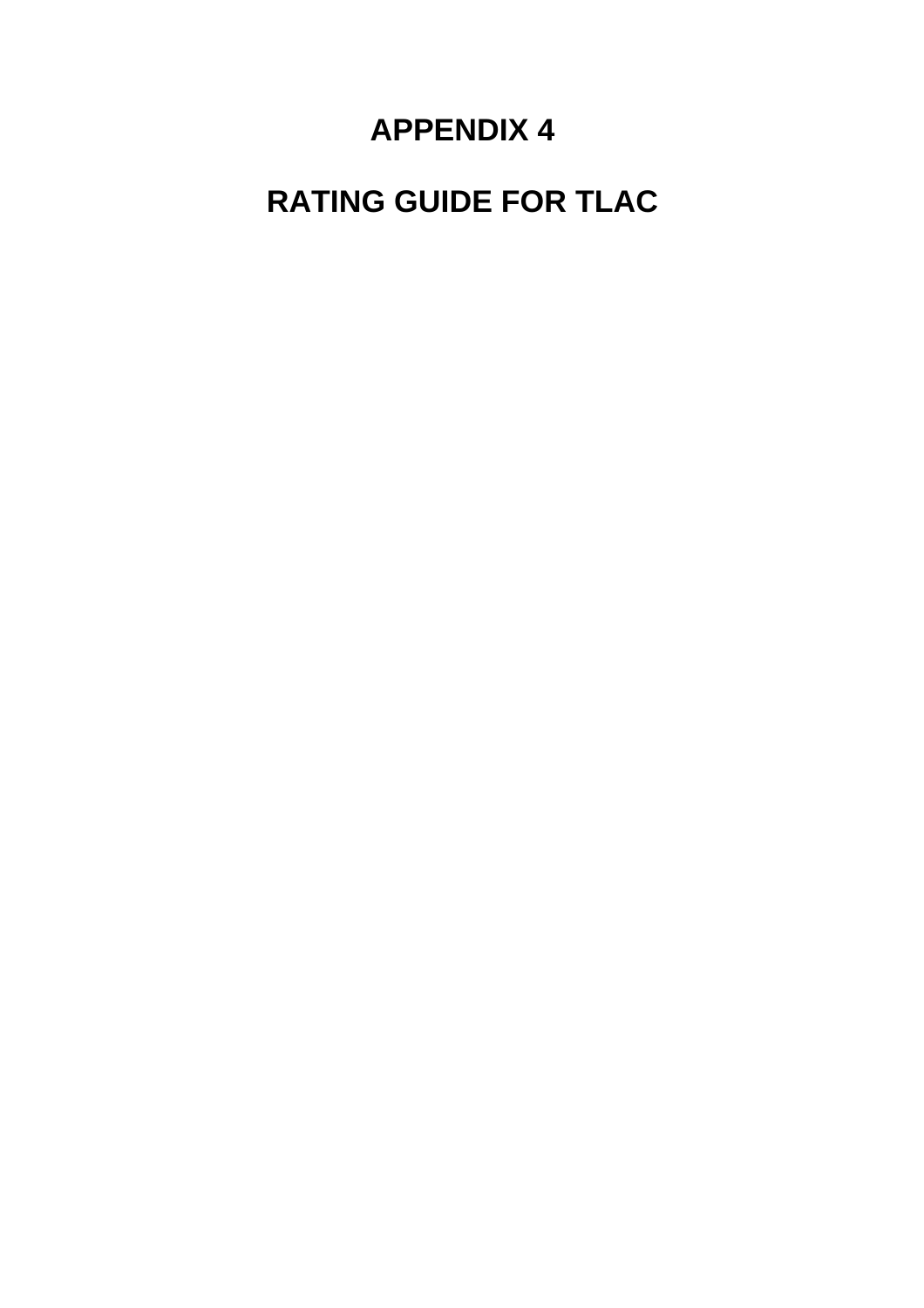# APPENDIX 4

# RATING GUIDE FOR TLAC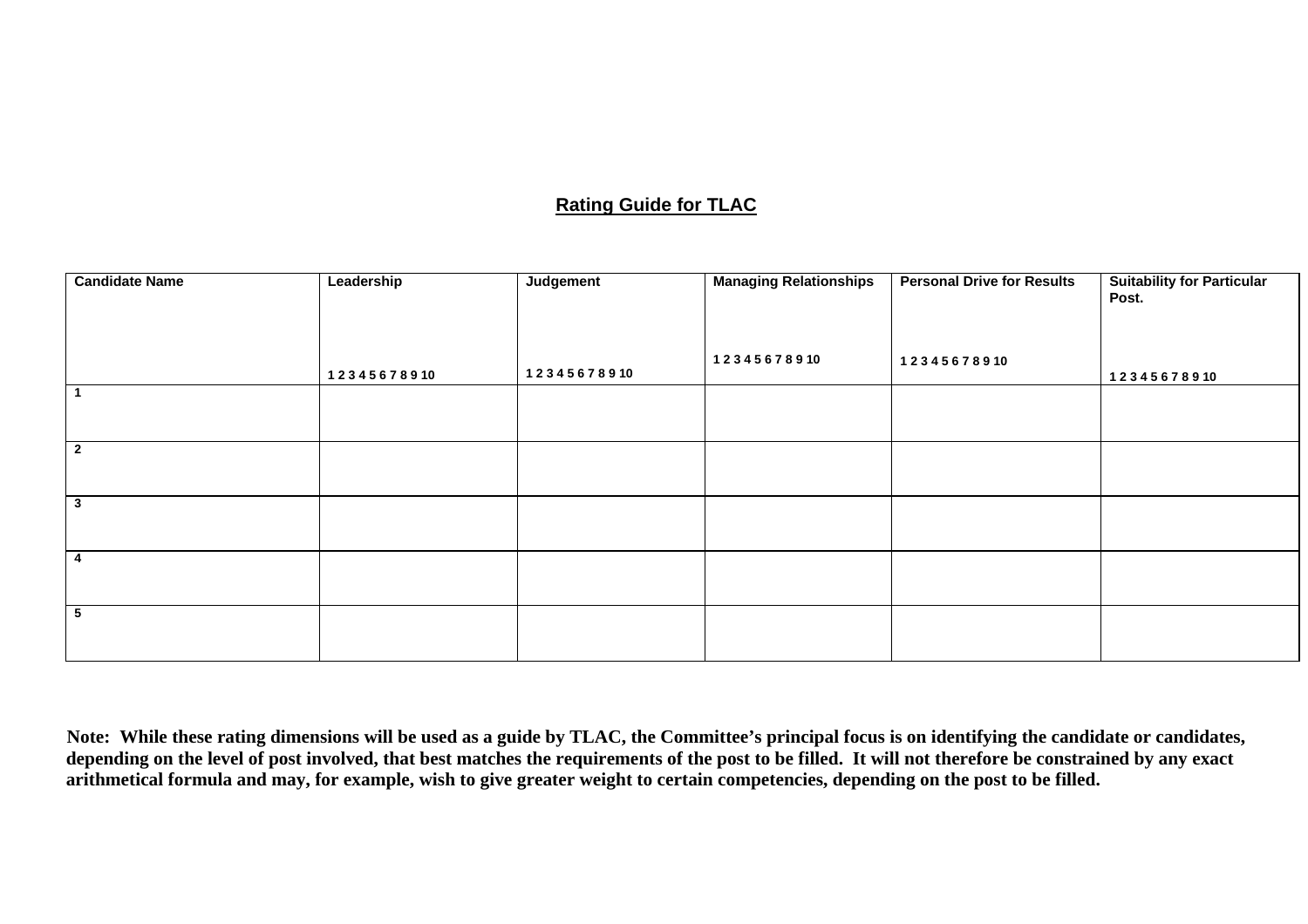## Rating Guide for TLAC

| Candidate Name | Leadership<br><br>1 2 3 4 5 6 7 8 9 10 | Judgement<br><br>1 2 3 4 5 6 7 8 9 10 | Managing Relationships<br><br>1 2 3 4 5 6 7 8 9 10 | Personal Drive for Results<br><br>1 2 3 4 5 6 7 8 9 10 | Suitability for Particular Post.<br><br>1 2 3 4 5 6 7 8 9 10 |
|---|---|---|---|---|---|
| 1 | | | | | |
| 2 | | | | | |
| 3 | | | | | |
| 4 | | | | | |
| 5 | | | | | |

**Note: While these rating dimensions will be used as a guide by TLAC, the Committee's principal focus is on identifying the candidate or candidates, depending on the level of post involved, that best matches the requirements of the post to be filled. It will not therefore be constrained by any exact arithmetical formula and may, for example, wish to give greater weight to certain competencies, depending on the post to be filled.**